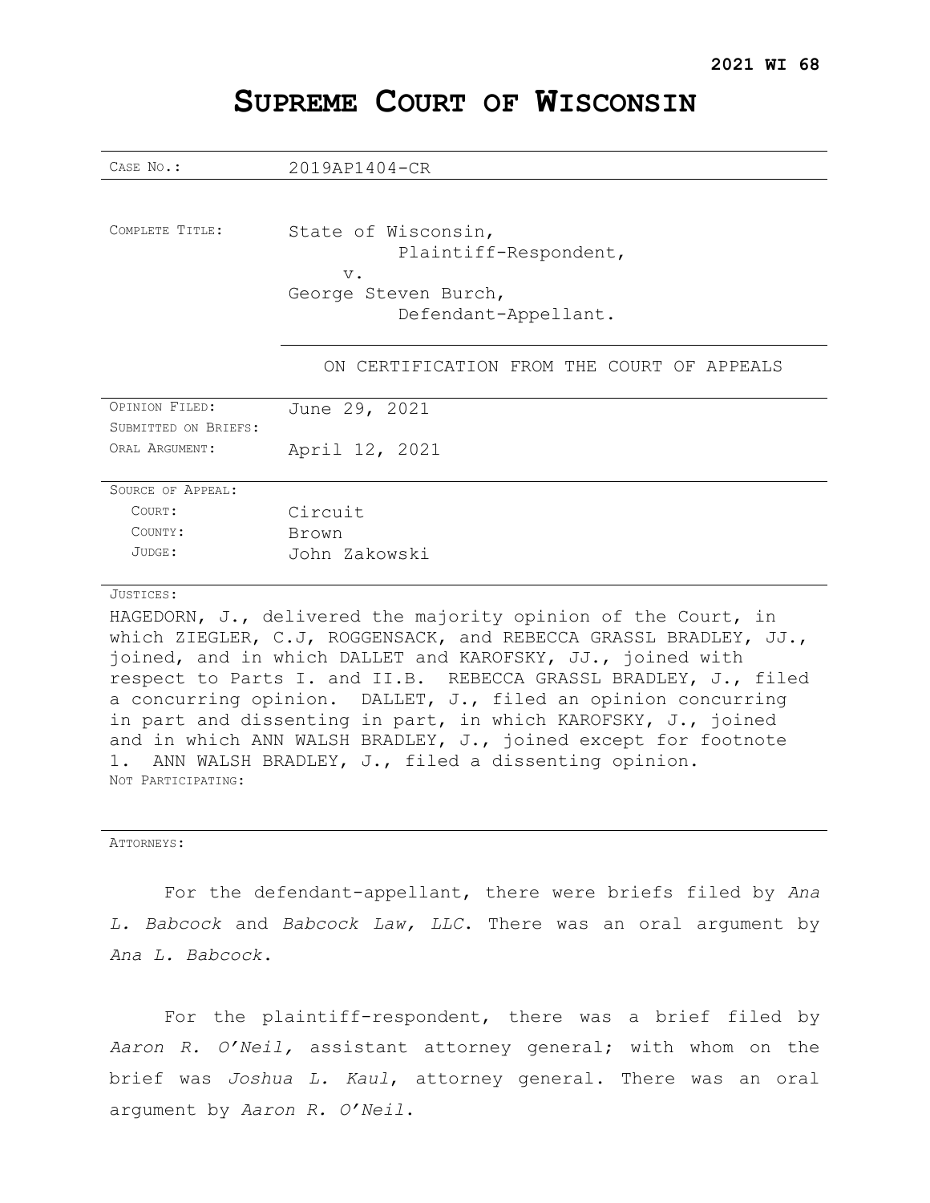**2021 WI 68**

# SUPREME COURT OF WISCONSIN

| | |
|---|---|
| CASE NO.: | 2019AP1404-CR |
| COMPLETE TITLE: | State of Wisconsin,<br>Plaintiff-Respondent,<br>v.<br>George Steven Burch,<br>Defendant-Appellant. |
| | ON CERTIFICATION FROM THE COURT OF APPEALS |
| OPINION FILED: | June 29, 2021 |
| SUBMITTED ON BRIEFS: | |
| ORAL ARGUMENT: | April 12, 2021 |
| SOURCE OF APPEAL: | |
| COURT: | Circuit |
| COUNTY: | Brown |
| JUDGE: | John Zakowski |

JUSTICES:

HAGEDORN, J., delivered the majority opinion of the Court, in which ZIEGLER, C.J, ROGGENSACK, and REBECCA GRASSL BRADLEY, JJ., joined, and in which DALLET and KAROFSKY, JJ., joined with respect to Parts I. and II.B. REBECCA GRASSL BRADLEY, J., filed a concurring opinion. DALLET, J., filed an opinion concurring in part and dissenting in part, in which KAROFSKY, J., joined and in which ANN WALSH BRADLEY, J., joined except for footnote 1. ANN WALSH BRADLEY, J., filed a dissenting opinion.

NOT PARTICIPATING:

ATTORNEYS:

For the defendant-appellant, there were briefs filed by *Ana L. Babcock* and *Babcock Law, LLC*. There was an oral argument by *Ana L. Babcock*.

For the plaintiff-respondent, there was a brief filed by *Aaron R. O'Neil,* assistant attorney general; with whom on the brief was *Joshua L. Kaul*, attorney general. There was an oral argument by *Aaron R. O'Neil*.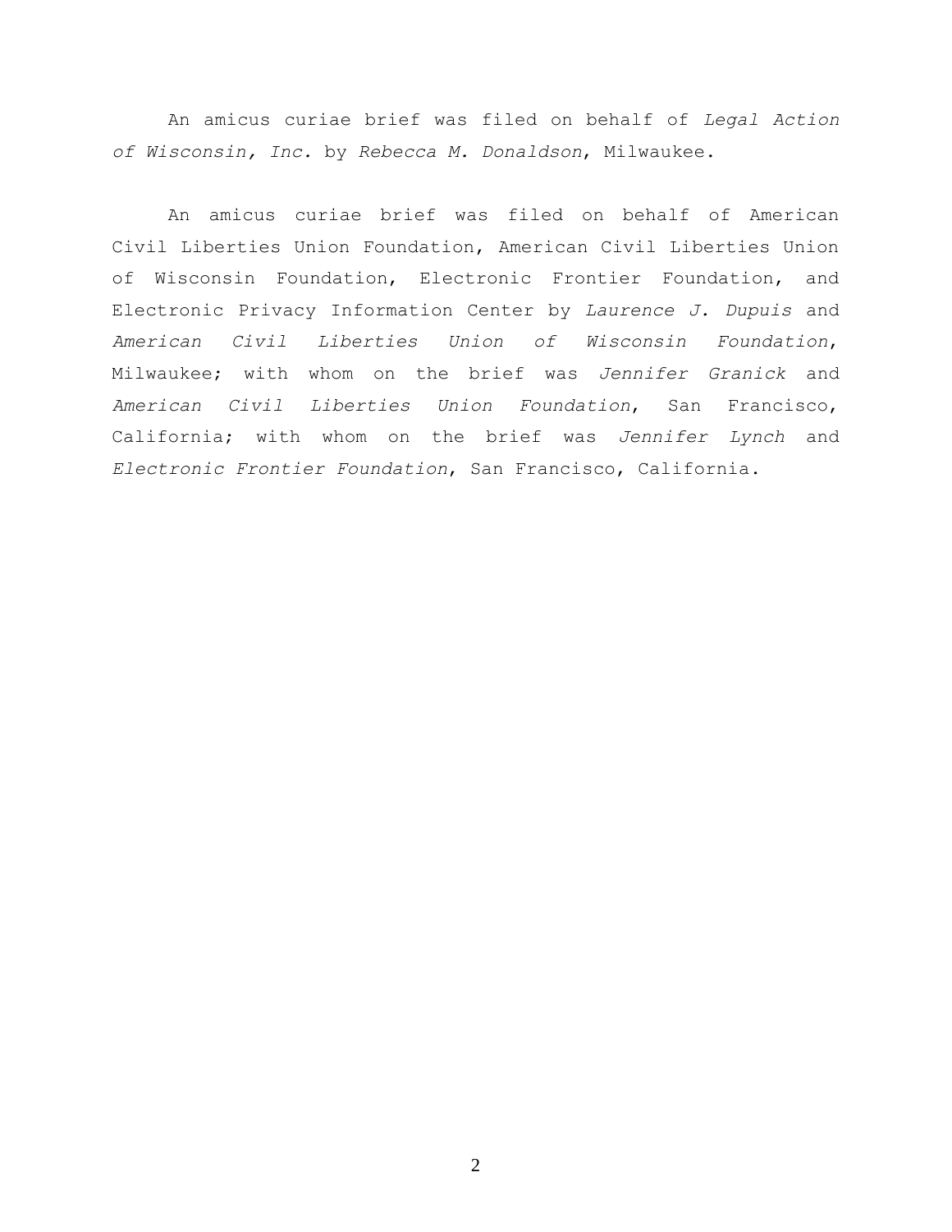An amicus curiae brief was filed on behalf of *Legal Action of Wisconsin, Inc.* by *Rebecca M. Donaldson*, Milwaukee.

An amicus curiae brief was filed on behalf of American Civil Liberties Union Foundation, American Civil Liberties Union of Wisconsin Foundation, Electronic Frontier Foundation, and Electronic Privacy Information Center by *Laurence J. Dupuis* and *American Civil Liberties Union of Wisconsin Foundation*, Milwaukee; with whom on the brief was *Jennifer Granick* and *American Civil Liberties Union Foundation*, San Francisco, California; with whom on the brief was *Jennifer Lynch* and *Electronic Frontier Foundation*, San Francisco, California.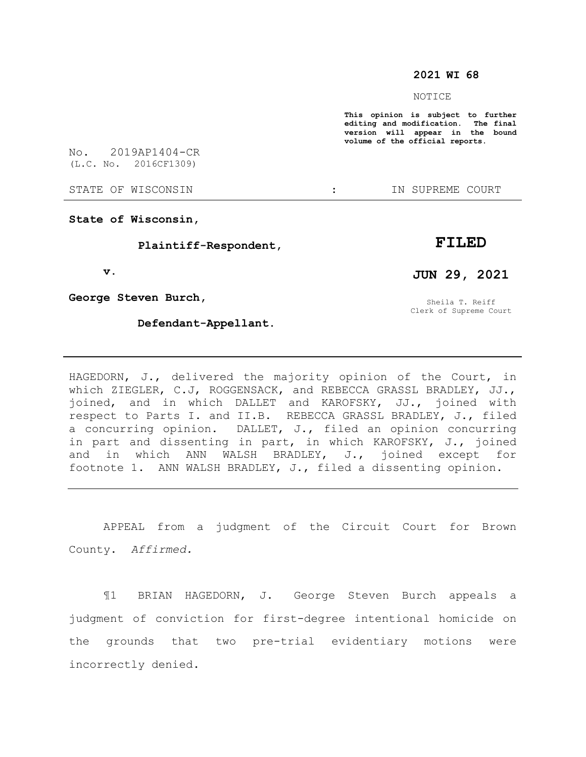**2021 WI 68**

NOTICE

**This opinion is subject to further editing and modification. The final version will appear in the bound volume of the official reports.**

No. 2019AP1404-CR
(L.C. No. 2016CF1309)

STATE OF WISCONSIN : IN SUPREME COURT

---

**State of Wisconsin,**

**Plaintiff-Respondent,**

**v.**

**George Steven Burch,**

**Defendant-Appellant.**

**FILED**

**JUN 29, 2021**

Sheila T. Reiff
Clerk of Supreme Court

---

HAGEDORN, J., delivered the majority opinion of the Court, in which ZIEGLER, C.J, ROGGENSACK, and REBECCA GRASSL BRADLEY, JJ., joined, and in which DALLET and KAROFSKY, JJ., joined with respect to Parts I. and II.B. REBECCA GRASSL BRADLEY, J., filed a concurring opinion. DALLET, J., filed an opinion concurring in part and dissenting in part, in which KAROFSKY, J., joined and in which ANN WALSH BRADLEY, J., joined except for footnote 1. ANN WALSH BRADLEY, J., filed a dissenting opinion.

---

APPEAL from a judgment of the Circuit Court for Brown County. *Affirmed.*

¶1 BRIAN HAGEDORN, J. George Steven Burch appeals a judgment of conviction for first-degree intentional homicide on the grounds that two pre-trial evidentiary motions were incorrectly denied.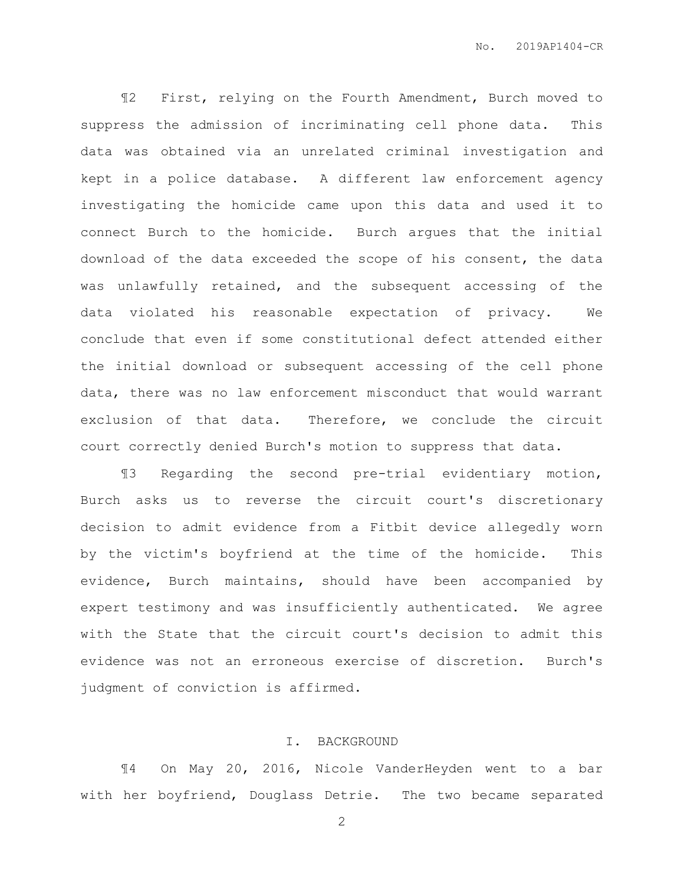¶2 First, relying on the Fourth Amendment, Burch moved to suppress the admission of incriminating cell phone data. This data was obtained via an unrelated criminal investigation and kept in a police database. A different law enforcement agency investigating the homicide came upon this data and used it to connect Burch to the homicide. Burch argues that the initial download of the data exceeded the scope of his consent, the data was unlawfully retained, and the subsequent accessing of the data violated his reasonable expectation of privacy. We conclude that even if some constitutional defect attended either the initial download or subsequent accessing of the cell phone data, there was no law enforcement misconduct that would warrant exclusion of that data. Therefore, we conclude the circuit court correctly denied Burch's motion to suppress that data.

¶3 Regarding the second pre-trial evidentiary motion, Burch asks us to reverse the circuit court's discretionary decision to admit evidence from a Fitbit device allegedly worn by the victim's boyfriend at the time of the homicide. This evidence, Burch maintains, should have been accompanied by expert testimony and was insufficiently authenticated. We agree with the State that the circuit court's decision to admit this evidence was not an erroneous exercise of discretion. Burch's judgment of conviction is affirmed.

## I. BACKGROUND

¶4 On May 20, 2016, Nicole VanderHeyden went to a bar with her boyfriend, Douglass Detrie. The two became separated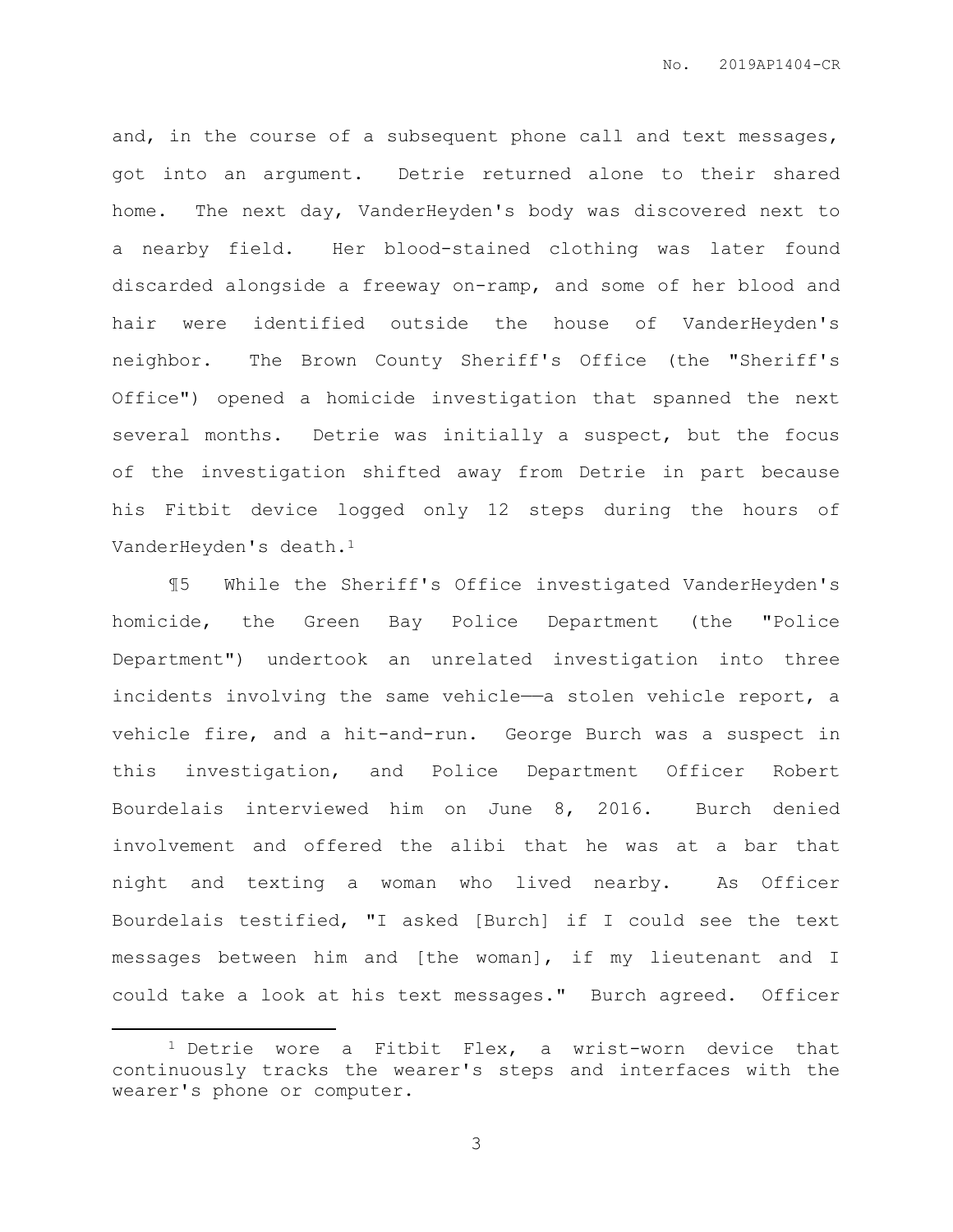and, in the course of a subsequent phone call and text messages, got into an argument. Detrie returned alone to their shared home. The next day, VanderHeyden's body was discovered next to a nearby field. Her blood-stained clothing was later found discarded alongside a freeway on-ramp, and some of her blood and hair were identified outside the house of VanderHeyden's neighbor. The Brown County Sheriff's Office (the "Sheriff's Office") opened a homicide investigation that spanned the next several months. Detrie was initially a suspect, but the focus of the investigation shifted away from Detrie in part because his Fitbit device logged only 12 steps during the hours of VanderHeyden's death.[1]

¶5 While the Sheriff's Office investigated VanderHeyden's homicide, the Green Bay Police Department (the "Police Department") undertook an unrelated investigation into three incidents involving the same vehicle——a stolen vehicle report, a vehicle fire, and a hit-and-run. George Burch was a suspect in this investigation, and Police Department Officer Robert Bourdelais interviewed him on June 8, 2016. Burch denied involvement and offered the alibi that he was at a bar that night and texting a woman who lived nearby. As Officer Bourdelais testified, "I asked [Burch] if I could see the text messages between him and [the woman], if my lieutenant and I could take a look at his text messages." Burch agreed. Officer

---

[1] Detrie wore a Fitbit Flex, a wrist-worn device that continuously tracks the wearer's steps and interfaces with the wearer's phone or computer.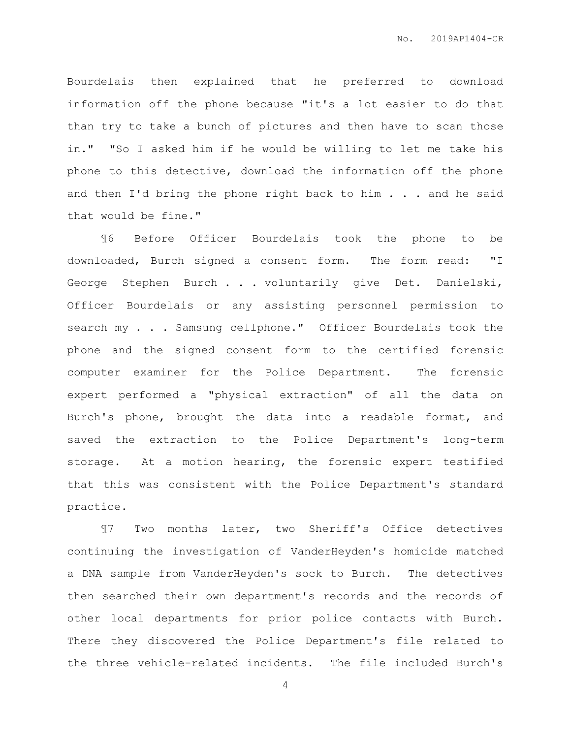Bourdelais then explained that he preferred to download information off the phone because "it's a lot easier to do that than try to take a bunch of pictures and then have to scan those in." "So I asked him if he would be willing to let me take his phone to this detective, download the information off the phone and then I'd bring the phone right back to him . . . and he said that would be fine."

¶6 Before Officer Bourdelais took the phone to be downloaded, Burch signed a consent form. The form read: "I George Stephen Burch . . . voluntarily give Det. Danielski, Officer Bourdelais or any assisting personnel permission to search my . . . Samsung cellphone." Officer Bourdelais took the phone and the signed consent form to the certified forensic computer examiner for the Police Department. The forensic expert performed a "physical extraction" of all the data on Burch's phone, brought the data into a readable format, and saved the extraction to the Police Department's long-term storage. At a motion hearing, the forensic expert testified that this was consistent with the Police Department's standard practice.

¶7 Two months later, two Sheriff's Office detectives continuing the investigation of VanderHeyden's homicide matched a DNA sample from VanderHeyden's sock to Burch. The detectives then searched their own department's records and the records of other local departments for prior police contacts with Burch. There they discovered the Police Department's file related to the three vehicle-related incidents. The file included Burch's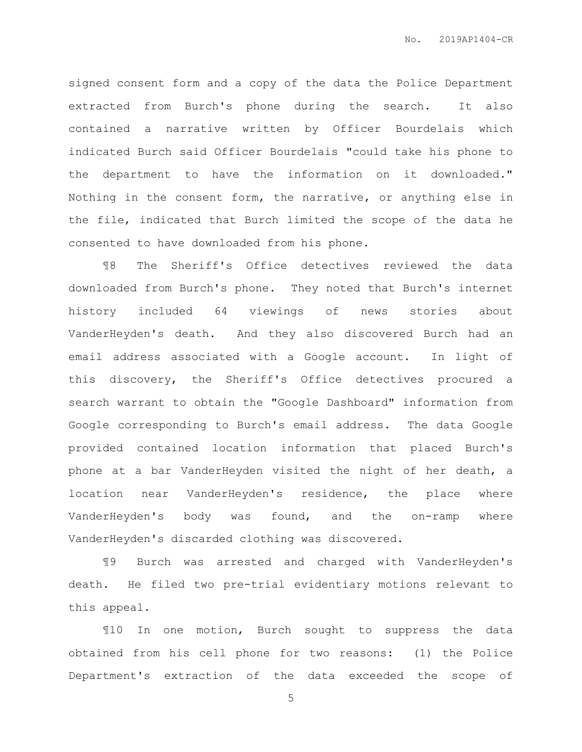signed consent form and a copy of the data the Police Department extracted from Burch's phone during the search. It also contained a narrative written by Officer Bourdelais which indicated Burch said Officer Bourdelais "could take his phone to the department to have the information on it downloaded." Nothing in the consent form, the narrative, or anything else in the file, indicated that Burch limited the scope of the data he consented to have downloaded from his phone.

¶8 The Sheriff's Office detectives reviewed the data downloaded from Burch's phone. They noted that Burch's internet history included 64 viewings of news stories about VanderHeyden's death. And they also discovered Burch had an email address associated with a Google account. In light of this discovery, the Sheriff's Office detectives procured a search warrant to obtain the "Google Dashboard" information from Google corresponding to Burch's email address. The data Google provided contained location information that placed Burch's phone at a bar VanderHeyden visited the night of her death, a location near VanderHeyden's residence, the place where VanderHeyden's body was found, and the on-ramp where VanderHeyden's discarded clothing was discovered.

¶9 Burch was arrested and charged with VanderHeyden's death. He filed two pre-trial evidentiary motions relevant to this appeal.

¶10 In one motion, Burch sought to suppress the data obtained from his cell phone for two reasons: (1) the Police Department's extraction of the data exceeded the scope of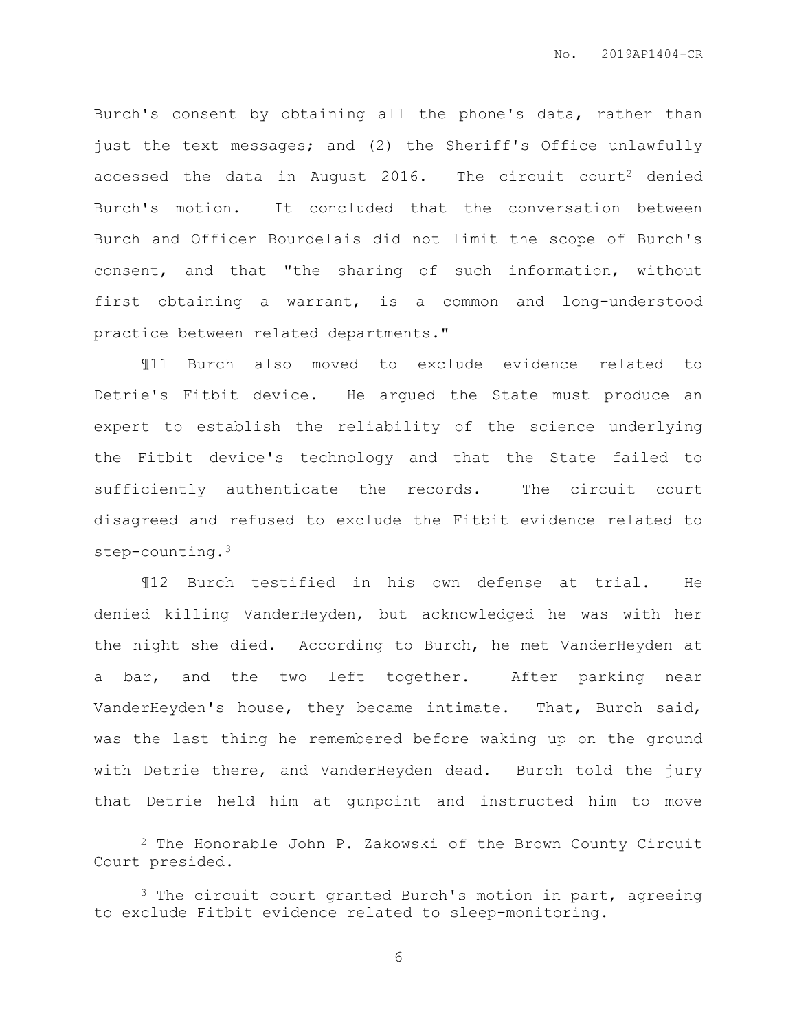Burch's consent by obtaining all the phone's data, rather than just the text messages; and (2) the Sheriff's Office unlawfully accessed the data in August 2016. The circuit court[2] denied Burch's motion. It concluded that the conversation between Burch and Officer Bourdelais did not limit the scope of Burch's consent, and that "the sharing of such information, without first obtaining a warrant, is a common and long-understood practice between related departments."

¶11 Burch also moved to exclude evidence related to Detrie's Fitbit device. He argued the State must produce an expert to establish the reliability of the science underlying the Fitbit device's technology and that the State failed to sufficiently authenticate the records. The circuit court disagreed and refused to exclude the Fitbit evidence related to step-counting.[3]

¶12 Burch testified in his own defense at trial. He denied killing VanderHeyden, but acknowledged he was with her the night she died. According to Burch, he met VanderHeyden at a bar, and the two left together. After parking near VanderHeyden's house, they became intimate. That, Burch said, was the last thing he remembered before waking up on the ground with Detrie there, and VanderHeyden dead. Burch told the jury that Detrie held him at gunpoint and instructed him to move

---

[2] The Honorable John P. Zakowski of the Brown County Circuit Court presided.

[3] The circuit court granted Burch's motion in part, agreeing to exclude Fitbit evidence related to sleep-monitoring.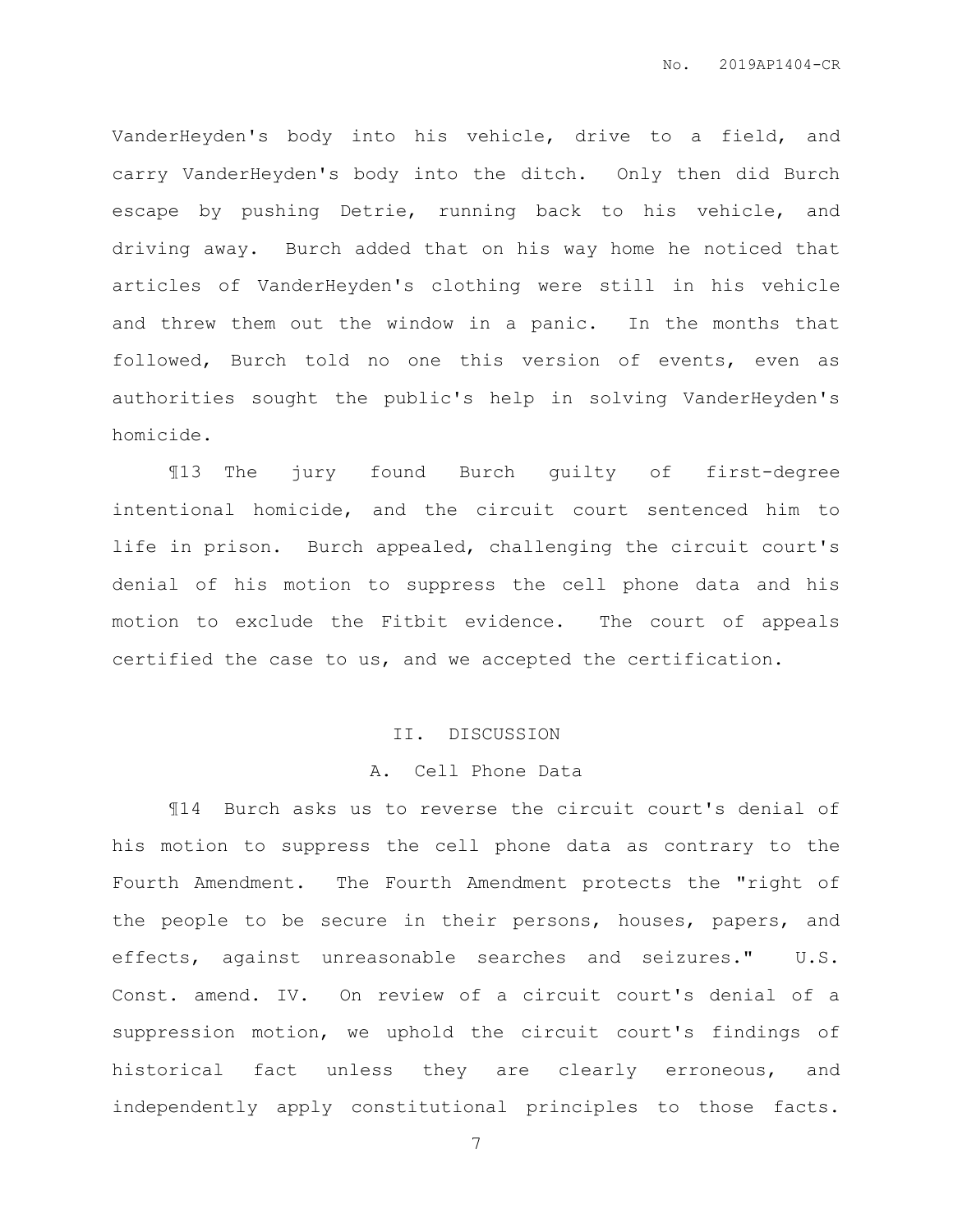VanderHeyden's body into his vehicle, drive to a field, and carry VanderHeyden's body into the ditch. Only then did Burch escape by pushing Detrie, running back to his vehicle, and driving away. Burch added that on his way home he noticed that articles of VanderHeyden's clothing were still in his vehicle and threw them out the window in a panic. In the months that followed, Burch told no one this version of events, even as authorities sought the public's help in solving VanderHeyden's homicide.

¶13 The jury found Burch guilty of first-degree intentional homicide, and the circuit court sentenced him to life in prison. Burch appealed, challenging the circuit court's denial of his motion to suppress the cell phone data and his motion to exclude the Fitbit evidence. The court of appeals certified the case to us, and we accepted the certification.

## II. DISCUSSION

### A. Cell Phone Data

¶14 Burch asks us to reverse the circuit court's denial of his motion to suppress the cell phone data as contrary to the Fourth Amendment. The Fourth Amendment protects the "right of the people to be secure in their persons, houses, papers, and effects, against unreasonable searches and seizures." U.S. Const. amend. IV. On review of a circuit court's denial of a suppression motion, we uphold the circuit court's findings of historical fact unless they are clearly erroneous, and independently apply constitutional principles to those facts.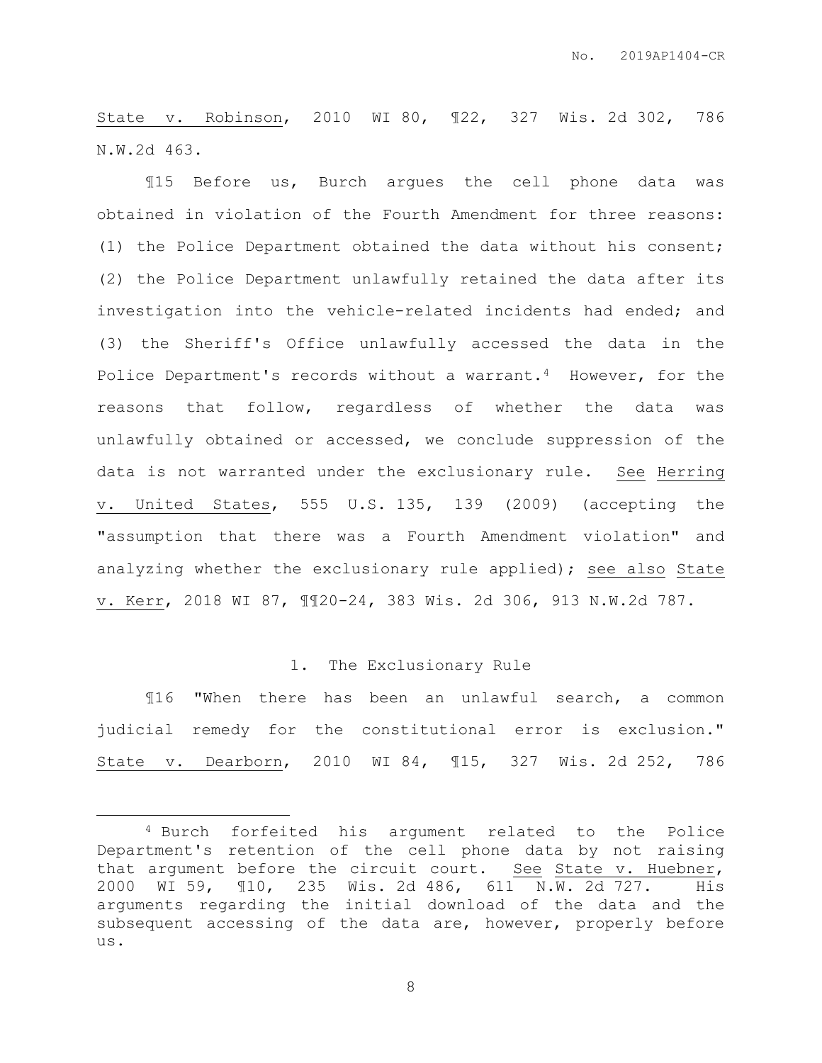State v. Robinson, 2010 WI 80, ¶22, 327 Wis. 2d 302, 786 N.W.2d 463.

¶15 Before us, Burch argues the cell phone data was obtained in violation of the Fourth Amendment for three reasons: (1) the Police Department obtained the data without his consent; (2) the Police Department unlawfully retained the data after its investigation into the vehicle-related incidents had ended; and (3) the Sheriff's Office unlawfully accessed the data in the Police Department's records without a warrant.[4] However, for the reasons that follow, regardless of whether the data was unlawfully obtained or accessed, we conclude suppression of the data is not warranted under the exclusionary rule. See Herring v. United States, 555 U.S. 135, 139 (2009) (accepting the "assumption that there was a Fourth Amendment violation" and analyzing whether the exclusionary rule applied); see also State v. Kerr, 2018 WI 87, ¶¶20-24, 383 Wis. 2d 306, 913 N.W.2d 787.

### 1. The Exclusionary Rule

¶16 "When there has been an unlawful search, a common judicial remedy for the constitutional error is exclusion." State v. Dearborn, 2010 WI 84, ¶15, 327 Wis. 2d 252, 786

[4] Burch forfeited his argument related to the Police Department's retention of the cell phone data by not raising that argument before the circuit court. See State v. Huebner, 2000 WI 59, ¶10, 235 Wis. 2d 486, 611 N.W. 2d 727. His arguments regarding the initial download of the data and the subsequent accessing of the data are, however, properly before us.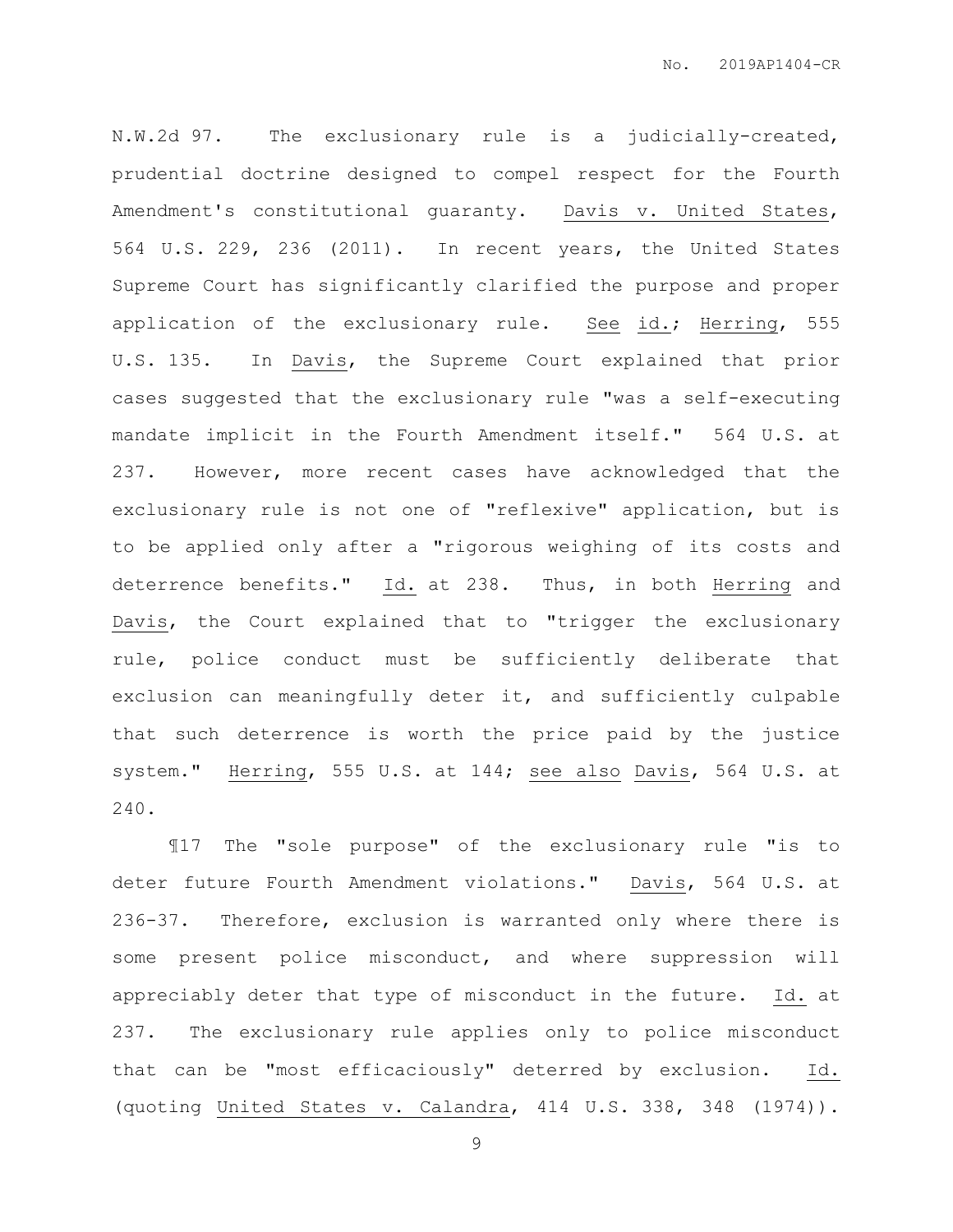N.W.2d 97. The exclusionary rule is a judicially-created, prudential doctrine designed to compel respect for the Fourth Amendment's constitutional guaranty. Davis v. United States, 564 U.S. 229, 236 (2011). In recent years, the United States Supreme Court has significantly clarified the purpose and proper application of the exclusionary rule. See id.; Herring, 555 U.S. 135. In Davis, the Supreme Court explained that prior cases suggested that the exclusionary rule "was a self-executing mandate implicit in the Fourth Amendment itself." 564 U.S. at 237. However, more recent cases have acknowledged that the exclusionary rule is not one of "reflexive" application, but is to be applied only after a "rigorous weighing of its costs and deterrence benefits." Id. at 238. Thus, in both Herring and Davis, the Court explained that to "trigger the exclusionary rule, police conduct must be sufficiently deliberate that exclusion can meaningfully deter it, and sufficiently culpable that such deterrence is worth the price paid by the justice system." Herring, 555 U.S. at 144; see also Davis, 564 U.S. at 240.

¶17 The "sole purpose" of the exclusionary rule "is to deter future Fourth Amendment violations." Davis, 564 U.S. at 236-37. Therefore, exclusion is warranted only where there is some present police misconduct, and where suppression will appreciably deter that type of misconduct in the future. Id. at 237. The exclusionary rule applies only to police misconduct that can be "most efficaciously" deterred by exclusion. Id. (quoting United States v. Calandra, 414 U.S. 338, 348 (1974)).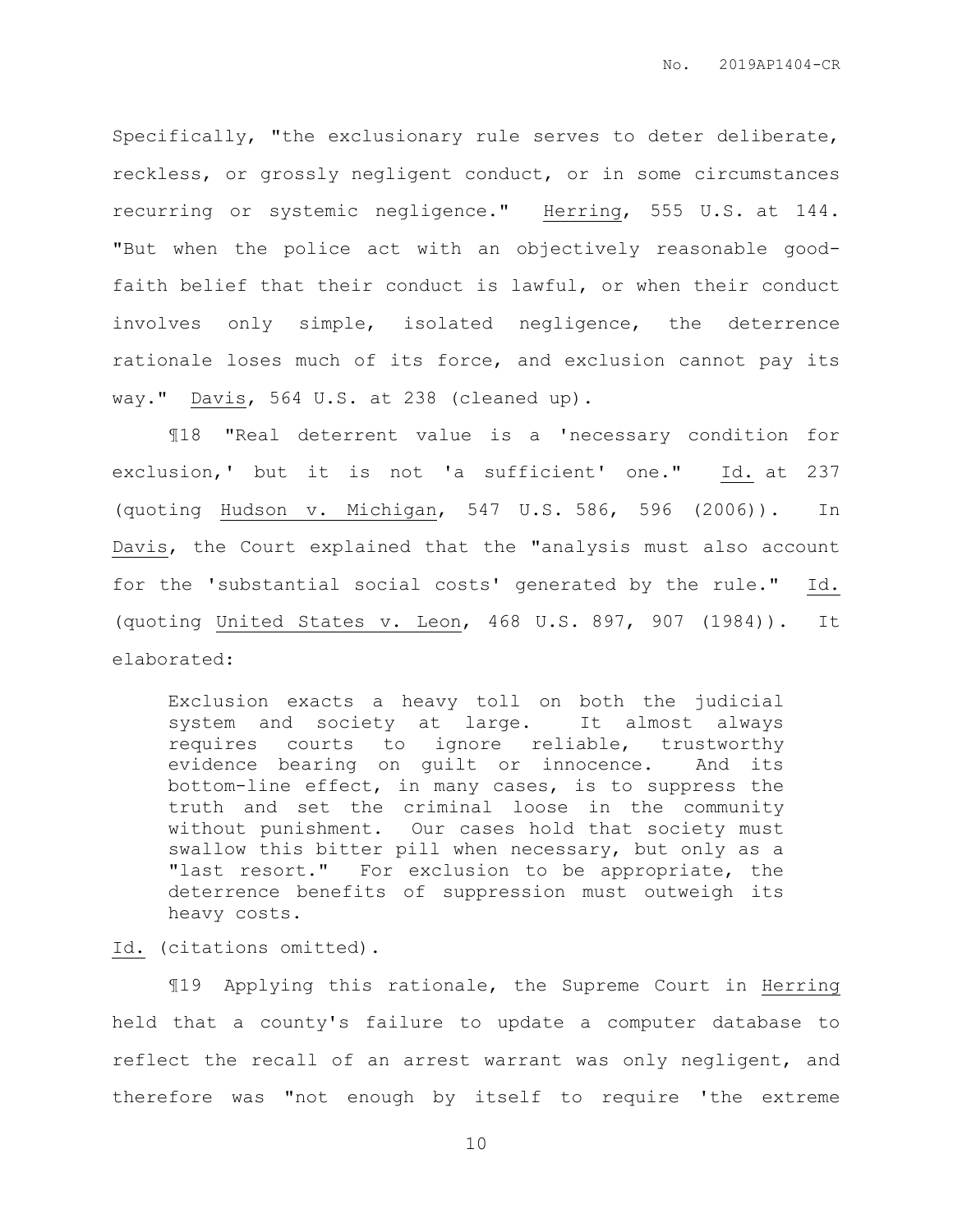Specifically, "the exclusionary rule serves to deter deliberate, reckless, or grossly negligent conduct, or in some circumstances recurring or systemic negligence." Herring, 555 U.S. at 144. "But when the police act with an objectively reasonable good-faith belief that their conduct is lawful, or when their conduct involves only simple, isolated negligence, the deterrence rationale loses much of its force, and exclusion cannot pay its way." Davis, 564 U.S. at 238 (cleaned up).

¶18 "Real deterrent value is a 'necessary condition for exclusion,' but it is not 'a sufficient' one." Id. at 237 (quoting Hudson v. Michigan, 547 U.S. 586, 596 (2006)). In Davis, the Court explained that the "analysis must also account for the 'substantial social costs' generated by the rule." Id. (quoting United States v. Leon, 468 U.S. 897, 907 (1984)). It elaborated:

> Exclusion exacts a heavy toll on both the judicial system and society at large. It almost always requires courts to ignore reliable, trustworthy evidence bearing on guilt or innocence. And its bottom-line effect, in many cases, is to suppress the truth and set the criminal loose in the community without punishment. Our cases hold that society must swallow this bitter pill when necessary, but only as a "last resort." For exclusion to be appropriate, the deterrence benefits of suppression must outweigh its heavy costs.

Id. (citations omitted).

¶19 Applying this rationale, the Supreme Court in Herring held that a county's failure to update a computer database to reflect the recall of an arrest warrant was only negligent, and therefore was "not enough by itself to require 'the extreme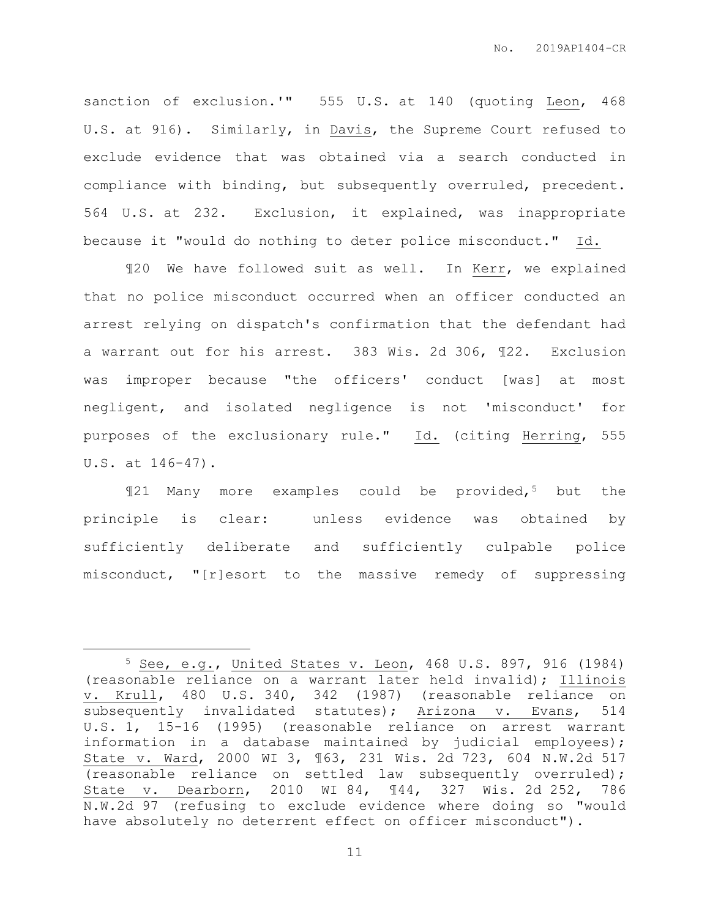sanction of exclusion.'" 555 U.S. at 140 (quoting Leon, 468 U.S. at 916). Similarly, in Davis, the Supreme Court refused to exclude evidence that was obtained via a search conducted in compliance with binding, but subsequently overruled, precedent. 564 U.S. at 232. Exclusion, it explained, was inappropriate because it "would do nothing to deter police misconduct." Id.

¶20 We have followed suit as well. In Kerr, we explained that no police misconduct occurred when an officer conducted an arrest relying on dispatch's confirmation that the defendant had a warrant out for his arrest. 383 Wis. 2d 306, ¶22. Exclusion was improper because "the officers' conduct [was] at most negligent, and isolated negligence is not 'misconduct' for purposes of the exclusionary rule." Id. (citing Herring, 555 U.S. at 146-47).

¶21 Many more examples could be provided,[5] but the principle is clear: unless evidence was obtained by sufficiently deliberate and sufficiently culpable police misconduct, "[r]esort to the massive remedy of suppressing

---

[5] See, e.g., United States v. Leon, 468 U.S. 897, 916 (1984) (reasonable reliance on a warrant later held invalid); Illinois v. Krull, 480 U.S. 340, 342 (1987) (reasonable reliance on subsequently invalidated statutes); Arizona v. Evans, 514 U.S. 1, 15-16 (1995) (reasonable reliance on arrest warrant information in a database maintained by judicial employees); State v. Ward, 2000 WI 3, ¶63, 231 Wis. 2d 723, 604 N.W.2d 517 (reasonable reliance on settled law subsequently overruled); State v. Dearborn, 2010 WI 84, ¶44, 327 Wis. 2d 252, 786 N.W.2d 97 (refusing to exclude evidence where doing so "would have absolutely no deterrent effect on officer misconduct").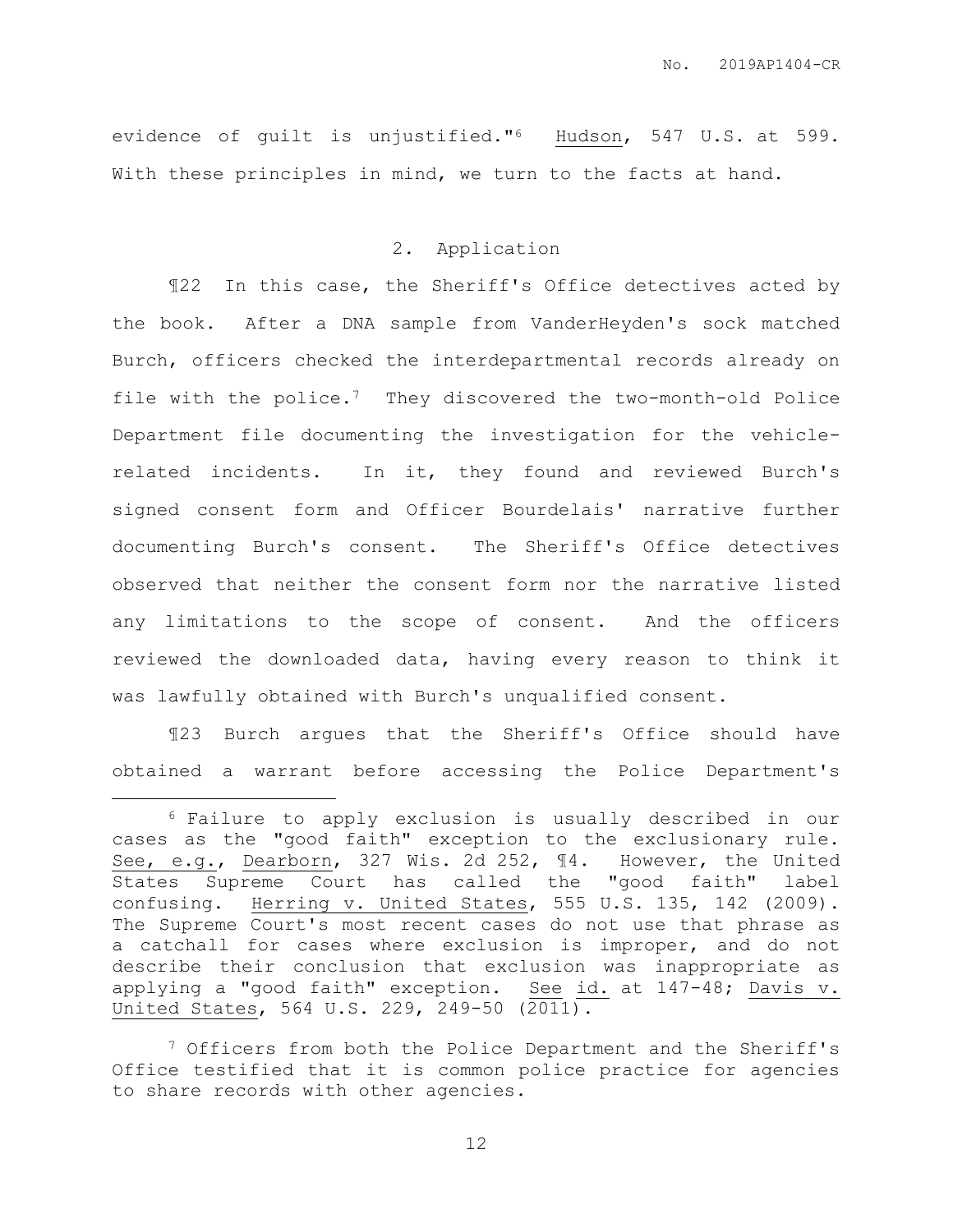evidence of guilt is unjustified."[6] Hudson, 547 U.S. at 599. With these principles in mind, we turn to the facts at hand.

### 2. Application

¶22 In this case, the Sheriff's Office detectives acted by the book. After a DNA sample from VanderHeyden's sock matched Burch, officers checked the interdepartmental records already on file with the police.[7] They discovered the two-month-old Police Department file documenting the investigation for the vehicle-related incidents. In it, they found and reviewed Burch's signed consent form and Officer Bourdelais' narrative further documenting Burch's consent. The Sheriff's Office detectives observed that neither the consent form nor the narrative listed any limitations to the scope of consent. And the officers reviewed the downloaded data, having every reason to think it was lawfully obtained with Burch's unqualified consent.

¶23 Burch argues that the Sheriff's Office should have obtained a warrant before accessing the Police Department's

---

[6] Failure to apply exclusion is usually described in our cases as the "good faith" exception to the exclusionary rule. See, e.g., Dearborn, 327 Wis. 2d 252, ¶4. However, the United States Supreme Court has called the "good faith" label confusing. Herring v. United States, 555 U.S. 135, 142 (2009). The Supreme Court's most recent cases do not use that phrase as a catchall for cases where exclusion is improper, and do not describe their conclusion that exclusion was inappropriate as applying a "good faith" exception. See id. at 147-48; Davis v. United States, 564 U.S. 229, 249-50 (2011).

[7] Officers from both the Police Department and the Sheriff's Office testified that it is common police practice for agencies to share records with other agencies.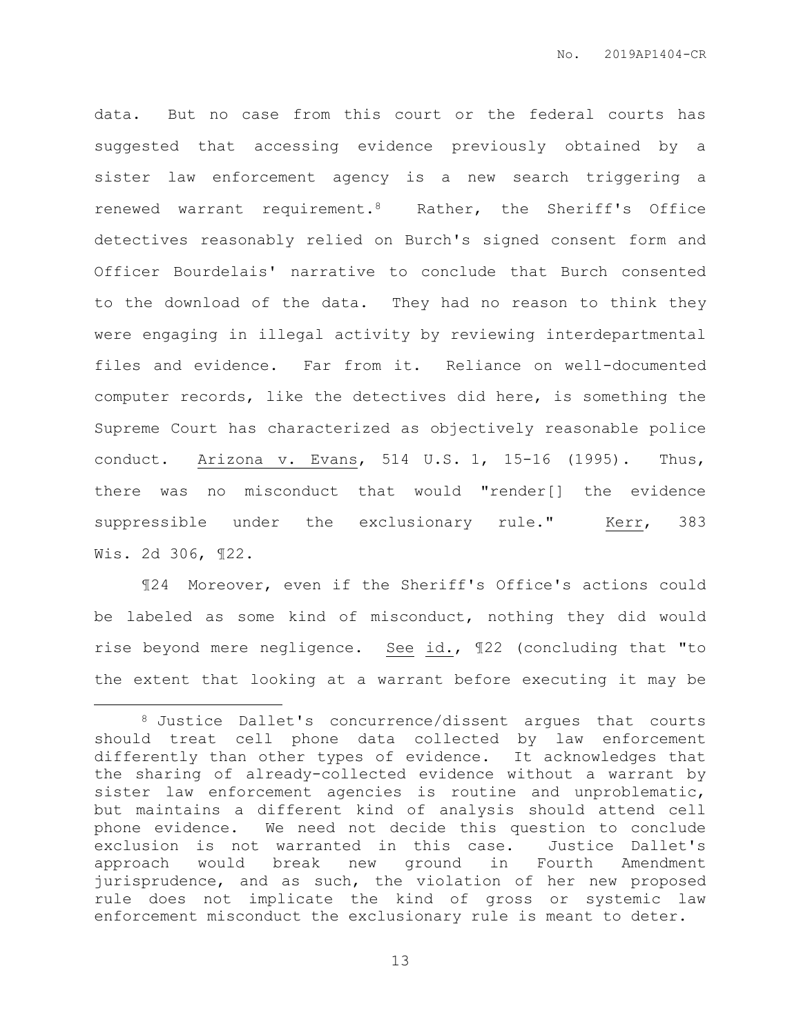data. But no case from this court or the federal courts has suggested that accessing evidence previously obtained by a sister law enforcement agency is a new search triggering a renewed warrant requirement.[8] Rather, the Sheriff's Office detectives reasonably relied on Burch's signed consent form and Officer Bourdelais' narrative to conclude that Burch consented to the download of the data. They had no reason to think they were engaging in illegal activity by reviewing interdepartmental files and evidence. Far from it. Reliance on well-documented computer records, like the detectives did here, is something the Supreme Court has characterized as objectively reasonable police conduct. Arizona v. Evans, 514 U.S. 1, 15-16 (1995). Thus, there was no misconduct that would "render[] the evidence suppressible under the exclusionary rule." Kerr, 383 Wis. 2d 306, ¶22.

¶24 Moreover, even if the Sheriff's Office's actions could be labeled as some kind of misconduct, nothing they did would rise beyond mere negligence. See id., ¶22 (concluding that "to the extent that looking at a warrant before executing it may be

---

[8] Justice Dallet's concurrence/dissent argues that courts should treat cell phone data collected by law enforcement differently than other types of evidence. It acknowledges that the sharing of already-collected evidence without a warrant by sister law enforcement agencies is routine and unproblematic, but maintains a different kind of analysis should attend cell phone evidence. We need not decide this question to conclude exclusion is not warranted in this case. Justice Dallet's approach would break new ground in Fourth Amendment jurisprudence, and as such, the violation of her new proposed rule does not implicate the kind of gross or systemic law enforcement misconduct the exclusionary rule is meant to deter.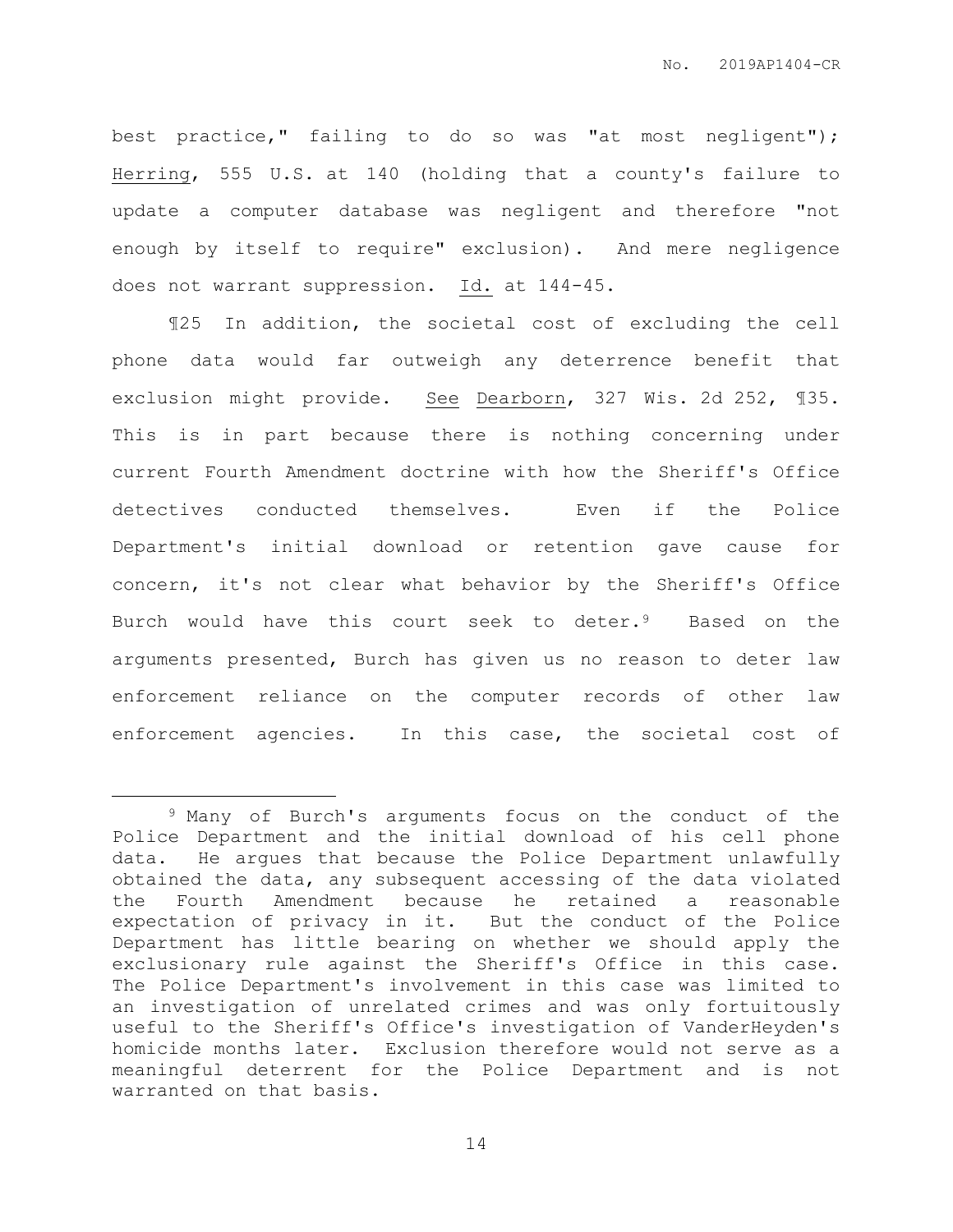best practice," failing to do so was "at most negligent"); Herring, 555 U.S. at 140 (holding that a county's failure to update a computer database was negligent and therefore "not enough by itself to require" exclusion). And mere negligence does not warrant suppression. Id. at 144-45.

¶25 In addition, the societal cost of excluding the cell phone data would far outweigh any deterrence benefit that exclusion might provide. See Dearborn, 327 Wis. 2d 252, ¶35. This is in part because there is nothing concerning under current Fourth Amendment doctrine with how the Sheriff's Office detectives conducted themselves. Even if the Police Department's initial download or retention gave cause for concern, it's not clear what behavior by the Sheriff's Office Burch would have this court seek to deter.[9] Based on the arguments presented, Burch has given us no reason to deter law enforcement reliance on the computer records of other law enforcement agencies. In this case, the societal cost of

---

[9] Many of Burch's arguments focus on the conduct of the Police Department and the initial download of his cell phone data. He argues that because the Police Department unlawfully obtained the data, any subsequent accessing of the data violated the Fourth Amendment because he retained a reasonable expectation of privacy in it. But the conduct of the Police Department has little bearing on whether we should apply the exclusionary rule against the Sheriff's Office in this case. The Police Department's involvement in this case was limited to an investigation of unrelated crimes and was only fortuitously useful to the Sheriff's Office's investigation of VanderHeyden's homicide months later. Exclusion therefore would not serve as a meaningful deterrent for the Police Department and is not warranted on that basis.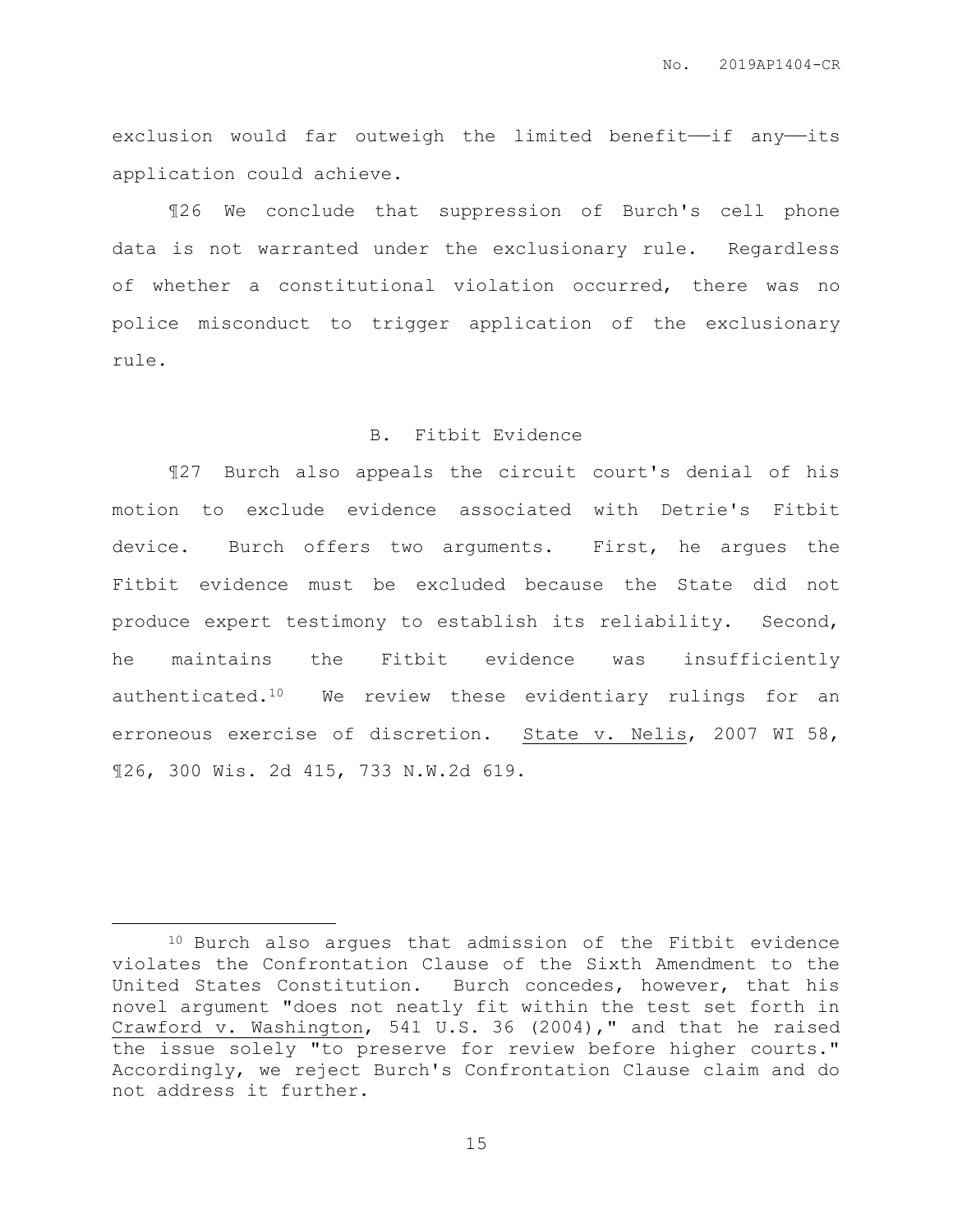exclusion would far outweigh the limited benefit——if any——its application could achieve.

¶26 We conclude that suppression of Burch's cell phone data is not warranted under the exclusionary rule. Regardless of whether a constitutional violation occurred, there was no police misconduct to trigger application of the exclusionary rule.

### B. Fitbit Evidence

¶27 Burch also appeals the circuit court's denial of his motion to exclude evidence associated with Detrie's Fitbit device. Burch offers two arguments. First, he argues the Fitbit evidence must be excluded because the State did not produce expert testimony to establish its reliability. Second, he maintains the Fitbit evidence was insufficiently authenticated.[10] We review these evidentiary rulings for an erroneous exercise of discretion. State v. Nelis, 2007 WI 58, ¶26, 300 Wis. 2d 415, 733 N.W.2d 619.

---

[10] Burch also argues that admission of the Fitbit evidence violates the Confrontation Clause of the Sixth Amendment to the United States Constitution. Burch concedes, however, that his novel argument "does not neatly fit within the test set forth in Crawford v. Washington, 541 U.S. 36 (2004)," and that he raised the issue solely "to preserve for review before higher courts." Accordingly, we reject Burch's Confrontation Clause claim and do not address it further.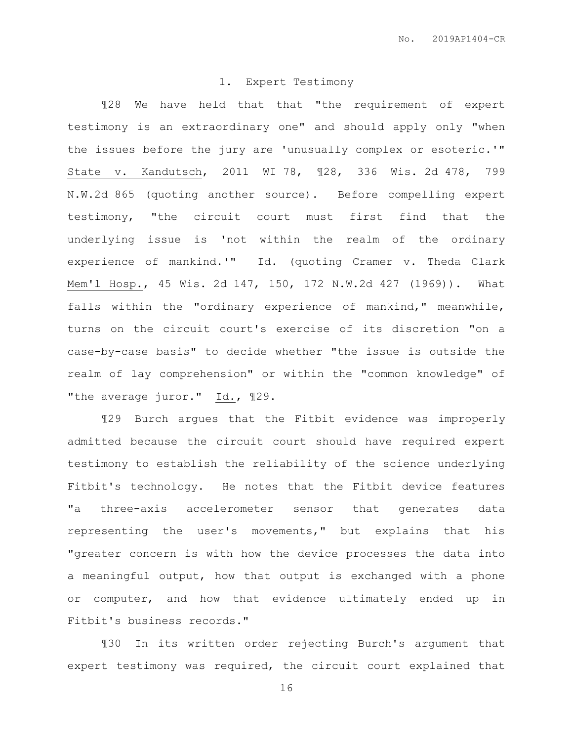### 1. Expert Testimony

¶28 We have held that that "the requirement of expert testimony is an extraordinary one" and should apply only "when the issues before the jury are 'unusually complex or esoteric.'" State v. Kandutsch, 2011 WI 78, ¶28, 336 Wis. 2d 478, 799 N.W.2d 865 (quoting another source). Before compelling expert testimony, "the circuit court must first find that the underlying issue is 'not within the realm of the ordinary experience of mankind.'" Id. (quoting Cramer v. Theda Clark Mem'l Hosp., 45 Wis. 2d 147, 150, 172 N.W.2d 427 (1969)). What falls within the "ordinary experience of mankind," meanwhile, turns on the circuit court's exercise of its discretion "on a case-by-case basis" to decide whether "the issue is outside the realm of lay comprehension" or within the "common knowledge" of "the average juror." Id., ¶29.

¶29 Burch argues that the Fitbit evidence was improperly admitted because the circuit court should have required expert testimony to establish the reliability of the science underlying Fitbit's technology. He notes that the Fitbit device features "a three-axis accelerometer sensor that generates data representing the user's movements," but explains that his "greater concern is with how the device processes the data into a meaningful output, how that output is exchanged with a phone or computer, and how that evidence ultimately ended up in Fitbit's business records."

¶30 In its written order rejecting Burch's argument that expert testimony was required, the circuit court explained that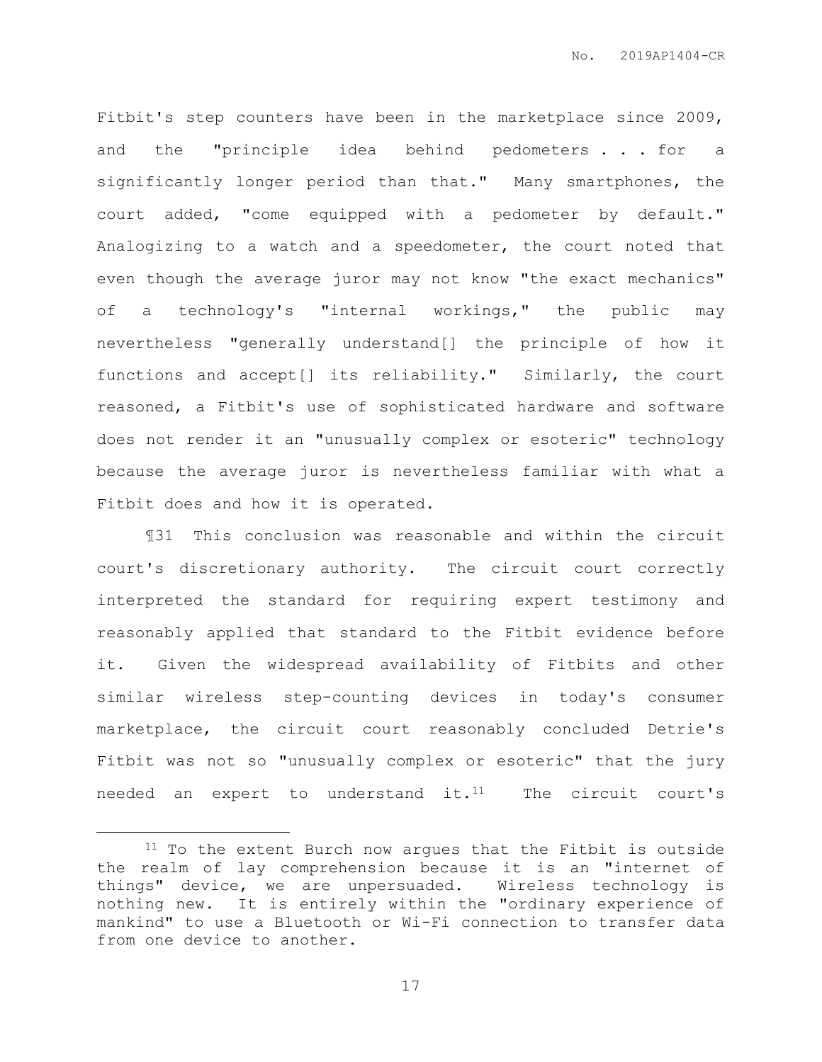Fitbit's step counters have been in the marketplace since 2009, and the "principle idea behind pedometers . . . for a significantly longer period than that." Many smartphones, the court added, "come equipped with a pedometer by default." Analogizing to a watch and a speedometer, the court noted that even though the average juror may not know "the exact mechanics" of a technology's "internal workings," the public may nevertheless "generally understand[] the principle of how it functions and accept[] its reliability." Similarly, the court reasoned, a Fitbit's use of sophisticated hardware and software does not render it an "unusually complex or esoteric" technology because the average juror is nevertheless familiar with what a Fitbit does and how it is operated.

¶31 This conclusion was reasonable and within the circuit court's discretionary authority. The circuit court correctly interpreted the standard for requiring expert testimony and reasonably applied that standard to the Fitbit evidence before it. Given the widespread availability of Fitbits and other similar wireless step-counting devices in today's consumer marketplace, the circuit court reasonably concluded Detrie's Fitbit was not so "unusually complex or esoteric" that the jury needed an expert to understand it.[11] The circuit court's

---

[11] To the extent Burch now argues that the Fitbit is outside the realm of lay comprehension because it is an "internet of things" device, we are unpersuaded. Wireless technology is nothing new. It is entirely within the "ordinary experience of mankind" to use a Bluetooth or Wi-Fi connection to transfer data from one device to another.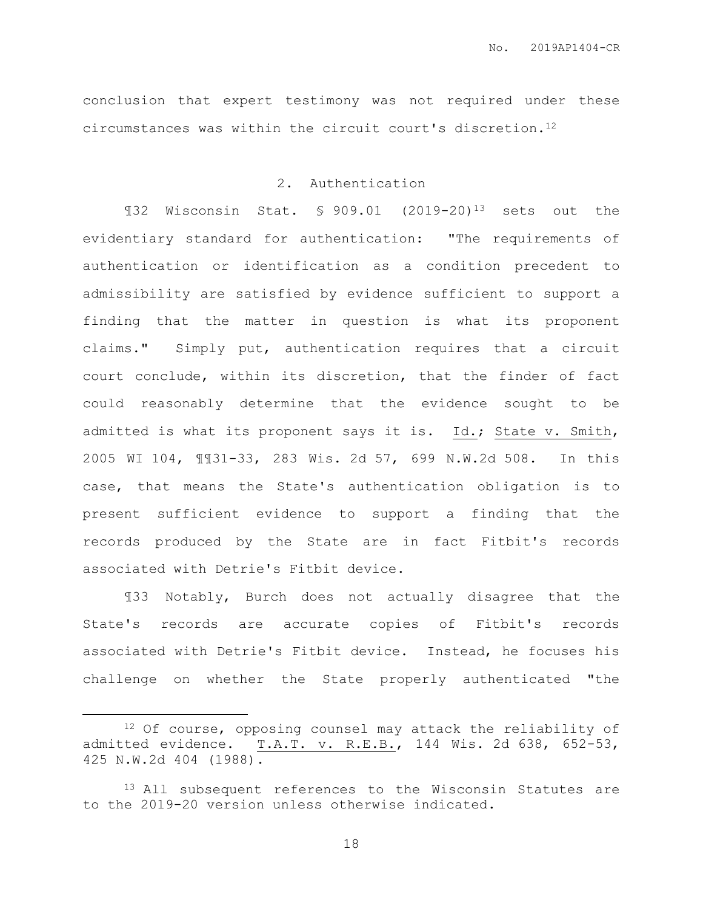conclusion that expert testimony was not required under these circumstances was within the circuit court's discretion.[12]

### 2. Authentication

¶32 Wisconsin Stat. § 909.01 (2019-20)[13] sets out the evidentiary standard for authentication: "The requirements of authentication or identification as a condition precedent to admissibility are satisfied by evidence sufficient to support a finding that the matter in question is what its proponent claims." Simply put, authentication requires that a circuit court conclude, within its discretion, that the finder of fact could reasonably determine that the evidence sought to be admitted is what its proponent says it is. Id.; State v. Smith, 2005 WI 104, ¶¶31-33, 283 Wis. 2d 57, 699 N.W.2d 508. In this case, that means the State's authentication obligation is to present sufficient evidence to support a finding that the records produced by the State are in fact Fitbit's records associated with Detrie's Fitbit device.

¶33 Notably, Burch does not actually disagree that the State's records are accurate copies of Fitbit's records associated with Detrie's Fitbit device. Instead, he focuses his challenge on whether the State properly authenticated "the

---

[12] Of course, opposing counsel may attack the reliability of admitted evidence. T.A.T. v. R.E.B., 144 Wis. 2d 638, 652-53, 425 N.W.2d 404 (1988).

[13] All subsequent references to the Wisconsin Statutes are to the 2019-20 version unless otherwise indicated.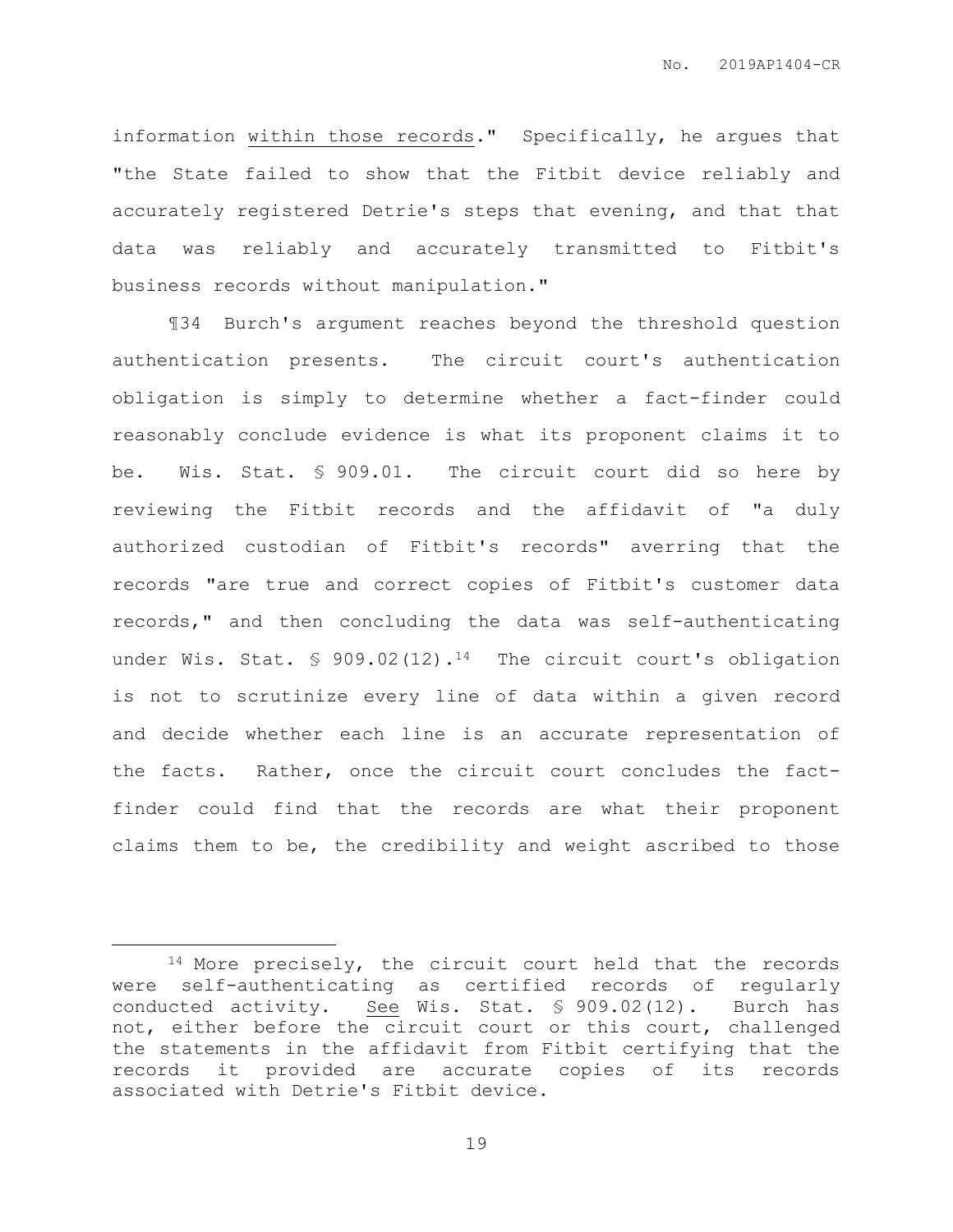information within those records." Specifically, he argues that "the State failed to show that the Fitbit device reliably and accurately registered Detrie's steps that evening, and that that data was reliably and accurately transmitted to Fitbit's business records without manipulation."

¶34 Burch's argument reaches beyond the threshold question authentication presents. The circuit court's authentication obligation is simply to determine whether a fact-finder could reasonably conclude evidence is what its proponent claims it to be. Wis. Stat. § 909.01. The circuit court did so here by reviewing the Fitbit records and the affidavit of "a duly authorized custodian of Fitbit's records" averring that the records "are true and correct copies of Fitbit's customer data records," and then concluding the data was self-authenticating under Wis. Stat. § 909.02(12).[14] The circuit court's obligation is not to scrutinize every line of data within a given record and decide whether each line is an accurate representation of the facts. Rather, once the circuit court concludes the fact-finder could find that the records are what their proponent claims them to be, the credibility and weight ascribed to those

---

[14] More precisely, the circuit court held that the records were self-authenticating as certified records of regularly conducted activity. See Wis. Stat. § 909.02(12). Burch has not, either before the circuit court or this court, challenged the statements in the affidavit from Fitbit certifying that the records it provided are accurate copies of its records associated with Detrie's Fitbit device.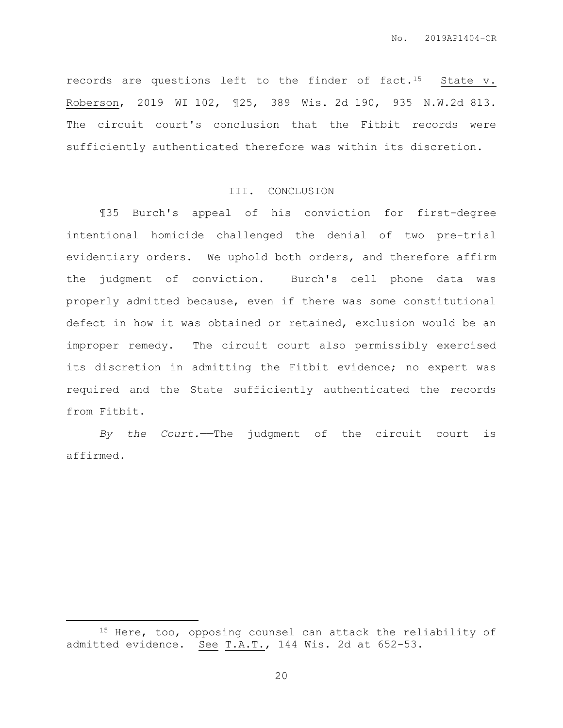records are questions left to the finder of fact.[15] State v. Roberson, 2019 WI 102, ¶25, 389 Wis. 2d 190, 935 N.W.2d 813. The circuit court's conclusion that the Fitbit records were sufficiently authenticated therefore was within its discretion.

## III. CONCLUSION

¶35 Burch's appeal of his conviction for first-degree intentional homicide challenged the denial of two pre-trial evidentiary orders. We uphold both orders, and therefore affirm the judgment of conviction. Burch's cell phone data was properly admitted because, even if there was some constitutional defect in how it was obtained or retained, exclusion would be an improper remedy. The circuit court also permissibly exercised its discretion in admitting the Fitbit evidence; no expert was required and the State sufficiently authenticated the records from Fitbit.

*By the Court.*——The judgment of the circuit court is affirmed.

---

[15] Here, too, opposing counsel can attack the reliability of admitted evidence. See T.A.T., 144 Wis. 2d at 652-53.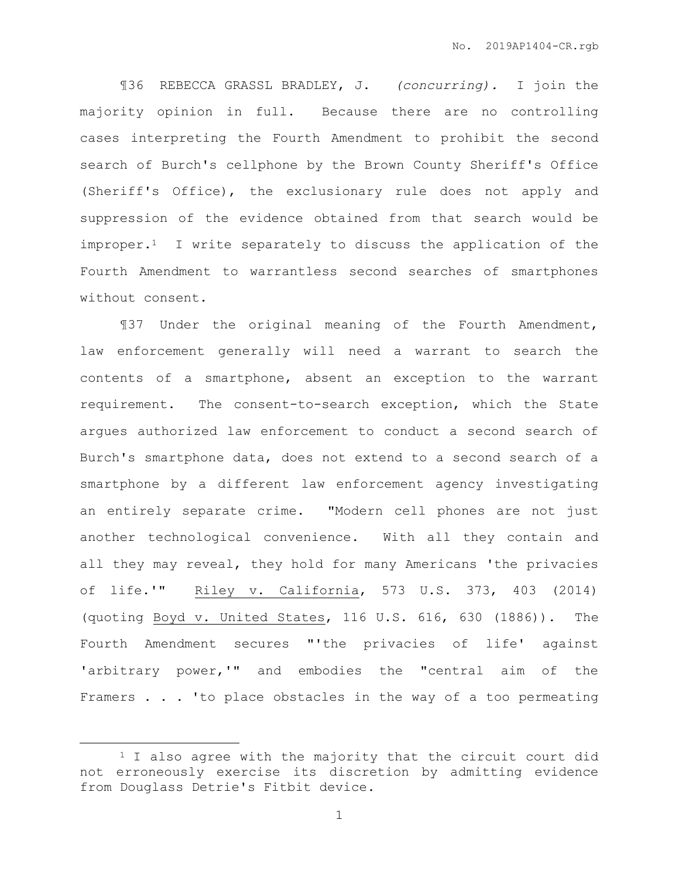¶36 REBECCA GRASSL BRADLEY, J. *(concurring).* I join the majority opinion in full. Because there are no controlling cases interpreting the Fourth Amendment to prohibit the second search of Burch's cellphone by the Brown County Sheriff's Office (Sheriff's Office), the exclusionary rule does not apply and suppression of the evidence obtained from that search would be improper.[1] I write separately to discuss the application of the Fourth Amendment to warrantless second searches of smartphones without consent.

¶37 Under the original meaning of the Fourth Amendment, law enforcement generally will need a warrant to search the contents of a smartphone, absent an exception to the warrant requirement. The consent-to-search exception, which the State argues authorized law enforcement to conduct a second search of Burch's smartphone data, does not extend to a second search of a smartphone by a different law enforcement agency investigating an entirely separate crime. "Modern cell phones are not just another technological convenience. With all they contain and all they may reveal, they hold for many Americans 'the privacies of life.'" <u>Riley v. California</u>, 573 U.S. 373, 403 (2014) (quoting <u>Boyd v. United States</u>, 116 U.S. 616, 630 (1886)). The Fourth Amendment secures "'the privacies of life' against 'arbitrary power,'" and embodies the "central aim of the Framers . . . 'to place obstacles in the way of a too permeating

---

[1] I also agree with the majority that the circuit court did not erroneously exercise its discretion by admitting evidence from Douglass Detrie's Fitbit device.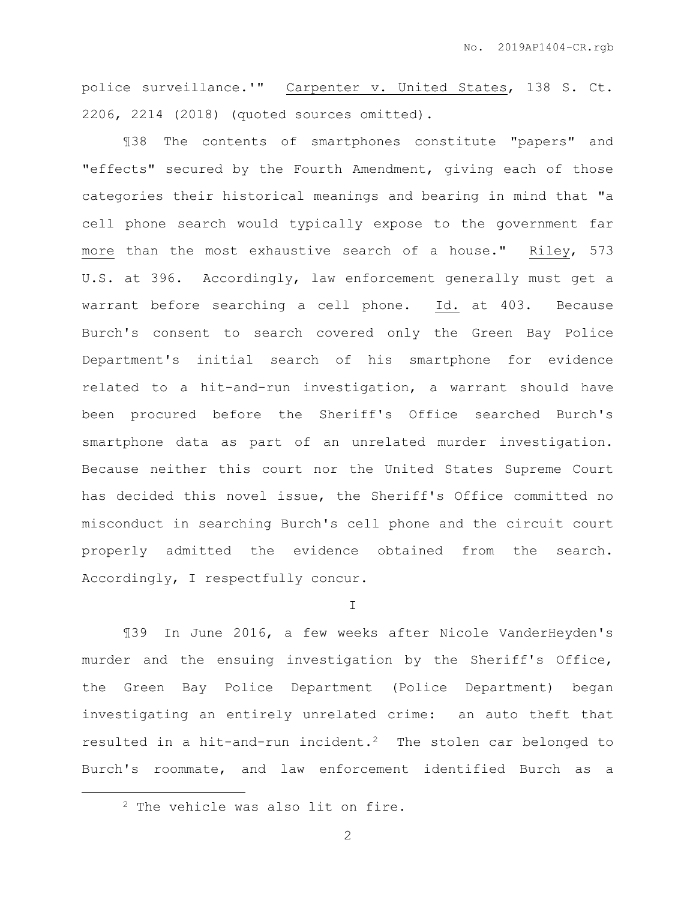police surveillance.'" Carpenter v. United States, 138 S. Ct. 2206, 2214 (2018) (quoted sources omitted).

¶38 The contents of smartphones constitute "papers" and "effects" secured by the Fourth Amendment, giving each of those categories their historical meanings and bearing in mind that "a cell phone search would typically expose to the government far more than the most exhaustive search of a house." Riley, 573 U.S. at 396. Accordingly, law enforcement generally must get a warrant before searching a cell phone. Id. at 403. Because Burch's consent to search covered only the Green Bay Police Department's initial search of his smartphone for evidence related to a hit-and-run investigation, a warrant should have been procured before the Sheriff's Office searched Burch's smartphone data as part of an unrelated murder investigation. Because neither this court nor the United States Supreme Court has decided this novel issue, the Sheriff's Office committed no misconduct in searching Burch's cell phone and the circuit court properly admitted the evidence obtained from the search. Accordingly, I respectfully concur.

## I

¶39 In June 2016, a few weeks after Nicole VanderHeyden's murder and the ensuing investigation by the Sheriff's Office, the Green Bay Police Department (Police Department) began investigating an entirely unrelated crime: an auto theft that resulted in a hit-and-run incident.[2] The stolen car belonged to Burch's roommate, and law enforcement identified Burch as a

[2] The vehicle was also lit on fire.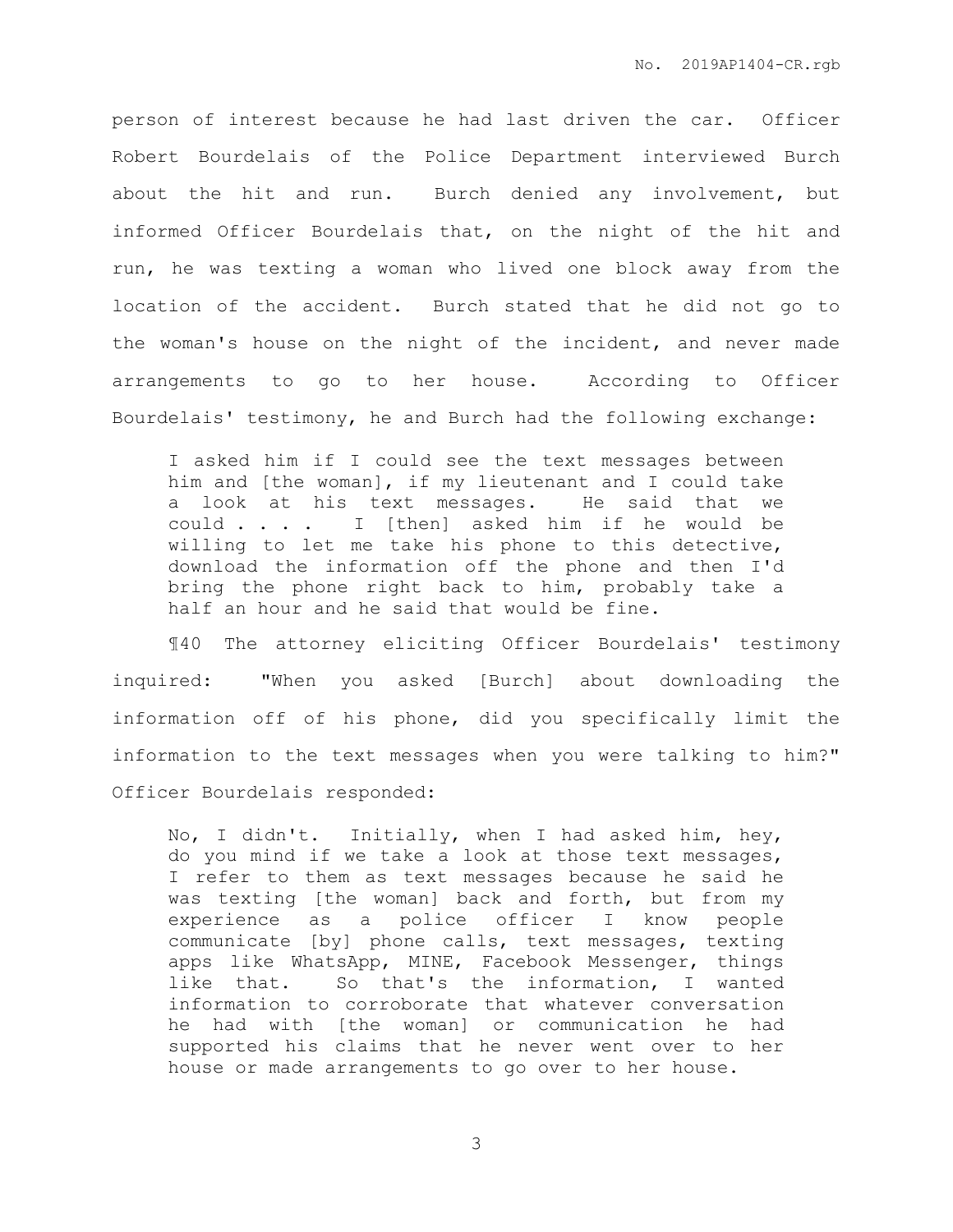person of interest because he had last driven the car. Officer Robert Bourdelais of the Police Department interviewed Burch about the hit and run. Burch denied any involvement, but informed Officer Bourdelais that, on the night of the hit and run, he was texting a woman who lived one block away from the location of the accident. Burch stated that he did not go to the woman's house on the night of the incident, and never made arrangements to go to her house. According to Officer Bourdelais' testimony, he and Burch had the following exchange:

> I asked him if I could see the text messages between him and [the woman], if my lieutenant and I could take a look at his text messages. He said that we could . . . . I [then] asked him if he would be willing to let me take his phone to this detective, download the information off the phone and then I'd bring the phone right back to him, probably take a half an hour and he said that would be fine.

¶40 The attorney eliciting Officer Bourdelais' testimony inquired: "When you asked [Burch] about downloading the information off of his phone, did you specifically limit the information to the text messages when you were talking to him?" Officer Bourdelais responded:

> No, I didn't. Initially, when I had asked him, hey, do you mind if we take a look at those text messages, I refer to them as text messages because he said he was texting [the woman] back and forth, but from my experience as a police officer I know people communicate [by] phone calls, text messages, texting apps like WhatsApp, MINE, Facebook Messenger, things like that. So that's the information, I wanted information to corroborate that whatever conversation he had with [the woman] or communication he had supported his claims that he never went over to her house or made arrangements to go over to her house.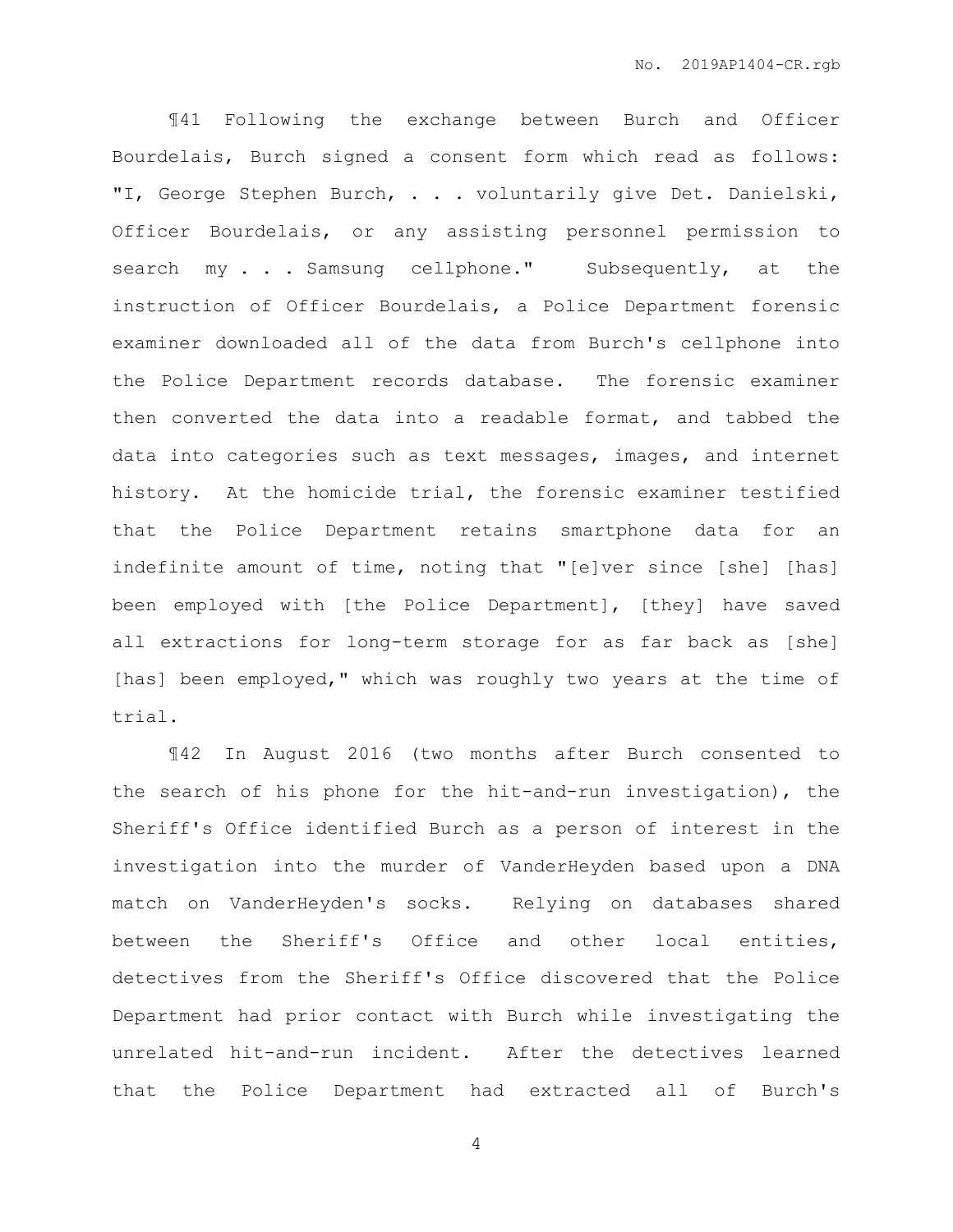¶41 Following the exchange between Burch and Officer Bourdelais, Burch signed a consent form which read as follows: "I, George Stephen Burch, . . . voluntarily give Det. Danielski, Officer Bourdelais, or any assisting personnel permission to search my . . . Samsung cellphone." Subsequently, at the instruction of Officer Bourdelais, a Police Department forensic examiner downloaded all of the data from Burch's cellphone into the Police Department records database. The forensic examiner then converted the data into a readable format, and tabbed the data into categories such as text messages, images, and internet history. At the homicide trial, the forensic examiner testified that the Police Department retains smartphone data for an indefinite amount of time, noting that "[e]ver since [she] [has] been employed with [the Police Department], [they] have saved all extractions for long-term storage for as far back as [she] [has] been employed," which was roughly two years at the time of trial.

¶42 In August 2016 (two months after Burch consented to the search of his phone for the hit-and-run investigation), the Sheriff's Office identified Burch as a person of interest in the investigation into the murder of VanderHeyden based upon a DNA match on VanderHeyden's socks. Relying on databases shared between the Sheriff's Office and other local entities, detectives from the Sheriff's Office discovered that the Police Department had prior contact with Burch while investigating the unrelated hit-and-run incident. After the detectives learned that the Police Department had extracted all of Burch's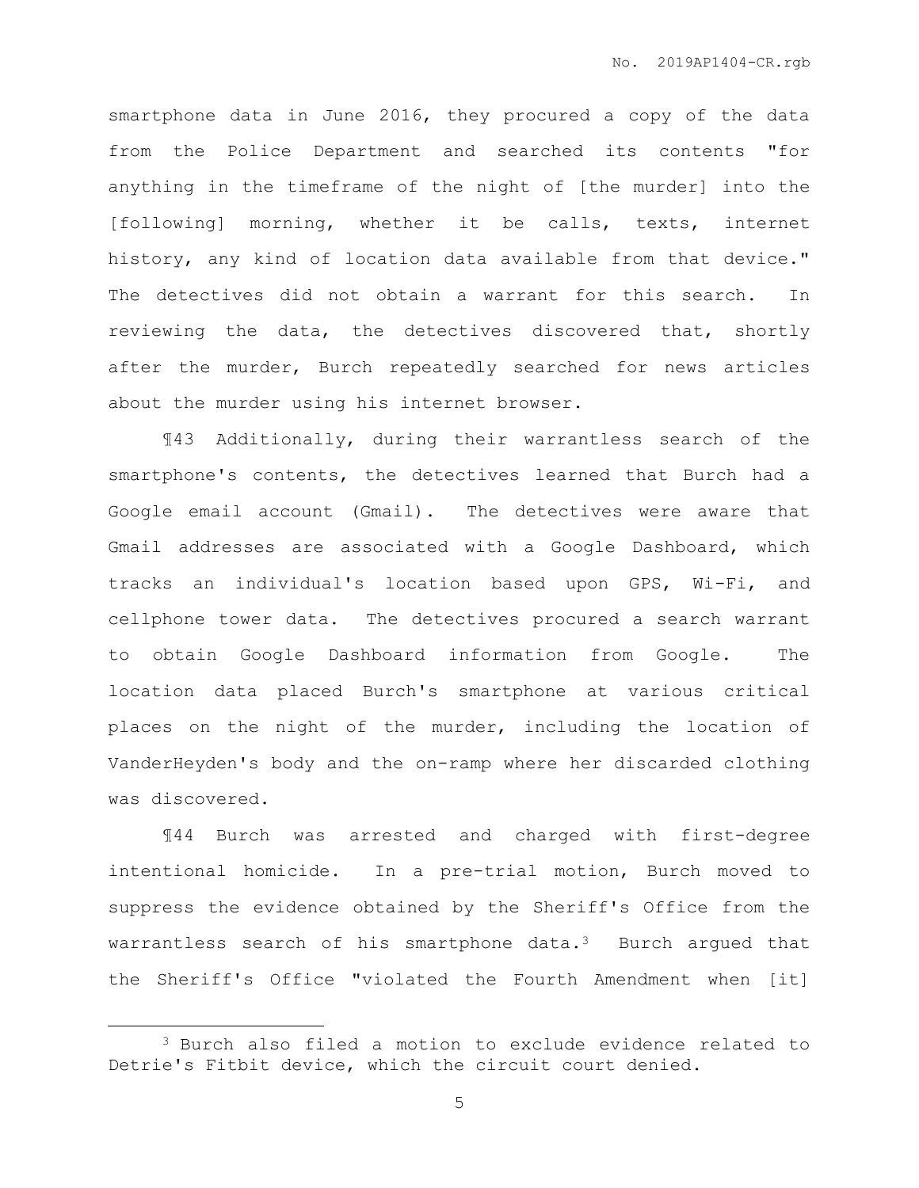smartphone data in June 2016, they procured a copy of the data from the Police Department and searched its contents "for anything in the timeframe of the night of [the murder] into the [following] morning, whether it be calls, texts, internet history, any kind of location data available from that device." The detectives did not obtain a warrant for this search. In reviewing the data, the detectives discovered that, shortly after the murder, Burch repeatedly searched for news articles about the murder using his internet browser.

¶43 Additionally, during their warrantless search of the smartphone's contents, the detectives learned that Burch had a Google email account (Gmail). The detectives were aware that Gmail addresses are associated with a Google Dashboard, which tracks an individual's location based upon GPS, Wi-Fi, and cellphone tower data. The detectives procured a search warrant to obtain Google Dashboard information from Google. The location data placed Burch's smartphone at various critical places on the night of the murder, including the location of VanderHeyden's body and the on-ramp where her discarded clothing was discovered.

¶44 Burch was arrested and charged with first-degree intentional homicide. In a pre-trial motion, Burch moved to suppress the evidence obtained by the Sheriff's Office from the warrantless search of his smartphone data.[3] Burch argued that the Sheriff's Office "violated the Fourth Amendment when [it]

---

[3] Burch also filed a motion to exclude evidence related to Detrie's Fitbit device, which the circuit court denied.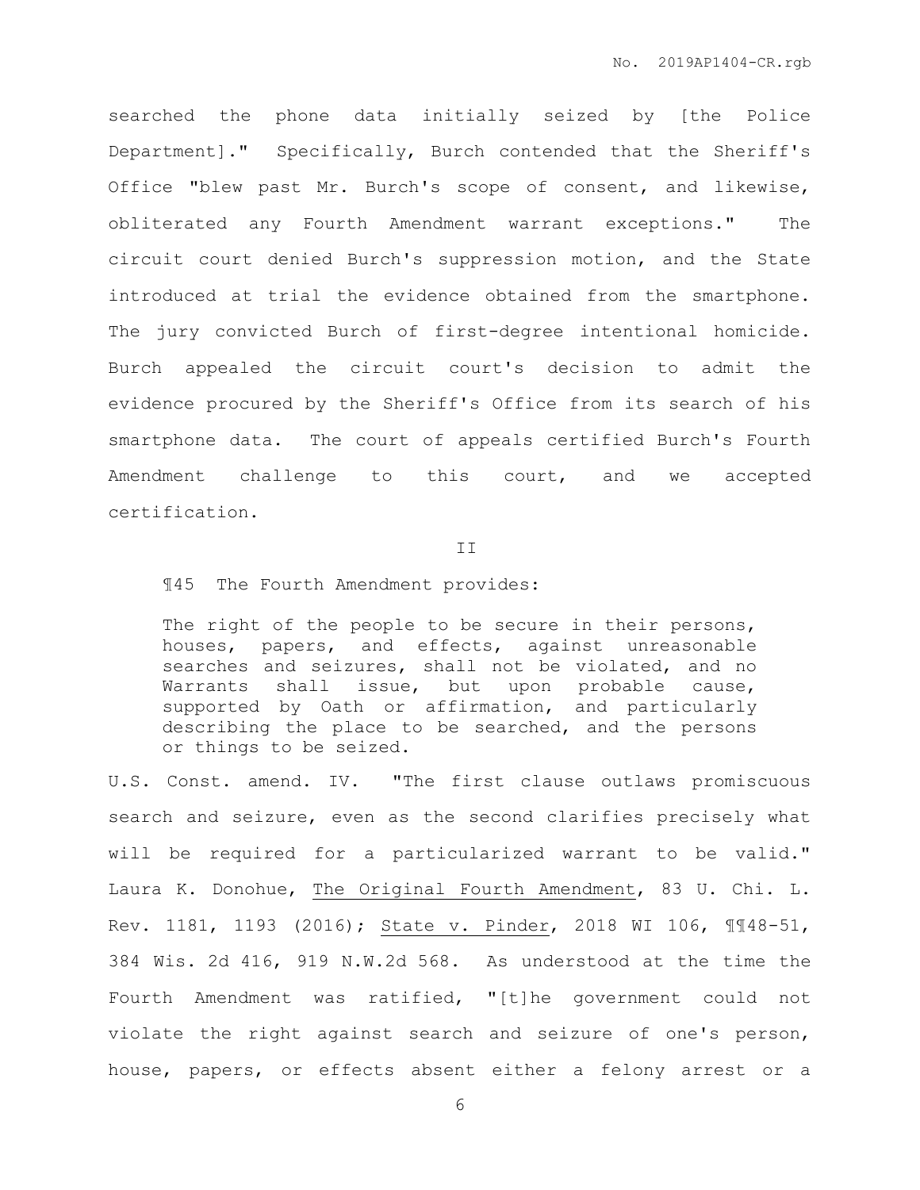searched the phone data initially seized by [the Police Department]." Specifically, Burch contended that the Sheriff's Office "blew past Mr. Burch's scope of consent, and likewise, obliterated any Fourth Amendment warrant exceptions." The circuit court denied Burch's suppression motion, and the State introduced at trial the evidence obtained from the smartphone. The jury convicted Burch of first-degree intentional homicide. Burch appealed the circuit court's decision to admit the evidence procured by the Sheriff's Office from its search of his smartphone data. The court of appeals certified Burch's Fourth Amendment challenge to this court, and we accepted certification.

## II

¶45 The Fourth Amendment provides:

> The right of the people to be secure in their persons, houses, papers, and effects, against unreasonable searches and seizures, shall not be violated, and no Warrants shall issue, but upon probable cause, supported by Oath or affirmation, and particularly describing the place to be searched, and the persons or things to be seized.

U.S. Const. amend. IV. "The first clause outlaws promiscuous search and seizure, even as the second clarifies precisely what will be required for a particularized warrant to be valid." Laura K. Donohue, The Original Fourth Amendment, 83 U. Chi. L. Rev. 1181, 1193 (2016); State v. Pinder, 2018 WI 106, ¶¶48-51, 384 Wis. 2d 416, 919 N.W.2d 568. As understood at the time the Fourth Amendment was ratified, "[t]he government could not violate the right against search and seizure of one's person, house, papers, or effects absent either a felony arrest or a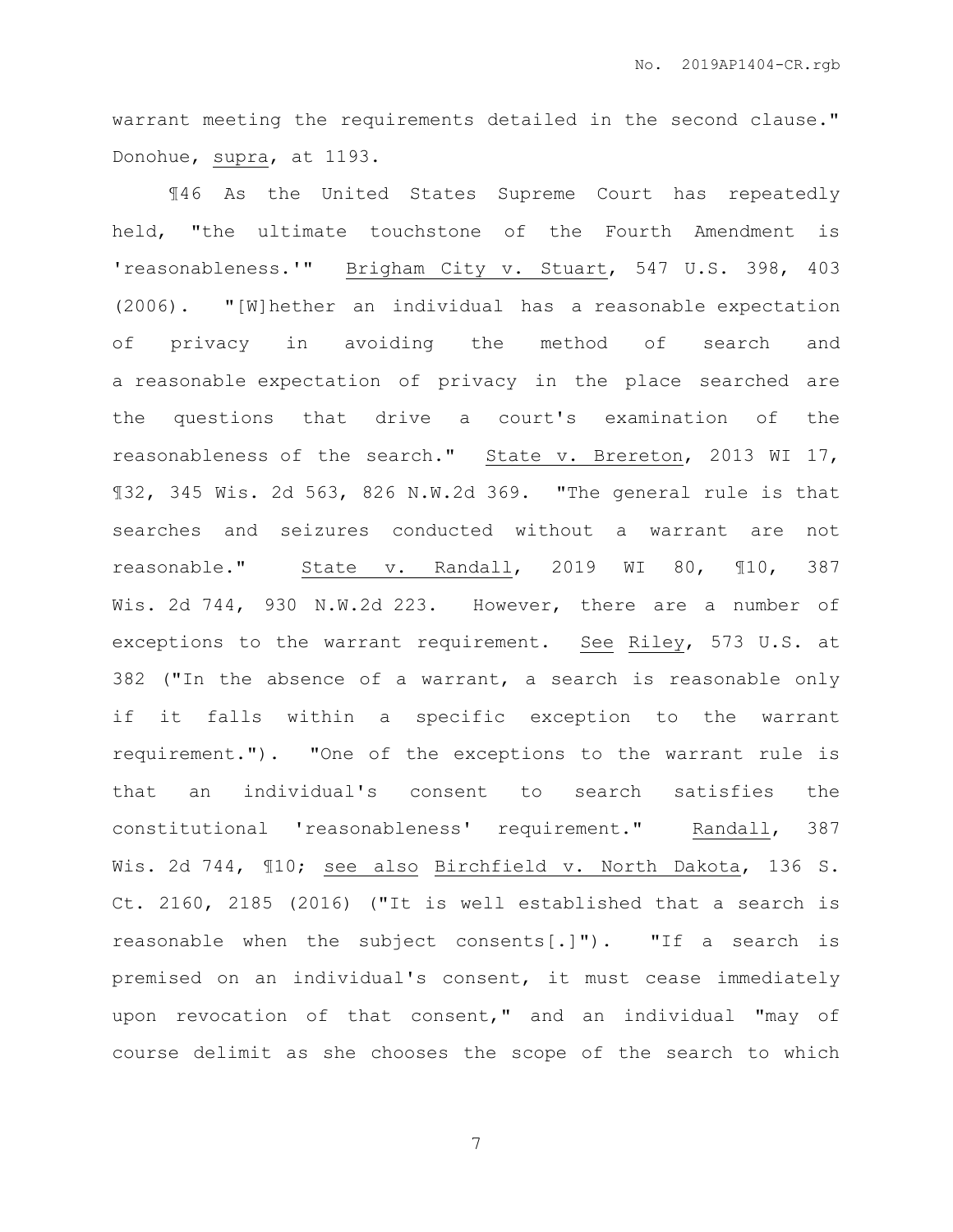warrant meeting the requirements detailed in the second clause." Donohue, supra, at 1193.

¶46 As the United States Supreme Court has repeatedly held, "the ultimate touchstone of the Fourth Amendment is 'reasonableness.'" Brigham City v. Stuart, 547 U.S. 398, 403 (2006). "[W]hether an individual has a reasonable expectation of privacy in avoiding the method of search and a reasonable expectation of privacy in the place searched are the questions that drive a court's examination of the reasonableness of the search." State v. Brereton, 2013 WI 17, ¶32, 345 Wis. 2d 563, 826 N.W.2d 369. "The general rule is that searches and seizures conducted without a warrant are not reasonable." State v. Randall, 2019 WI 80, ¶10, 387 Wis. 2d 744, 930 N.W.2d 223. However, there are a number of exceptions to the warrant requirement. See Riley, 573 U.S. at 382 ("In the absence of a warrant, a search is reasonable only if it falls within a specific exception to the warrant requirement."). "One of the exceptions to the warrant rule is that an individual's consent to search satisfies the constitutional 'reasonableness' requirement." Randall, 387 Wis. 2d 744, ¶10; see also Birchfield v. North Dakota, 136 S. Ct. 2160, 2185 (2016) ("It is well established that a search is reasonable when the subject consents[.]"). "If a search is premised on an individual's consent, it must cease immediately upon revocation of that consent," and an individual "may of course delimit as she chooses the scope of the search to which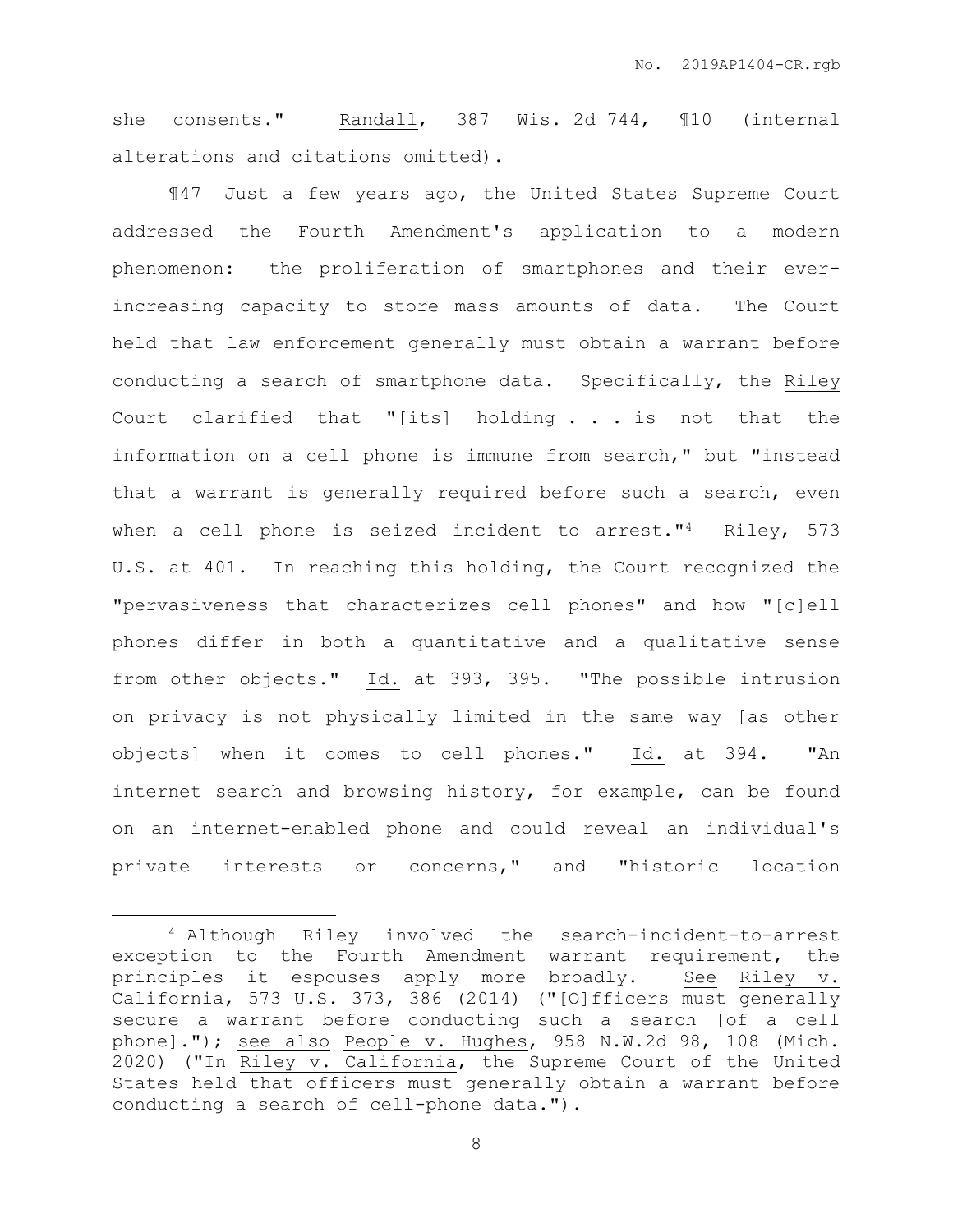she consents." Randall, 387 Wis. 2d 744, ¶10 (internal alterations and citations omitted).

¶47 Just a few years ago, the United States Supreme Court addressed the Fourth Amendment's application to a modern phenomenon: the proliferation of smartphones and their ever-increasing capacity to store mass amounts of data. The Court held that law enforcement generally must obtain a warrant before conducting a search of smartphone data. Specifically, the Riley Court clarified that "[its] holding . . . is not that the information on a cell phone is immune from search," but "instead that a warrant is generally required before such a search, even when a cell phone is seized incident to arrest."[4] Riley, 573 U.S. at 401. In reaching this holding, the Court recognized the "pervasiveness that characterizes cell phones" and how "[c]ell phones differ in both a quantitative and a qualitative sense from other objects." Id. at 393, 395. "The possible intrusion on privacy is not physically limited in the same way [as other objects] when it comes to cell phones." Id. at 394. "An internet search and browsing history, for example, can be found on an internet-enabled phone and could reveal an individual's private interests or concerns," and "historic location

---

[4] Although Riley involved the search-incident-to-arrest exception to the Fourth Amendment warrant requirement, the principles it espouses apply more broadly. See Riley v. California, 573 U.S. 373, 386 (2014) ("[O]fficers must generally secure a warrant before conducting such a search [of a cell phone]."); see also People v. Hughes, 958 N.W.2d 98, 108 (Mich. 2020) ("In Riley v. California, the Supreme Court of the United States held that officers must generally obtain a warrant before conducting a search of cell-phone data.").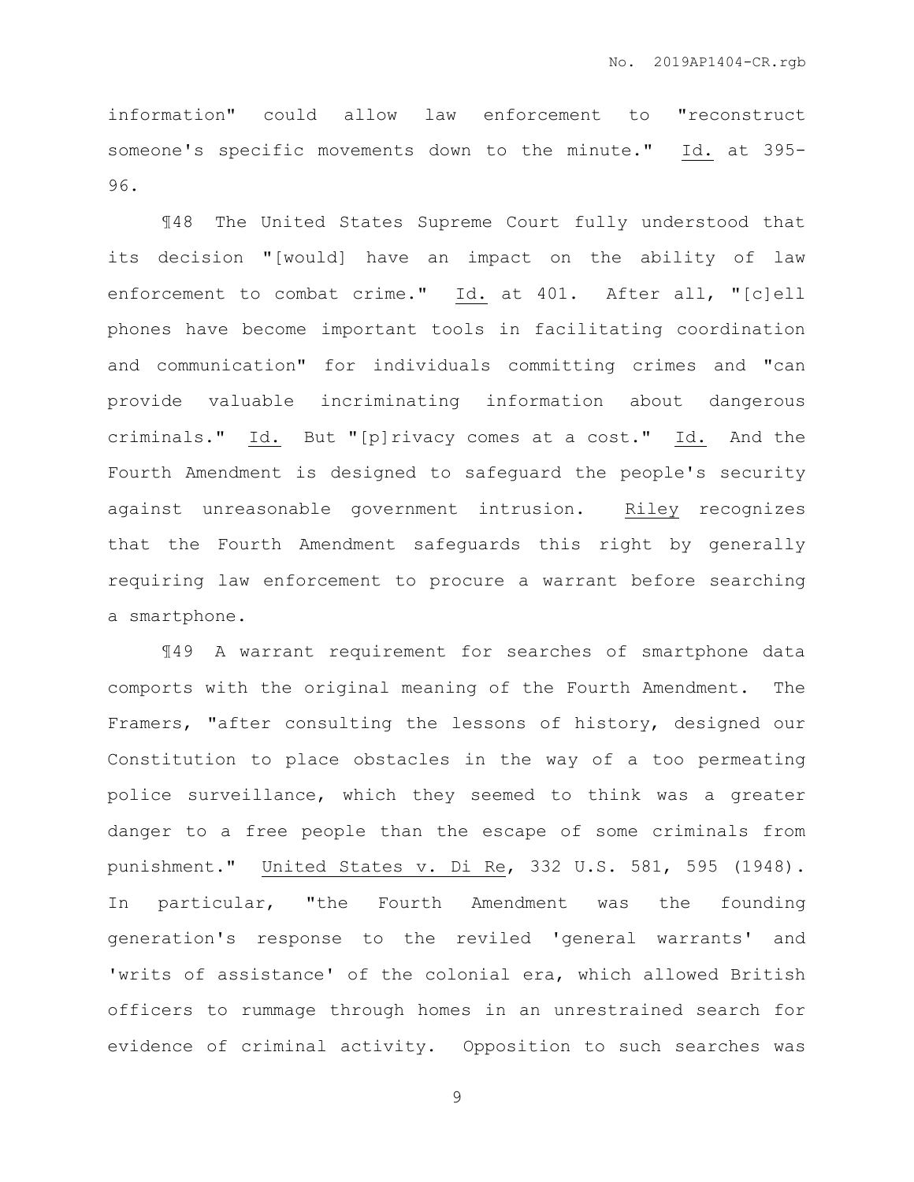information" could allow law enforcement to "reconstruct someone's specific movements down to the minute." Id. at 395-96.

¶48 The United States Supreme Court fully understood that its decision "[would] have an impact on the ability of law enforcement to combat crime." Id. at 401. After all, "[c]ell phones have become important tools in facilitating coordination and communication" for individuals committing crimes and "can provide valuable incriminating information about dangerous criminals." Id. But "[p]rivacy comes at a cost." Id. And the Fourth Amendment is designed to safeguard the people's security against unreasonable government intrusion. Riley recognizes that the Fourth Amendment safeguards this right by generally requiring law enforcement to procure a warrant before searching a smartphone.

¶49 A warrant requirement for searches of smartphone data comports with the original meaning of the Fourth Amendment. The Framers, "after consulting the lessons of history, designed our Constitution to place obstacles in the way of a too permeating police surveillance, which they seemed to think was a greater danger to a free people than the escape of some criminals from punishment." United States v. Di Re, 332 U.S. 581, 595 (1948). In particular, "the Fourth Amendment was the founding generation's response to the reviled 'general warrants' and 'writs of assistance' of the colonial era, which allowed British officers to rummage through homes in an unrestrained search for evidence of criminal activity. Opposition to such searches was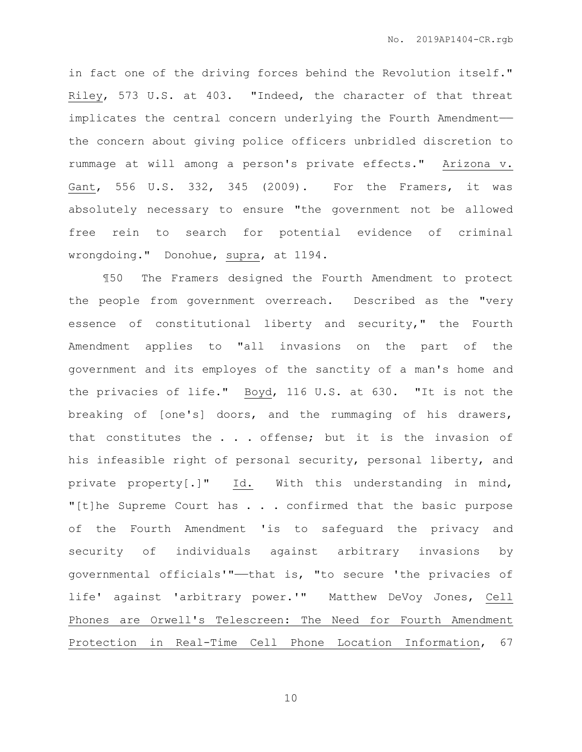in fact one of the driving forces behind the Revolution itself." Riley, 573 U.S. at 403. "Indeed, the character of that threat implicates the central concern underlying the Fourth Amendment——the concern about giving police officers unbridled discretion to rummage at will among a person's private effects." Arizona v. Gant, 556 U.S. 332, 345 (2009). For the Framers, it was absolutely necessary to ensure "the government not be allowed free rein to search for potential evidence of criminal wrongdoing." Donohue, supra, at 1194.

¶50 The Framers designed the Fourth Amendment to protect the people from government overreach. Described as the "very essence of constitutional liberty and security," the Fourth Amendment applies to "all invasions on the part of the government and its employes of the sanctity of a man's home and the privacies of life." Boyd, 116 U.S. at 630. "It is not the breaking of [one's] doors, and the rummaging of his drawers, that constitutes the . . . offense; but it is the invasion of his infeasible right of personal security, personal liberty, and private property[.]" Id. With this understanding in mind, "[t]he Supreme Court has . . . confirmed that the basic purpose of the Fourth Amendment 'is to safeguard the privacy and security of individuals against arbitrary invasions by governmental officials'"——that is, "to secure 'the privacies of life' against 'arbitrary power.'" Matthew DeVoy Jones, Cell Phones are Orwell's Telescreen: The Need for Fourth Amendment Protection in Real-Time Cell Phone Location Information, 67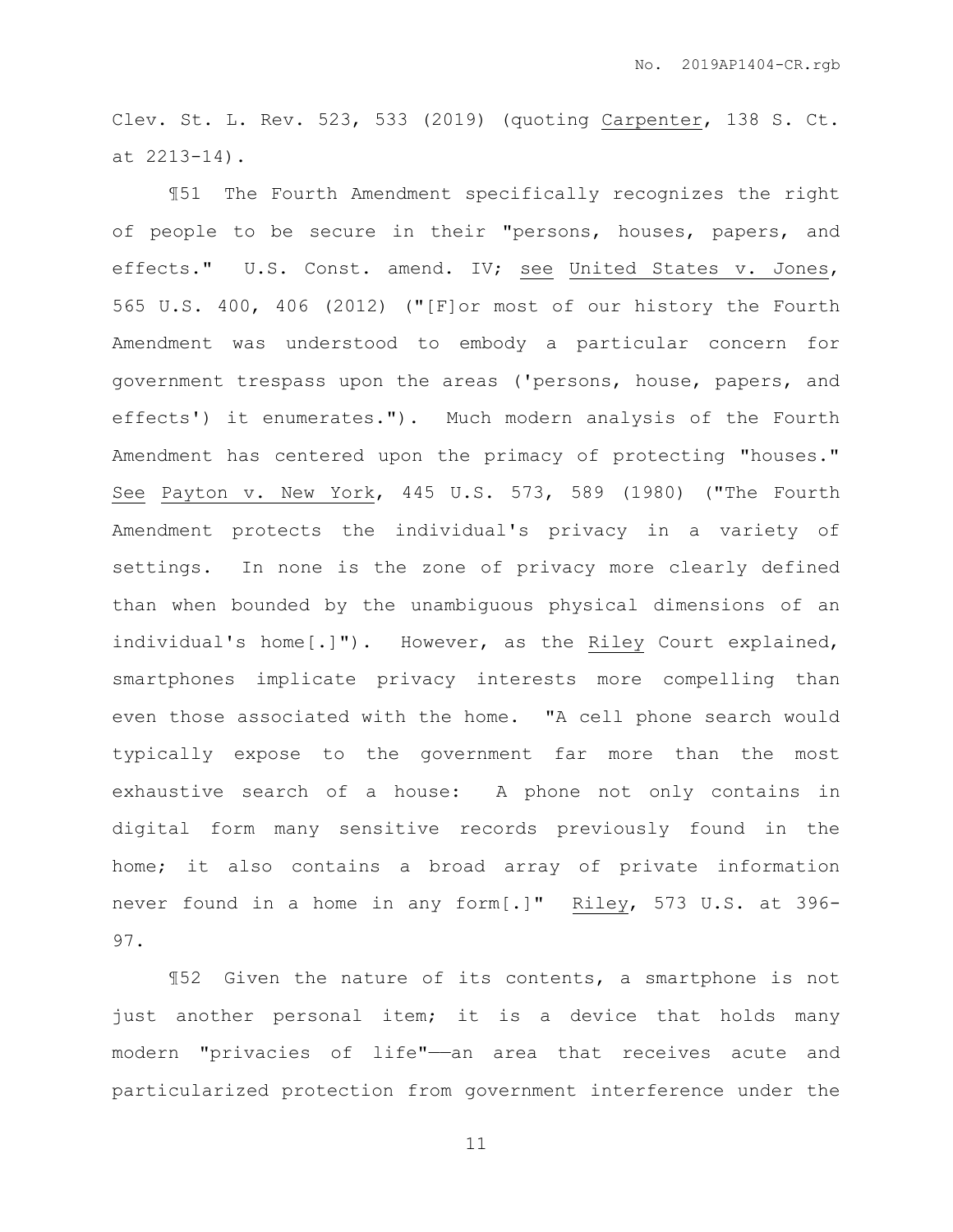Clev. St. L. Rev. 523, 533 (2019) (quoting Carpenter, 138 S. Ct. at 2213-14).

¶51 The Fourth Amendment specifically recognizes the right of people to be secure in their "persons, houses, papers, and effects." U.S. Const. amend. IV; see United States v. Jones, 565 U.S. 400, 406 (2012) ("[F]or most of our history the Fourth Amendment was understood to embody a particular concern for government trespass upon the areas ('persons, house, papers, and effects') it enumerates."). Much modern analysis of the Fourth Amendment has centered upon the primacy of protecting "houses." See Payton v. New York, 445 U.S. 573, 589 (1980) ("The Fourth Amendment protects the individual's privacy in a variety of settings. In none is the zone of privacy more clearly defined than when bounded by the unambiguous physical dimensions of an individual's home[.]"). However, as the Riley Court explained, smartphones implicate privacy interests more compelling than even those associated with the home. "A cell phone search would typically expose to the government far more than the most exhaustive search of a house: A phone not only contains in digital form many sensitive records previously found in the home; it also contains a broad array of private information never found in a home in any form[.]" Riley, 573 U.S. at 396-97.

¶52 Given the nature of its contents, a smartphone is not just another personal item; it is a device that holds many modern "privacies of life"——an area that receives acute and particularized protection from government interference under the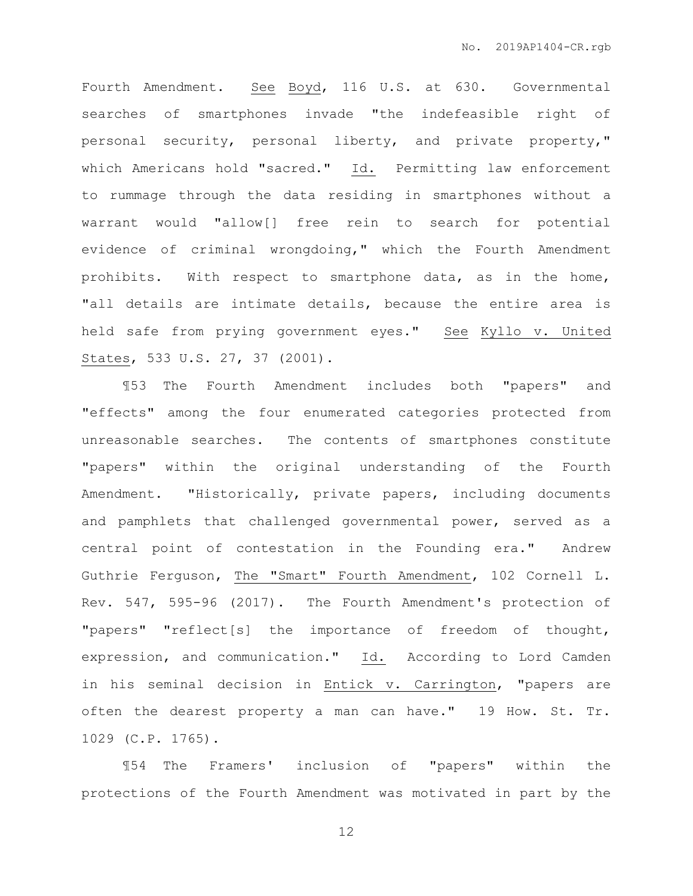Fourth Amendment. See Boyd, 116 U.S. at 630. Governmental searches of smartphones invade "the indefeasible right of personal security, personal liberty, and private property," which Americans hold "sacred." Id. Permitting law enforcement to rummage through the data residing in smartphones without a warrant would "allow[] free rein to search for potential evidence of criminal wrongdoing," which the Fourth Amendment prohibits. With respect to smartphone data, as in the home, "all details are intimate details, because the entire area is held safe from prying government eyes." See Kyllo v. United States, 533 U.S. 27, 37 (2001).

¶53 The Fourth Amendment includes both "papers" and "effects" among the four enumerated categories protected from unreasonable searches. The contents of smartphones constitute "papers" within the original understanding of the Fourth Amendment. "Historically, private papers, including documents and pamphlets that challenged governmental power, served as a central point of contestation in the Founding era." Andrew Guthrie Ferguson, The "Smart" Fourth Amendment, 102 Cornell L. Rev. 547, 595-96 (2017). The Fourth Amendment's protection of "papers" "reflect[s] the importance of freedom of thought, expression, and communication." Id. According to Lord Camden in his seminal decision in Entick v. Carrington, "papers are often the dearest property a man can have." 19 How. St. Tr. 1029 (C.P. 1765).

¶54 The Framers' inclusion of "papers" within the protections of the Fourth Amendment was motivated in part by the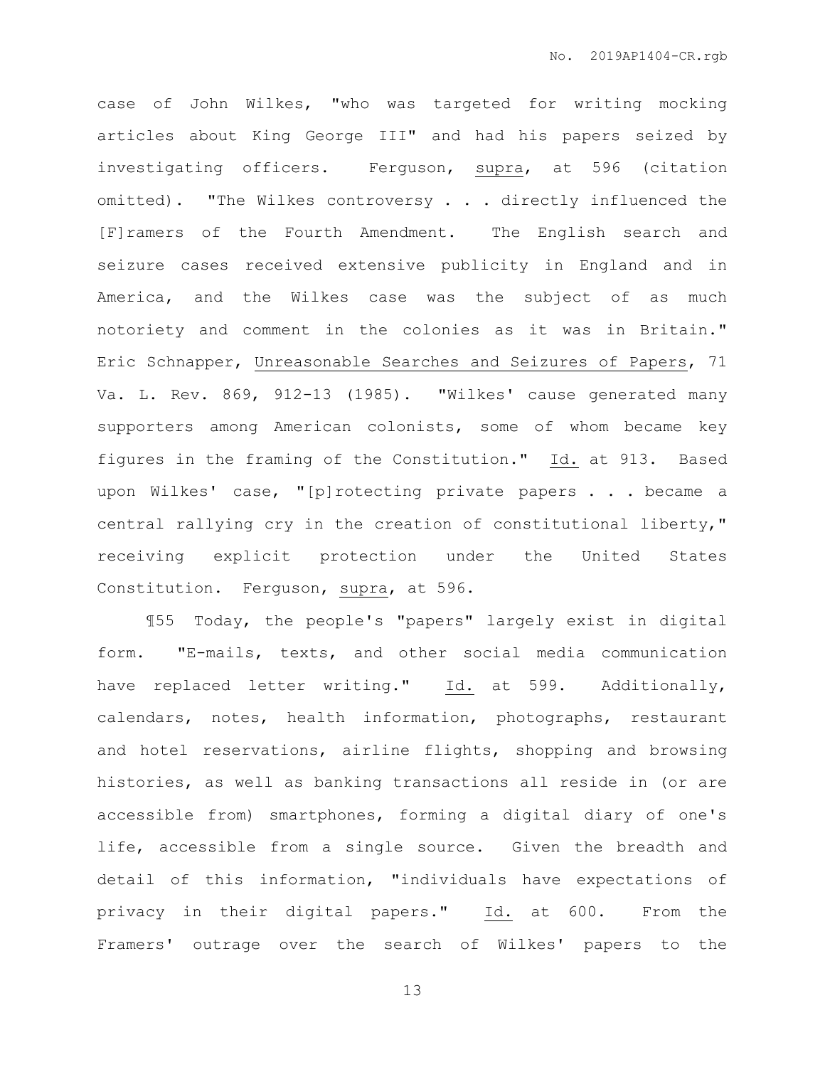case of John Wilkes, "who was targeted for writing mocking articles about King George III" and had his papers seized by investigating officers. Ferguson, *supra*, at 596 (citation omitted). "The Wilkes controversy . . . directly influenced the [F]ramers of the Fourth Amendment. The English search and seizure cases received extensive publicity in England and in America, and the Wilkes case was the subject of as much notoriety and comment in the colonies as it was in Britain." Eric Schnapper, *Unreasonable Searches and Seizures of Papers*, 71 Va. L. Rev. 869, 912-13 (1985). "Wilkes' cause generated many supporters among American colonists, some of whom became key figures in the framing of the Constitution." *Id.* at 913. Based upon Wilkes' case, "[p]rotecting private papers . . . became a central rallying cry in the creation of constitutional liberty," receiving explicit protection under the United States Constitution. Ferguson, *supra*, at 596.

¶55 Today, the people's "papers" largely exist in digital form. "E-mails, texts, and other social media communication have replaced letter writing." *Id.* at 599. Additionally, calendars, notes, health information, photographs, restaurant and hotel reservations, airline flights, shopping and browsing histories, as well as banking transactions all reside in (or are accessible from) smartphones, forming a digital diary of one's life, accessible from a single source. Given the breadth and detail of this information, "individuals have expectations of privacy in their digital papers." *Id.* at 600. From the Framers' outrage over the search of Wilkes' papers to the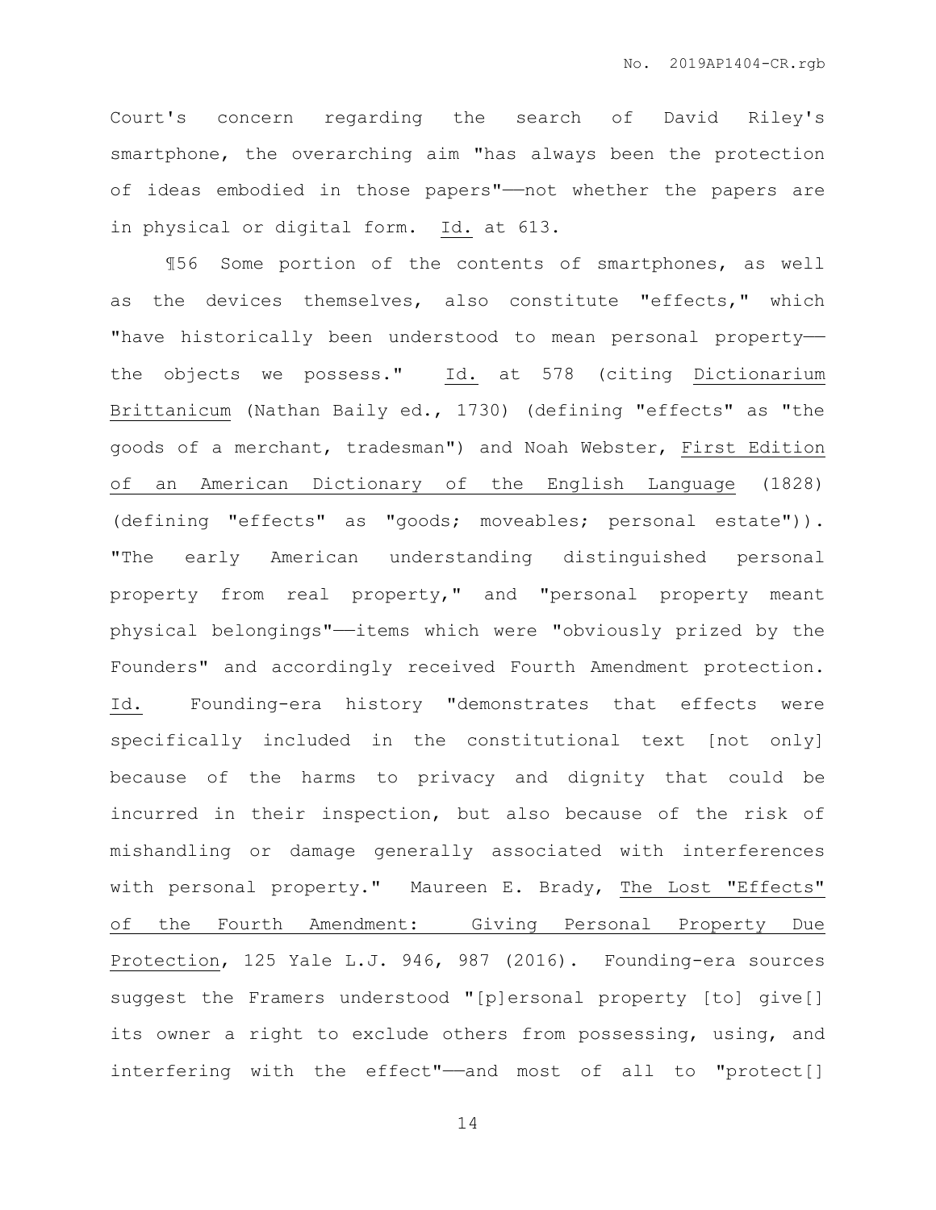Court's concern regarding the search of David Riley's smartphone, the overarching aim "has always been the protection of ideas embodied in those papers"——not whether the papers are in physical or digital form. Id. at 613.

¶56 Some portion of the contents of smartphones, as well as the devices themselves, also constitute "effects," which "have historically been understood to mean personal property——the objects we possess." Id. at 578 (citing Dictionarium Brittanicum (Nathan Baily ed., 1730) (defining "effects" as "the goods of a merchant, tradesman") and Noah Webster, First Edition of an American Dictionary of the English Language (1828) (defining "effects" as "goods; moveables; personal estate")). "The early American understanding distinguished personal property from real property," and "personal property meant physical belongings"——items which were "obviously prized by the Founders" and accordingly received Fourth Amendment protection. Id. Founding-era history "demonstrates that effects were specifically included in the constitutional text [not only] because of the harms to privacy and dignity that could be incurred in their inspection, but also because of the risk of mishandling or damage generally associated with interferences with personal property." Maureen E. Brady, The Lost "Effects" of the Fourth Amendment: Giving Personal Property Due Protection, 125 Yale L.J. 946, 987 (2016). Founding-era sources suggest the Framers understood "[p]ersonal property [to] give[] its owner a right to exclude others from possessing, using, and interfering with the effect"——and most of all to "protect[]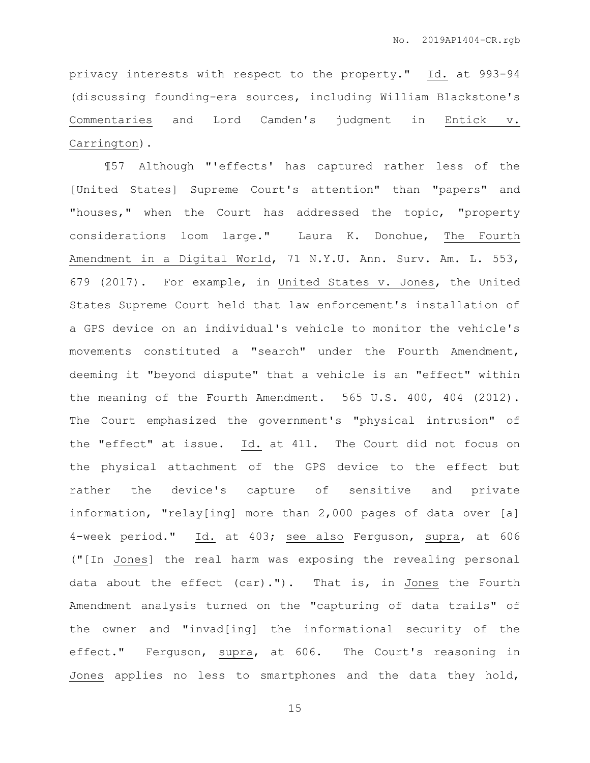privacy interests with respect to the property." Id. at 993-94 (discussing founding-era sources, including William Blackstone's Commentaries and Lord Camden's judgment in Entick v. Carrington).

¶57 Although "'effects' has captured rather less of the [United States] Supreme Court's attention" than "papers" and "houses," when the Court has addressed the topic, "property considerations loom large." Laura K. Donohue, The Fourth Amendment in a Digital World, 71 N.Y.U. Ann. Surv. Am. L. 553, 679 (2017). For example, in United States v. Jones, the United States Supreme Court held that law enforcement's installation of a GPS device on an individual's vehicle to monitor the vehicle's movements constituted a "search" under the Fourth Amendment, deeming it "beyond dispute" that a vehicle is an "effect" within the meaning of the Fourth Amendment. 565 U.S. 400, 404 (2012). The Court emphasized the government's "physical intrusion" of the "effect" at issue. Id. at 411. The Court did not focus on the physical attachment of the GPS device to the effect but rather the device's capture of sensitive and private information, "relay[ing] more than 2,000 pages of data over [a] 4-week period." Id. at 403; see also Ferguson, supra, at 606 ("[In Jones] the real harm was exposing the revealing personal data about the effect (car)."). That is, in Jones the Fourth Amendment analysis turned on the "capturing of data trails" of the owner and "invad[ing] the informational security of the effect." Ferguson, supra, at 606. The Court's reasoning in Jones applies no less to smartphones and the data they hold,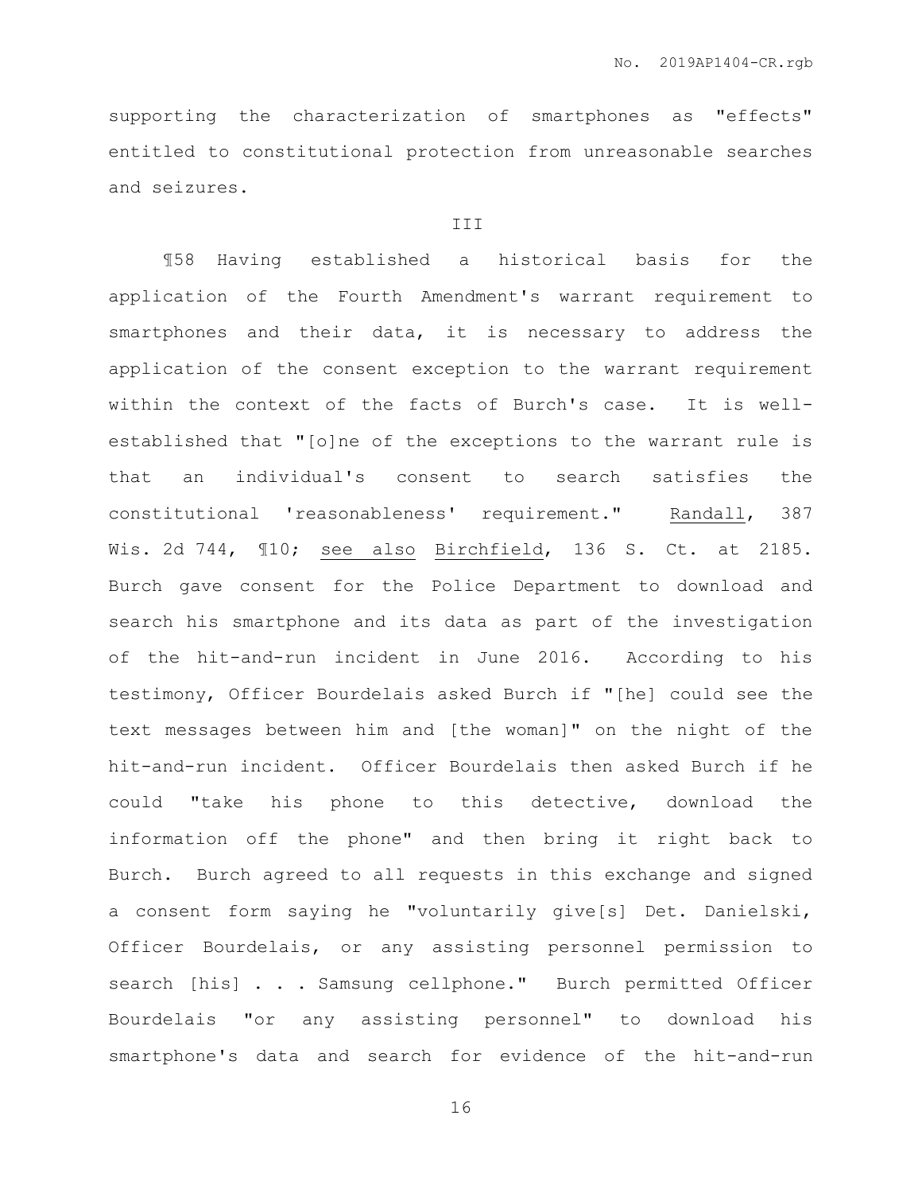supporting the characterization of smartphones as "effects" entitled to constitutional protection from unreasonable searches and seizures.

III

¶58 Having established a historical basis for the application of the Fourth Amendment's warrant requirement to smartphones and their data, it is necessary to address the application of the consent exception to the warrant requirement within the context of the facts of Burch's case. It is well-established that "[o]ne of the exceptions to the warrant rule is that an individual's consent to search satisfies the constitutional 'reasonableness' requirement." Randall, 387 Wis. 2d 744, ¶10; see also Birchfield, 136 S. Ct. at 2185. Burch gave consent for the Police Department to download and search his smartphone and its data as part of the investigation of the hit-and-run incident in June 2016. According to his testimony, Officer Bourdelais asked Burch if "[he] could see the text messages between him and [the woman]" on the night of the hit-and-run incident. Officer Bourdelais then asked Burch if he could "take his phone to this detective, download the information off the phone" and then bring it right back to Burch. Burch agreed to all requests in this exchange and signed a consent form saying he "voluntarily give[s] Det. Danielski, Officer Bourdelais, or any assisting personnel permission to search [his] . . . Samsung cellphone." Burch permitted Officer Bourdelais "or any assisting personnel" to download his smartphone's data and search for evidence of the hit-and-run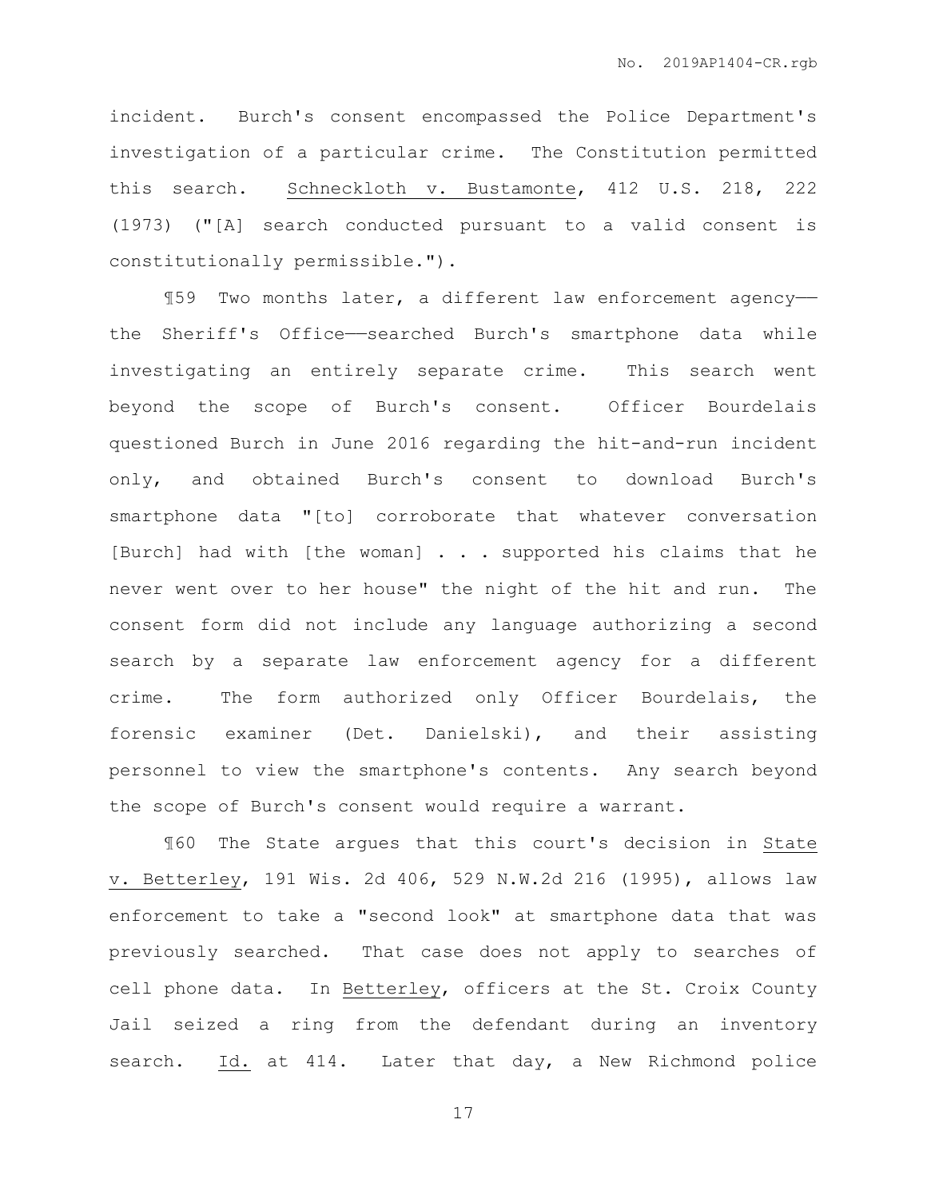incident. Burch's consent encompassed the Police Department's investigation of a particular crime. The Constitution permitted this search. Schneckloth v. Bustamonte, 412 U.S. 218, 222 (1973) ("[A] search conducted pursuant to a valid consent is constitutionally permissible.").

¶59 Two months later, a different law enforcement agency——the Sheriff's Office——searched Burch's smartphone data while investigating an entirely separate crime. This search went beyond the scope of Burch's consent. Officer Bourdelais questioned Burch in June 2016 regarding the hit-and-run incident only, and obtained Burch's consent to download Burch's smartphone data "[to] corroborate that whatever conversation [Burch] had with [the woman] . . . supported his claims that he never went over to her house" the night of the hit and run. The consent form did not include any language authorizing a second search by a separate law enforcement agency for a different crime. The form authorized only Officer Bourdelais, the forensic examiner (Det. Danielski), and their assisting personnel to view the smartphone's contents. Any search beyond the scope of Burch's consent would require a warrant.

¶60 The State argues that this court's decision in State v. Betterley, 191 Wis. 2d 406, 529 N.W.2d 216 (1995), allows law enforcement to take a "second look" at smartphone data that was previously searched. That case does not apply to searches of cell phone data. In Betterley, officers at the St. Croix County Jail seized a ring from the defendant during an inventory search. Id. at 414. Later that day, a New Richmond police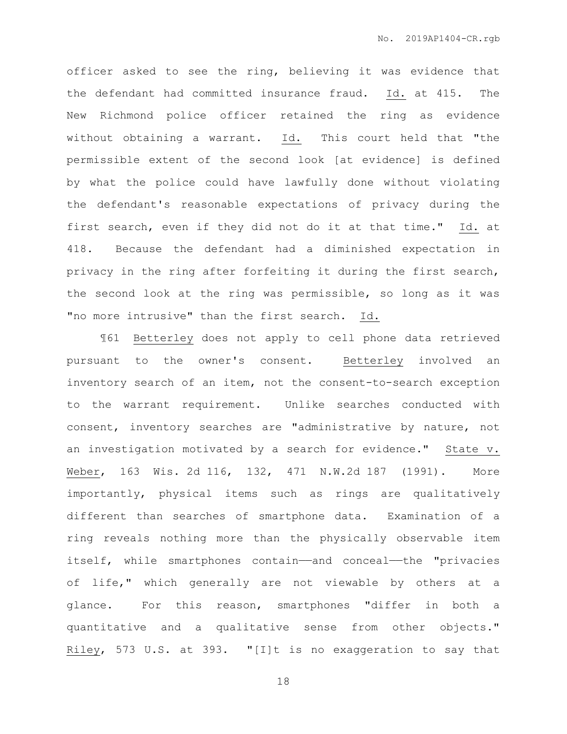officer asked to see the ring, believing it was evidence that the defendant had committed insurance fraud. Id. at 415. The New Richmond police officer retained the ring as evidence without obtaining a warrant. Id. This court held that "the permissible extent of the second look [at evidence] is defined by what the police could have lawfully done without violating the defendant's reasonable expectations of privacy during the first search, even if they did not do it at that time." Id. at 418. Because the defendant had a diminished expectation in privacy in the ring after forfeiting it during the first search, the second look at the ring was permissible, so long as it was "no more intrusive" than the first search. Id.

¶61 Betterley does not apply to cell phone data retrieved pursuant to the owner's consent. Betterley involved an inventory search of an item, not the consent-to-search exception to the warrant requirement. Unlike searches conducted with consent, inventory searches are "administrative by nature, not an investigation motivated by a search for evidence." State v. Weber, 163 Wis. 2d 116, 132, 471 N.W.2d 187 (1991). More importantly, physical items such as rings are qualitatively different than searches of smartphone data. Examination of a ring reveals nothing more than the physically observable item itself, while smartphones contain——and conceal——the "privacies of life," which generally are not viewable by others at a glance. For this reason, smartphones "differ in both a quantitative and a qualitative sense from other objects." Riley, 573 U.S. at 393. "[I]t is no exaggeration to say that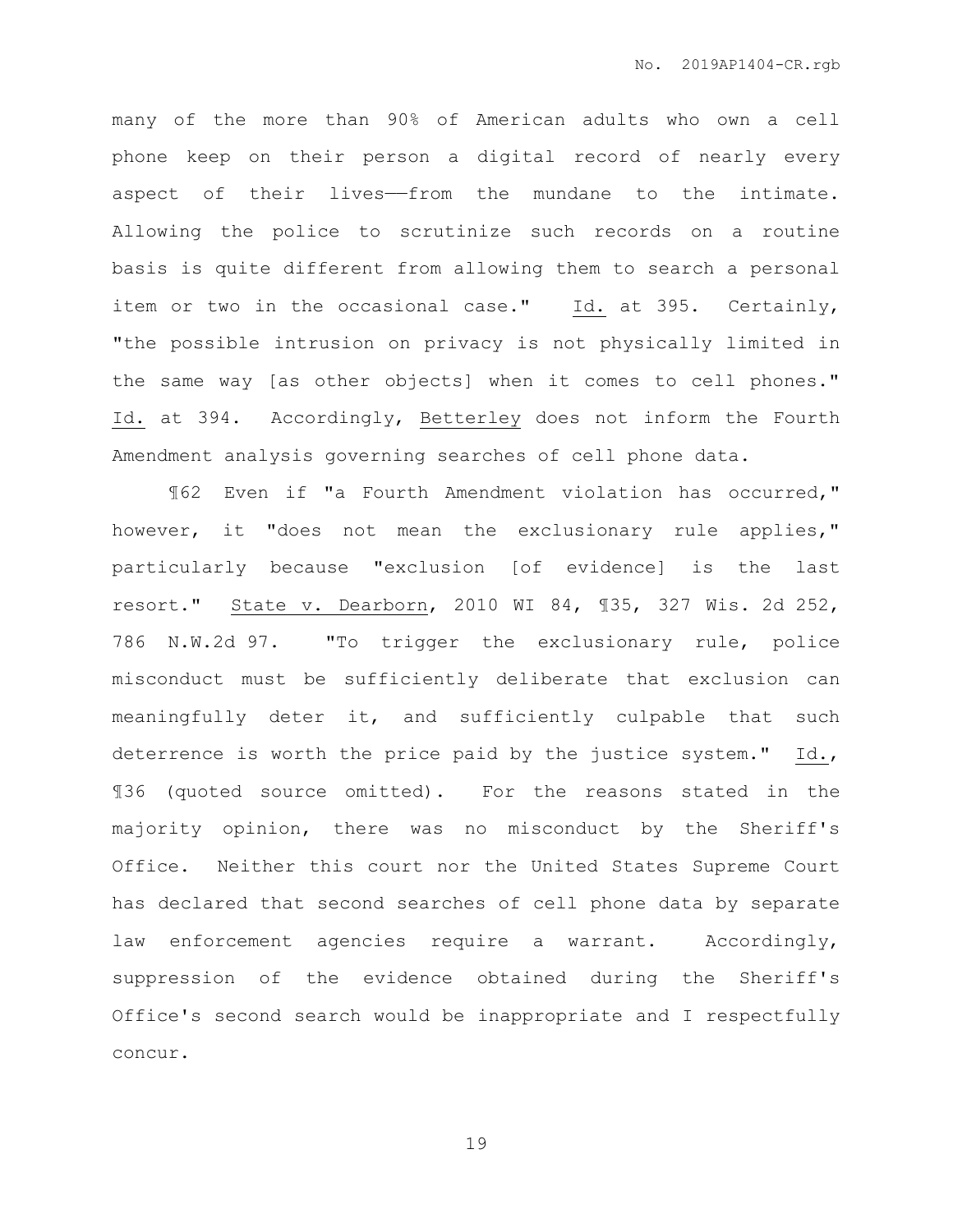many of the more than 90% of American adults who own a cell phone keep on their person a digital record of nearly every aspect of their lives——from the mundane to the intimate. Allowing the police to scrutinize such records on a routine basis is quite different from allowing them to search a personal item or two in the occasional case." Id. at 395. Certainly, "the possible intrusion on privacy is not physically limited in the same way [as other objects] when it comes to cell phones." Id. at 394. Accordingly, Betterley does not inform the Fourth Amendment analysis governing searches of cell phone data.

¶62 Even if "a Fourth Amendment violation has occurred," however, it "does not mean the exclusionary rule applies," particularly because "exclusion [of evidence] is the last resort." State v. Dearborn, 2010 WI 84, ¶35, 327 Wis. 2d 252, 786 N.W.2d 97. "To trigger the exclusionary rule, police misconduct must be sufficiently deliberate that exclusion can meaningfully deter it, and sufficiently culpable that such deterrence is worth the price paid by the justice system." Id., ¶36 (quoted source omitted). For the reasons stated in the majority opinion, there was no misconduct by the Sheriff's Office. Neither this court nor the United States Supreme Court has declared that second searches of cell phone data by separate law enforcement agencies require a warrant. Accordingly, suppression of the evidence obtained during the Sheriff's Office's second search would be inappropriate and I respectfully concur.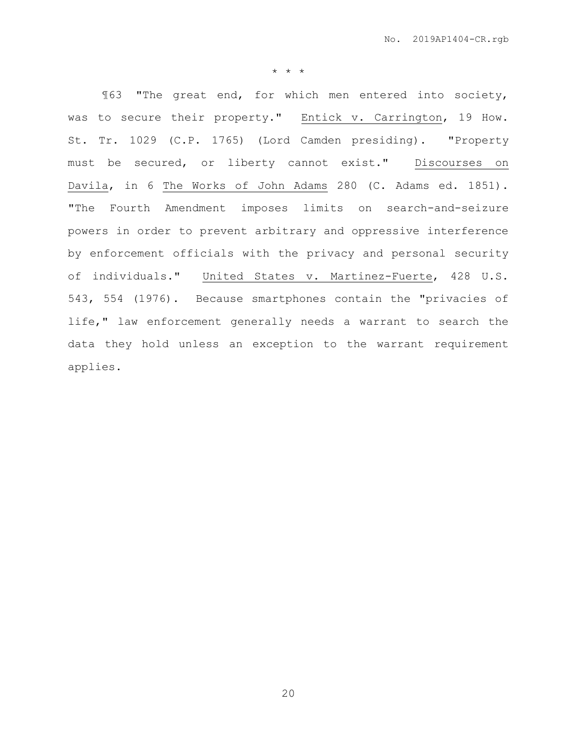\* \* \*

¶63 "The great end, for which men entered into society, was to secure their property." <u>Entick v. Carrington</u>, 19 How. St. Tr. 1029 (C.P. 1765) (Lord Camden presiding). "Property must be secured, or liberty cannot exist." <u>Discourses on Davila</u>, in 6 <u>The Works of John Adams</u> 280 (C. Adams ed. 1851). "The Fourth Amendment imposes limits on search-and-seizure powers in order to prevent arbitrary and oppressive interference by enforcement officials with the privacy and personal security of individuals." <u>United States v. Martinez-Fuerte</u>, 428 U.S. 543, 554 (1976). Because smartphones contain the "privacies of life," law enforcement generally needs a warrant to search the data they hold unless an exception to the warrant requirement applies.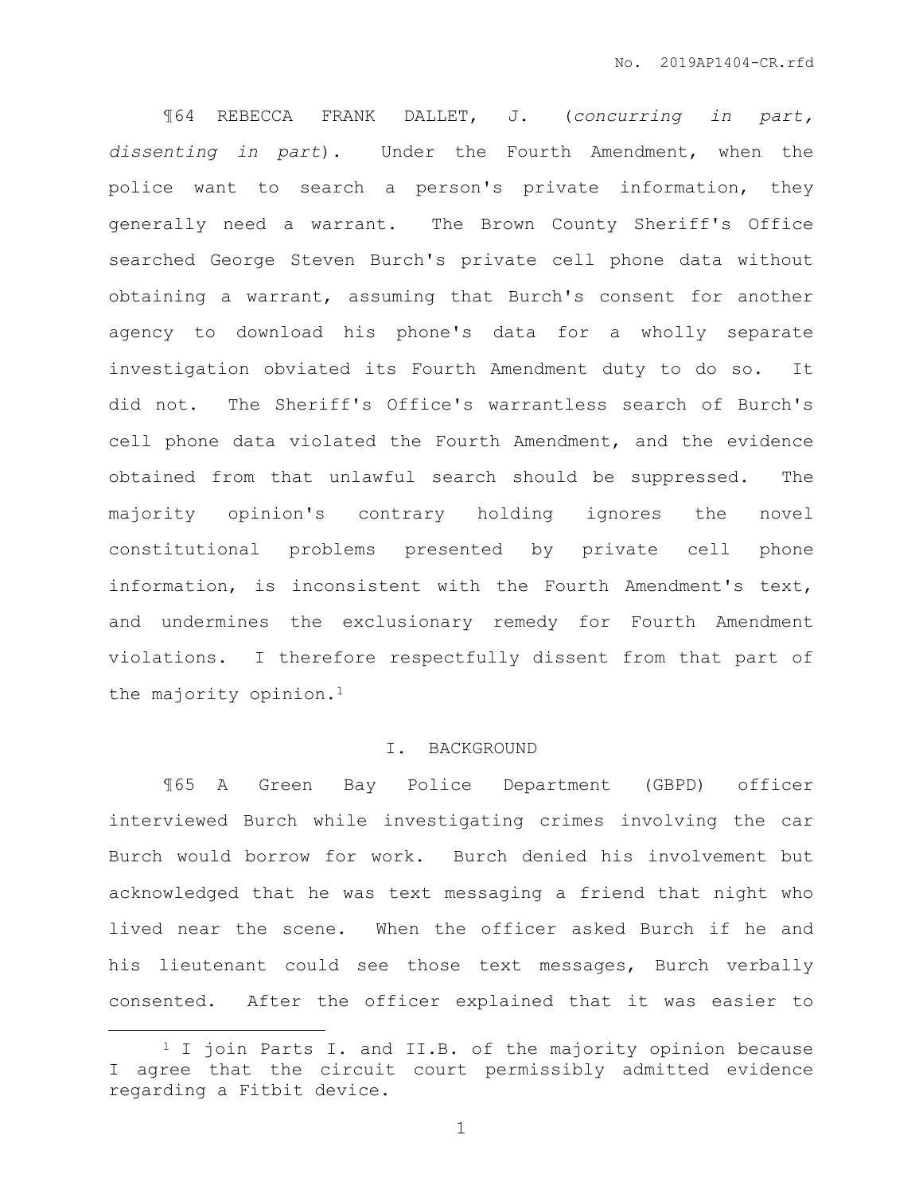¶64 REBECCA FRANK DALLET, J. (*concurring in part, dissenting in part*). Under the Fourth Amendment, when the police want to search a person's private information, they generally need a warrant. The Brown County Sheriff's Office searched George Steven Burch's private cell phone data without obtaining a warrant, assuming that Burch's consent for another agency to download his phone's data for a wholly separate investigation obviated its Fourth Amendment duty to do so. It did not. The Sheriff's Office's warrantless search of Burch's cell phone data violated the Fourth Amendment, and the evidence obtained from that unlawful search should be suppressed. The majority opinion's contrary holding ignores the novel constitutional problems presented by private cell phone information, is inconsistent with the Fourth Amendment's text, and undermines the exclusionary remedy for Fourth Amendment violations. I therefore respectfully dissent from that part of the majority opinion.[1]

## I. BACKGROUND

¶65 A Green Bay Police Department (GBPD) officer interviewed Burch while investigating crimes involving the car Burch would borrow for work. Burch denied his involvement but acknowledged that he was text messaging a friend that night who lived near the scene. When the officer asked Burch if he and his lieutenant could see those text messages, Burch verbally consented. After the officer explained that it was easier to

---

[1] I join Parts I. and II.B. of the majority opinion because I agree that the circuit court permissibly admitted evidence regarding a Fitbit device.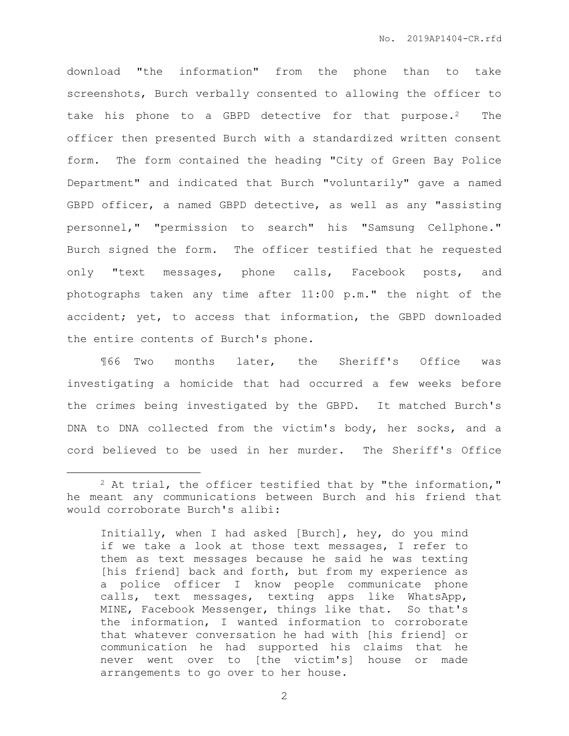download "the information" from the phone than to take screenshots, Burch verbally consented to allowing the officer to take his phone to a GBPD detective for that purpose.[2] The officer then presented Burch with a standardized written consent form. The form contained the heading "City of Green Bay Police Department" and indicated that Burch "voluntarily" gave a named GBPD officer, a named GBPD detective, as well as any "assisting personnel," "permission to search" his "Samsung Cellphone." Burch signed the form. The officer testified that he requested only "text messages, phone calls, Facebook posts, and photographs taken any time after 11:00 p.m." the night of the accident; yet, to access that information, the GBPD downloaded the entire contents of Burch's phone.

¶66 Two months later, the Sheriff's Office was investigating a homicide that had occurred a few weeks before the crimes being investigated by the GBPD. It matched Burch's DNA to DNA collected from the victim's body, her socks, and a cord believed to be used in her murder. The Sheriff's Office

---

[2] At trial, the officer testified that by "the information," he meant any communications between Burch and his friend that would corroborate Burch's alibi:

> Initially, when I had asked [Burch], hey, do you mind if we take a look at those text messages, I refer to them as text messages because he said he was texting [his friend] back and forth, but from my experience as a police officer I know people communicate phone calls, text messages, texting apps like WhatsApp, MINE, Facebook Messenger, things like that. So that's the information, I wanted information to corroborate that whatever conversation he had with [his friend] or communication he had supported his claims that he never went over to [the victim's] house or made arrangements to go over to her house.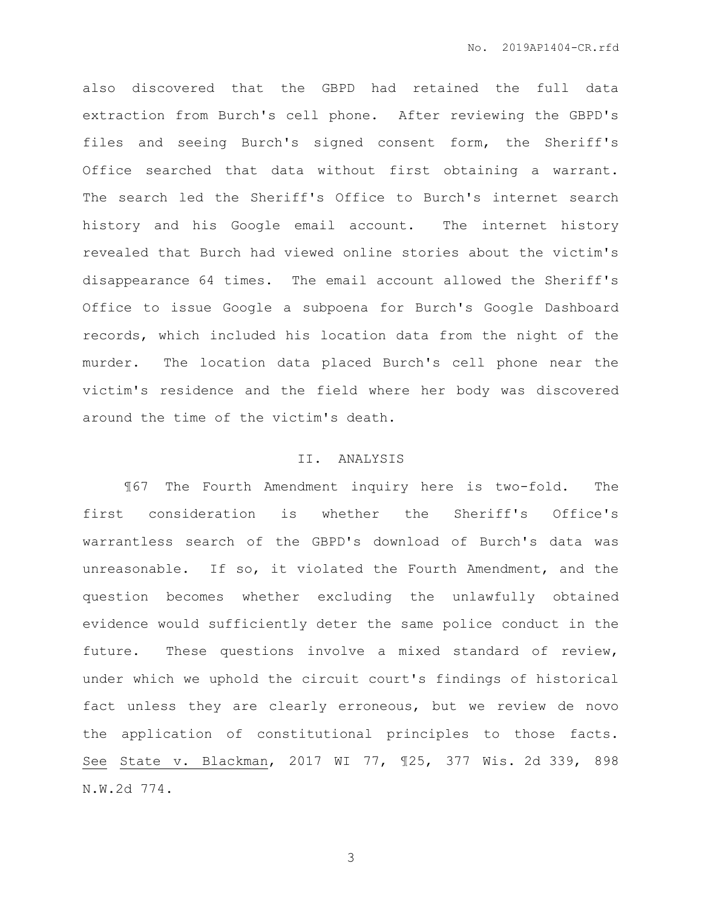also discovered that the GBPD had retained the full data extraction from Burch's cell phone. After reviewing the GBPD's files and seeing Burch's signed consent form, the Sheriff's Office searched that data without first obtaining a warrant. The search led the Sheriff's Office to Burch's internet search history and his Google email account. The internet history revealed that Burch had viewed online stories about the victim's disappearance 64 times. The email account allowed the Sheriff's Office to issue Google a subpoena for Burch's Google Dashboard records, which included his location data from the night of the murder. The location data placed Burch's cell phone near the victim's residence and the field where her body was discovered around the time of the victim's death.

## II. ANALYSIS

¶67 The Fourth Amendment inquiry here is two-fold. The first consideration is whether the Sheriff's Office's warrantless search of the GBPD's download of Burch's data was unreasonable. If so, it violated the Fourth Amendment, and the question becomes whether excluding the unlawfully obtained evidence would sufficiently deter the same police conduct in the future. These questions involve a mixed standard of review, under which we uphold the circuit court's findings of historical fact unless they are clearly erroneous, but we review de novo the application of constitutional principles to those facts. See State v. Blackman, 2017 WI 77, ¶25, 377 Wis. 2d 339, 898 N.W.2d 774.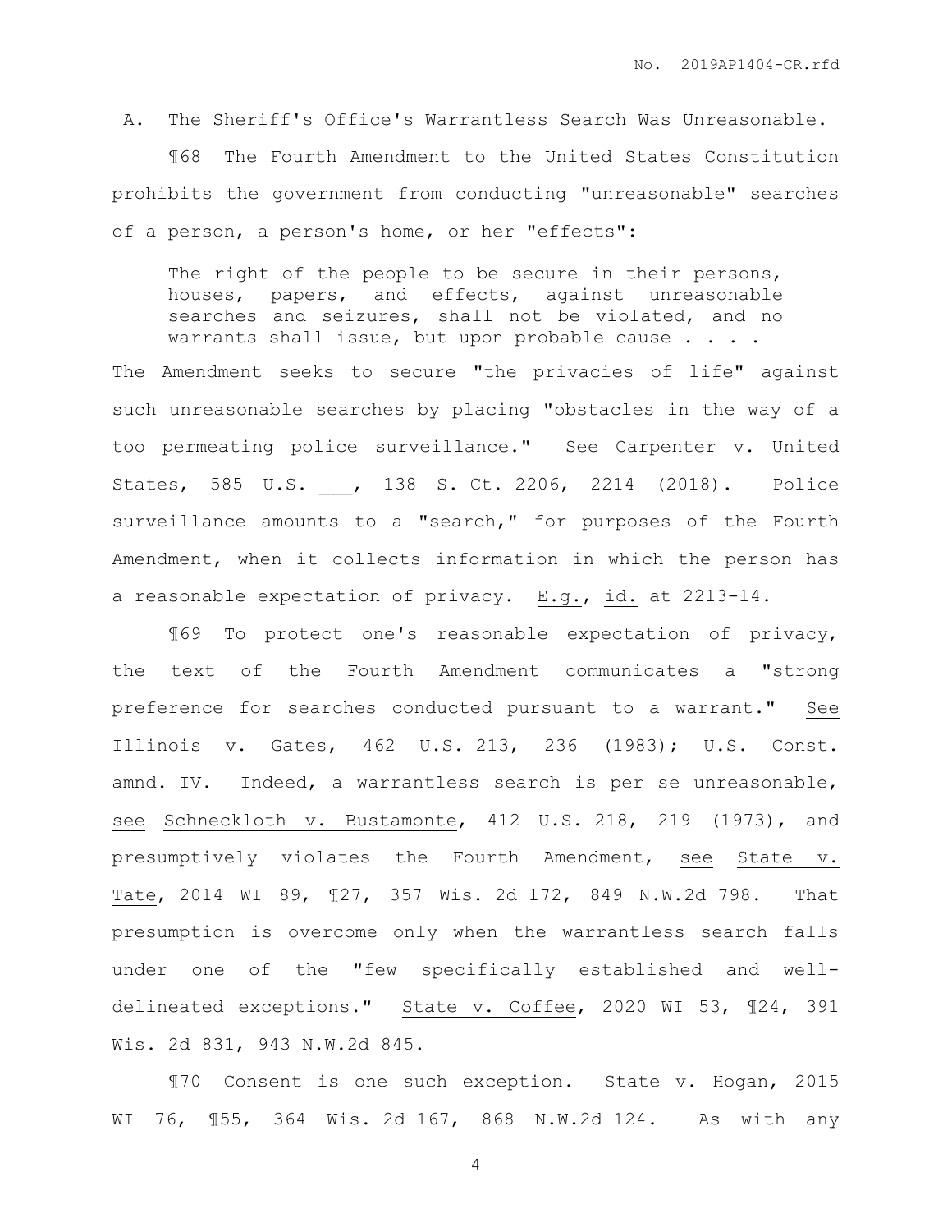A. The Sheriff's Office's Warrantless Search Was Unreasonable.

¶68 The Fourth Amendment to the United States Constitution prohibits the government from conducting "unreasonable" searches of a person, a person's home, or her "effects":

> The right of the people to be secure in their persons, houses, papers, and effects, against unreasonable searches and seizures, shall not be violated, and no warrants shall issue, but upon probable cause . . . .

The Amendment seeks to secure "the privacies of life" against such unreasonable searches by placing "obstacles in the way of a too permeating police surveillance." See Carpenter v. United States, 585 U.S. ___, 138 S. Ct. 2206, 2214 (2018). Police surveillance amounts to a "search," for purposes of the Fourth Amendment, when it collects information in which the person has a reasonable expectation of privacy. E.g., id. at 2213-14.

¶69 To protect one's reasonable expectation of privacy, the text of the Fourth Amendment communicates a "strong preference for searches conducted pursuant to a warrant." See Illinois v. Gates, 462 U.S. 213, 236 (1983); U.S. Const. amnd. IV. Indeed, a warrantless search is per se unreasonable, see Schneckloth v. Bustamonte, 412 U.S. 218, 219 (1973), and presumptively violates the Fourth Amendment, see State v. Tate, 2014 WI 89, ¶27, 357 Wis. 2d 172, 849 N.W.2d 798. That presumption is overcome only when the warrantless search falls under one of the "few specifically established and well-delineated exceptions." State v. Coffee, 2020 WI 53, ¶24, 391 Wis. 2d 831, 943 N.W.2d 845.

¶70 Consent is one such exception. State v. Hogan, 2015 WI 76, ¶55, 364 Wis. 2d 167, 868 N.W.2d 124. As with any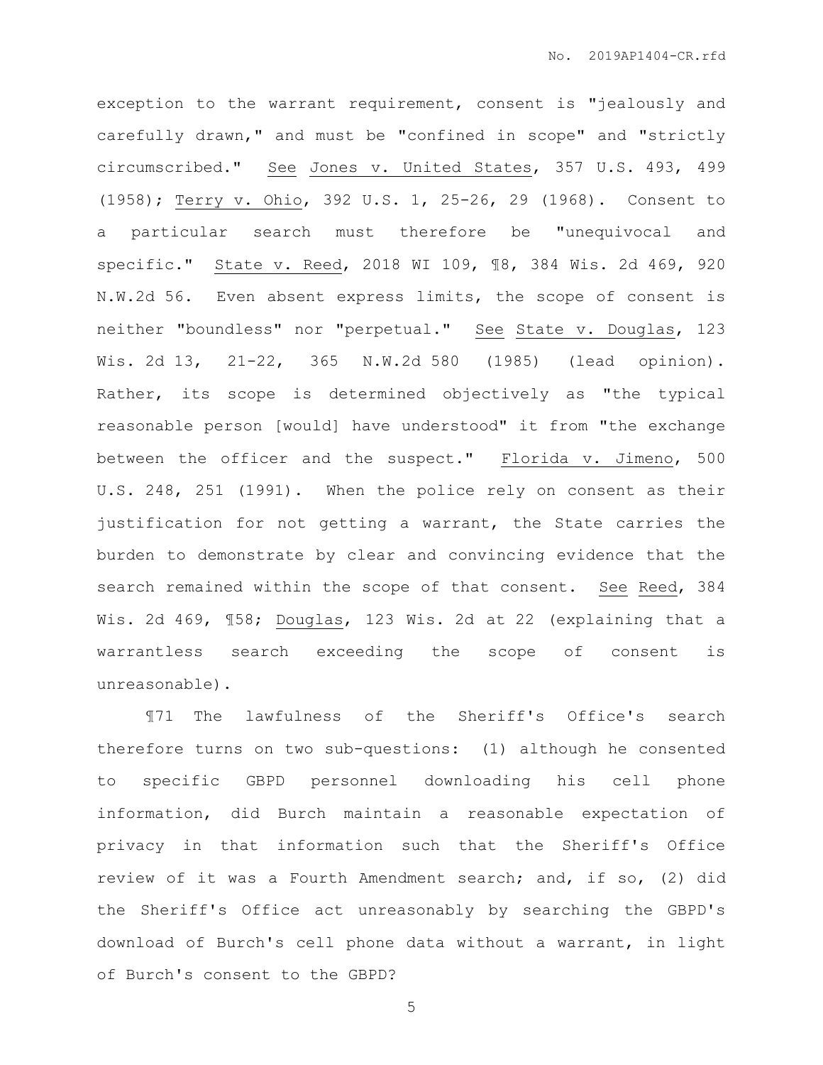exception to the warrant requirement, consent is "jealously and carefully drawn," and must be "confined in scope" and "strictly circumscribed." See Jones v. United States, 357 U.S. 493, 499 (1958); Terry v. Ohio, 392 U.S. 1, 25-26, 29 (1968). Consent to a particular search must therefore be "unequivocal and specific." State v. Reed, 2018 WI 109, ¶8, 384 Wis. 2d 469, 920 N.W.2d 56. Even absent express limits, the scope of consent is neither "boundless" nor "perpetual." See State v. Douglas, 123 Wis. 2d 13, 21-22, 365 N.W.2d 580 (1985) (lead opinion). Rather, its scope is determined objectively as "the typical reasonable person [would] have understood" it from "the exchange between the officer and the suspect." Florida v. Jimeno, 500 U.S. 248, 251 (1991). When the police rely on consent as their justification for not getting a warrant, the State carries the burden to demonstrate by clear and convincing evidence that the search remained within the scope of that consent. See Reed, 384 Wis. 2d 469, ¶58; Douglas, 123 Wis. 2d at 22 (explaining that a warrantless search exceeding the scope of consent is unreasonable).

¶71 The lawfulness of the Sheriff's Office's search therefore turns on two sub-questions: (1) although he consented to specific GBPD personnel downloading his cell phone information, did Burch maintain a reasonable expectation of privacy in that information such that the Sheriff's Office review of it was a Fourth Amendment search; and, if so, (2) did the Sheriff's Office act unreasonably by searching the GBPD's download of Burch's cell phone data without a warrant, in light of Burch's consent to the GBPD?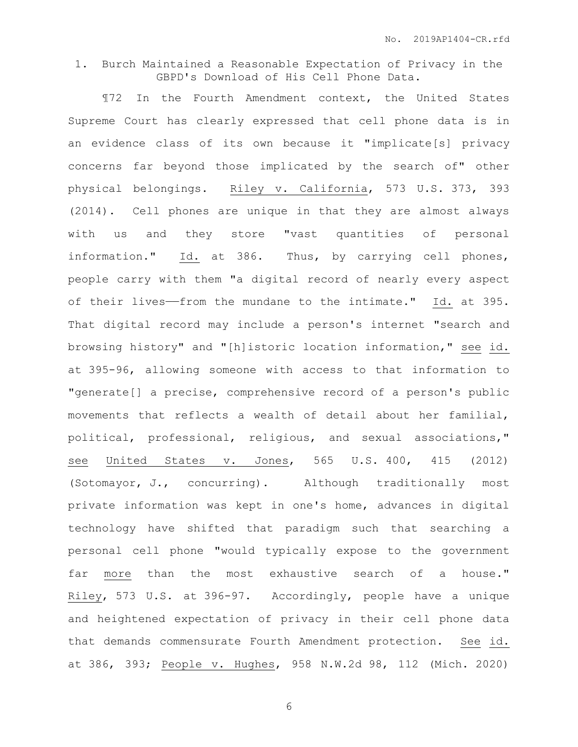### 1. Burch Maintained a Reasonable Expectation of Privacy in the GBPD's Download of His Cell Phone Data.

¶72 In the Fourth Amendment context, the United States Supreme Court has clearly expressed that cell phone data is in an evidence class of its own because it "implicate[s] privacy concerns far beyond those implicated by the search of" other physical belongings. Riley v. California, 573 U.S. 373, 393 (2014). Cell phones are unique in that they are almost always with us and they store "vast quantities of personal information." Id. at 386. Thus, by carrying cell phones, people carry with them "a digital record of nearly every aspect of their lives——from the mundane to the intimate." Id. at 395. That digital record may include a person's internet "search and browsing history" and "[h]istoric location information," see id. at 395-96, allowing someone with access to that information to "generate[] a precise, comprehensive record of a person's public movements that reflects a wealth of detail about her familial, political, professional, religious, and sexual associations," see United States v. Jones, 565 U.S. 400, 415 (2012) (Sotomayor, J., concurring). Although traditionally most private information was kept in one's home, advances in digital technology have shifted that paradigm such that searching a personal cell phone "would typically expose to the government far more than the most exhaustive search of a house." Riley, 573 U.S. at 396-97. Accordingly, people have a unique and heightened expectation of privacy in their cell phone data that demands commensurate Fourth Amendment protection. See id. at 386, 393; People v. Hughes, 958 N.W.2d 98, 112 (Mich. 2020)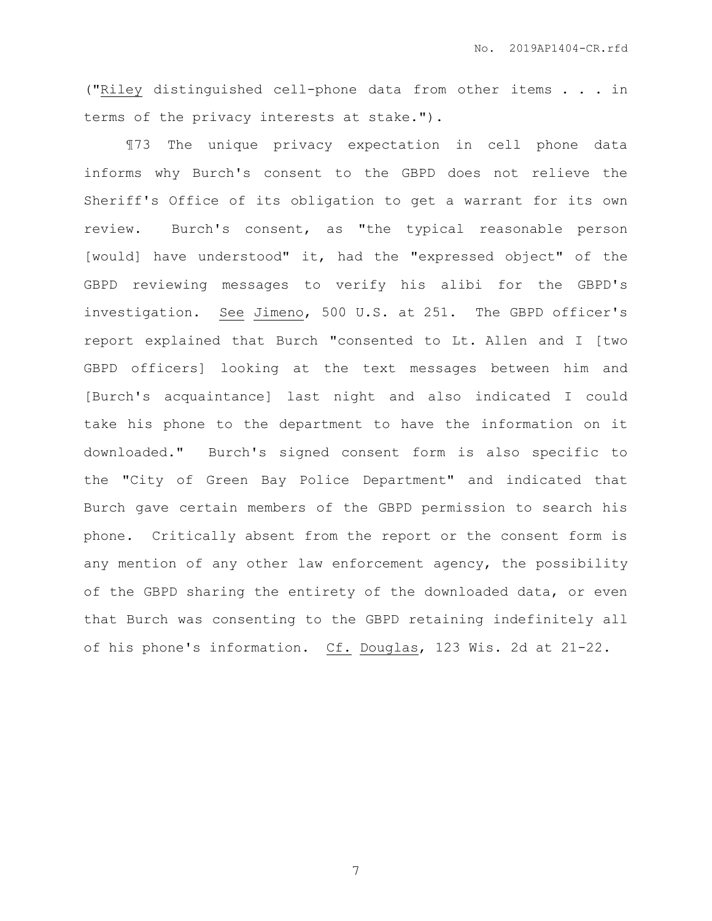("Riley distinguished cell-phone data from other items . . . in terms of the privacy interests at stake.").

¶73 The unique privacy expectation in cell phone data informs why Burch's consent to the GBPD does not relieve the Sheriff's Office of its obligation to get a warrant for its own review. Burch's consent, as "the typical reasonable person [would] have understood" it, had the "expressed object" of the GBPD reviewing messages to verify his alibi for the GBPD's investigation. See Jimeno, 500 U.S. at 251. The GBPD officer's report explained that Burch "consented to Lt. Allen and I [two GBPD officers] looking at the text messages between him and [Burch's acquaintance] last night and also indicated I could take his phone to the department to have the information on it downloaded." Burch's signed consent form is also specific to the "City of Green Bay Police Department" and indicated that Burch gave certain members of the GBPD permission to search his phone. Critically absent from the report or the consent form is any mention of any other law enforcement agency, the possibility of the GBPD sharing the entirety of the downloaded data, or even that Burch was consenting to the GBPD retaining indefinitely all of his phone's information. Cf. Douglas, 123 Wis. 2d at 21-22.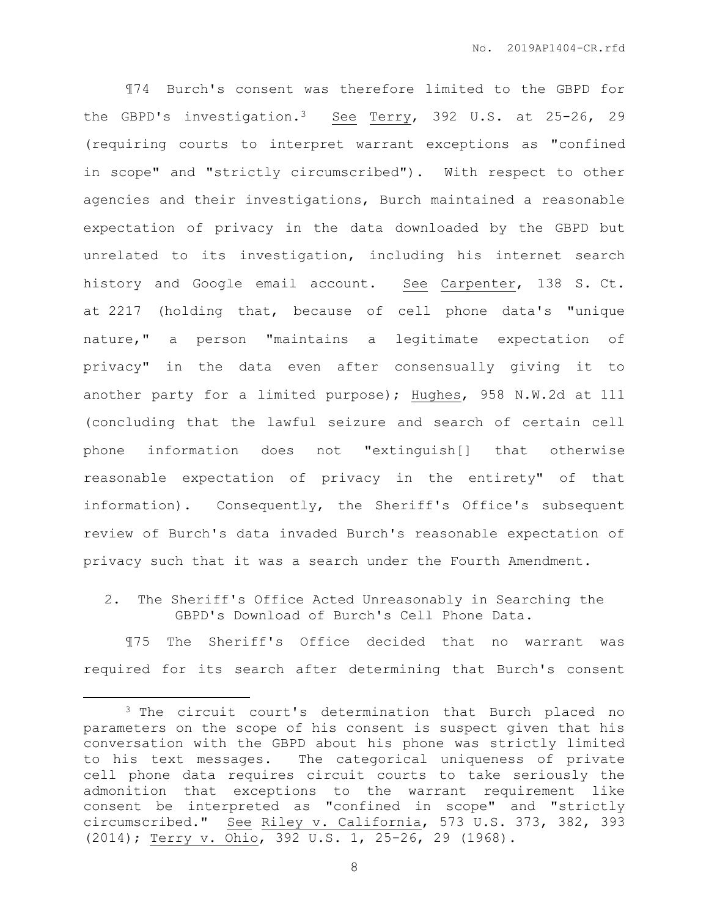¶74 Burch's consent was therefore limited to the GBPD for the GBPD's investigation.[3] See Terry, 392 U.S. at 25-26, 29 (requiring courts to interpret warrant exceptions as "confined in scope" and "strictly circumscribed"). With respect to other agencies and their investigations, Burch maintained a reasonable expectation of privacy in the data downloaded by the GBPD but unrelated to its investigation, including his internet search history and Google email account. See Carpenter, 138 S. Ct. at 2217 (holding that, because of cell phone data's "unique nature," a person "maintains a legitimate expectation of privacy" in the data even after consensually giving it to another party for a limited purpose); Hughes, 958 N.W.2d at 111 (concluding that the lawful seizure and search of certain cell phone information does not "extinguish[] that otherwise reasonable expectation of privacy in the entirety" of that information). Consequently, the Sheriff's Office's subsequent review of Burch's data invaded Burch's reasonable expectation of privacy such that it was a search under the Fourth Amendment.

### 2. The Sheriff's Office Acted Unreasonably in Searching the GBPD's Download of Burch's Cell Phone Data.

¶75 The Sheriff's Office decided that no warrant was required for its search after determining that Burch's consent

---

[3] The circuit court's determination that Burch placed no parameters on the scope of his consent is suspect given that his conversation with the GBPD about his phone was strictly limited to his text messages. The categorical uniqueness of private cell phone data requires circuit courts to take seriously the admonition that exceptions to the warrant requirement like consent be interpreted as "confined in scope" and "strictly circumscribed." See Riley v. California, 573 U.S. 373, 382, 393 (2014); Terry v. Ohio, 392 U.S. 1, 25-26, 29 (1968).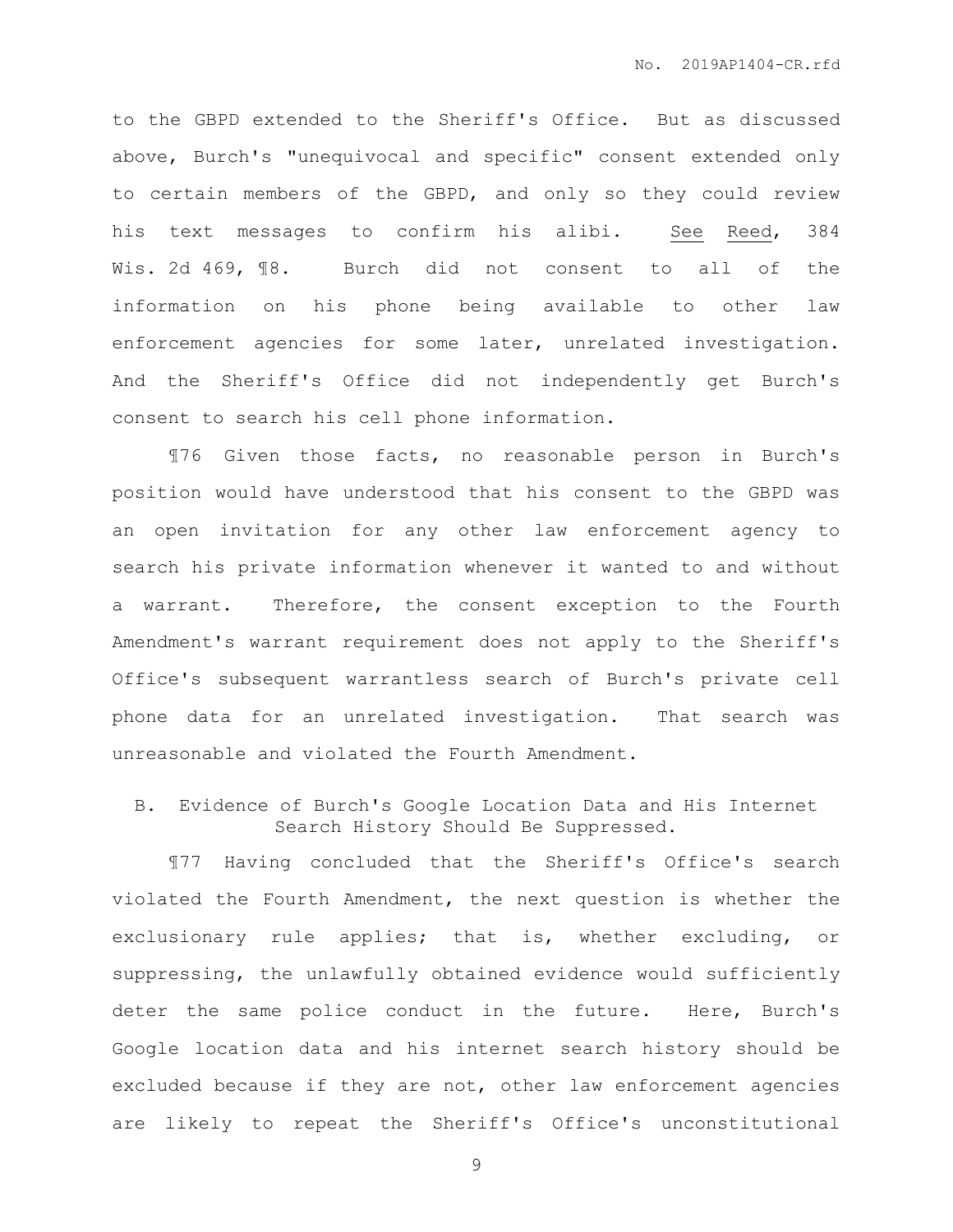to the GBPD extended to the Sheriff's Office. But as discussed above, Burch's "unequivocal and specific" consent extended only to certain members of the GBPD, and only so they could review his text messages to confirm his alibi. See Reed, 384 Wis. 2d 469, ¶8. Burch did not consent to all of the information on his phone being available to other law enforcement agencies for some later, unrelated investigation. And the Sheriff's Office did not independently get Burch's consent to search his cell phone information.

¶76 Given those facts, no reasonable person in Burch's position would have understood that his consent to the GBPD was an open invitation for any other law enforcement agency to search his private information whenever it wanted to and without a warrant. Therefore, the consent exception to the Fourth Amendment's warrant requirement does not apply to the Sheriff's Office's subsequent warrantless search of Burch's private cell phone data for an unrelated investigation. That search was unreasonable and violated the Fourth Amendment.

### B. Evidence of Burch's Google Location Data and His Internet Search History Should Be Suppressed.

¶77 Having concluded that the Sheriff's Office's search violated the Fourth Amendment, the next question is whether the exclusionary rule applies; that is, whether excluding, or suppressing, the unlawfully obtained evidence would sufficiently deter the same police conduct in the future. Here, Burch's Google location data and his internet search history should be excluded because if they are not, other law enforcement agencies are likely to repeat the Sheriff's Office's unconstitutional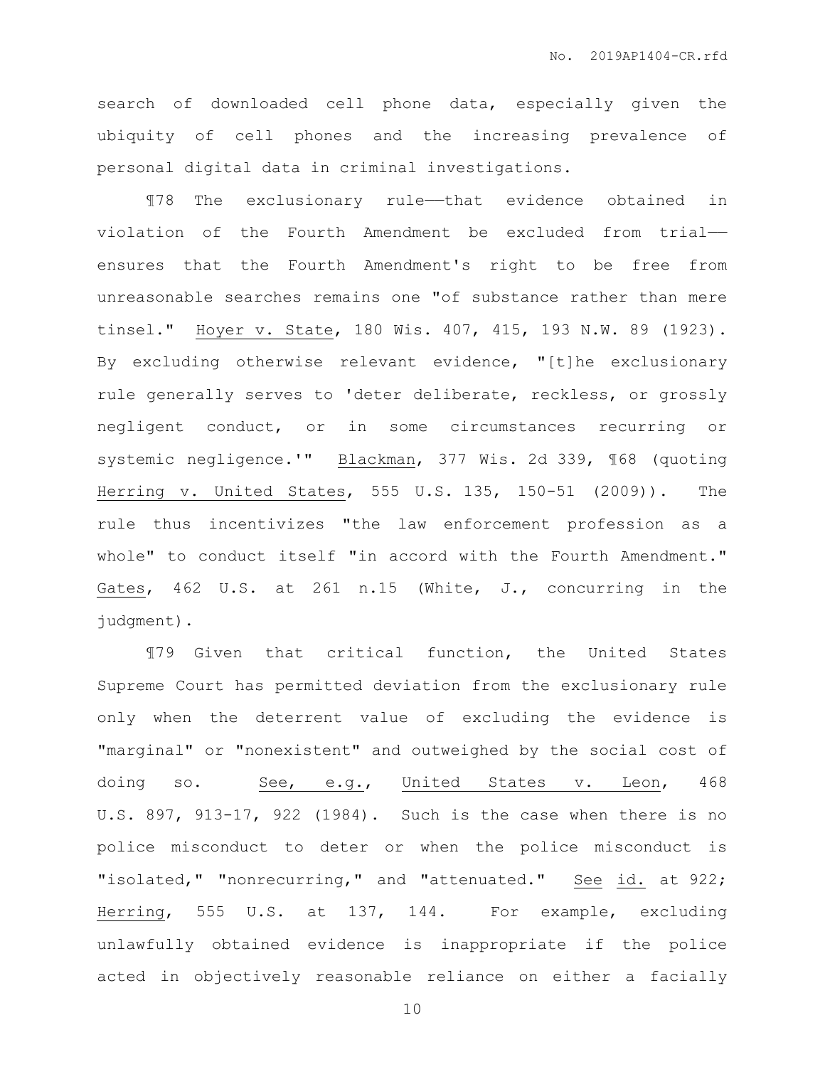search of downloaded cell phone data, especially given the ubiquity of cell phones and the increasing prevalence of personal digital data in criminal investigations.

¶78 The exclusionary rule——that evidence obtained in violation of the Fourth Amendment be excluded from trial—— ensures that the Fourth Amendment's right to be free from unreasonable searches remains one "of substance rather than mere tinsel." Hoyer v. State, 180 Wis. 407, 415, 193 N.W. 89 (1923). By excluding otherwise relevant evidence, "[t]he exclusionary rule generally serves to 'deter deliberate, reckless, or grossly negligent conduct, or in some circumstances recurring or systemic negligence.'" Blackman, 377 Wis. 2d 339, ¶68 (quoting Herring v. United States, 555 U.S. 135, 150-51 (2009)). The rule thus incentivizes "the law enforcement profession as a whole" to conduct itself "in accord with the Fourth Amendment." Gates, 462 U.S. at 261 n.15 (White, J., concurring in the judgment).

¶79 Given that critical function, the United States Supreme Court has permitted deviation from the exclusionary rule only when the deterrent value of excluding the evidence is "marginal" or "nonexistent" and outweighed by the social cost of doing so. See, e.g., United States v. Leon, 468 U.S. 897, 913-17, 922 (1984). Such is the case when there is no police misconduct to deter or when the police misconduct is "isolated," "nonrecurring," and "attenuated." See id. at 922; Herring, 555 U.S. at 137, 144. For example, excluding unlawfully obtained evidence is inappropriate if the police acted in objectively reasonable reliance on either a facially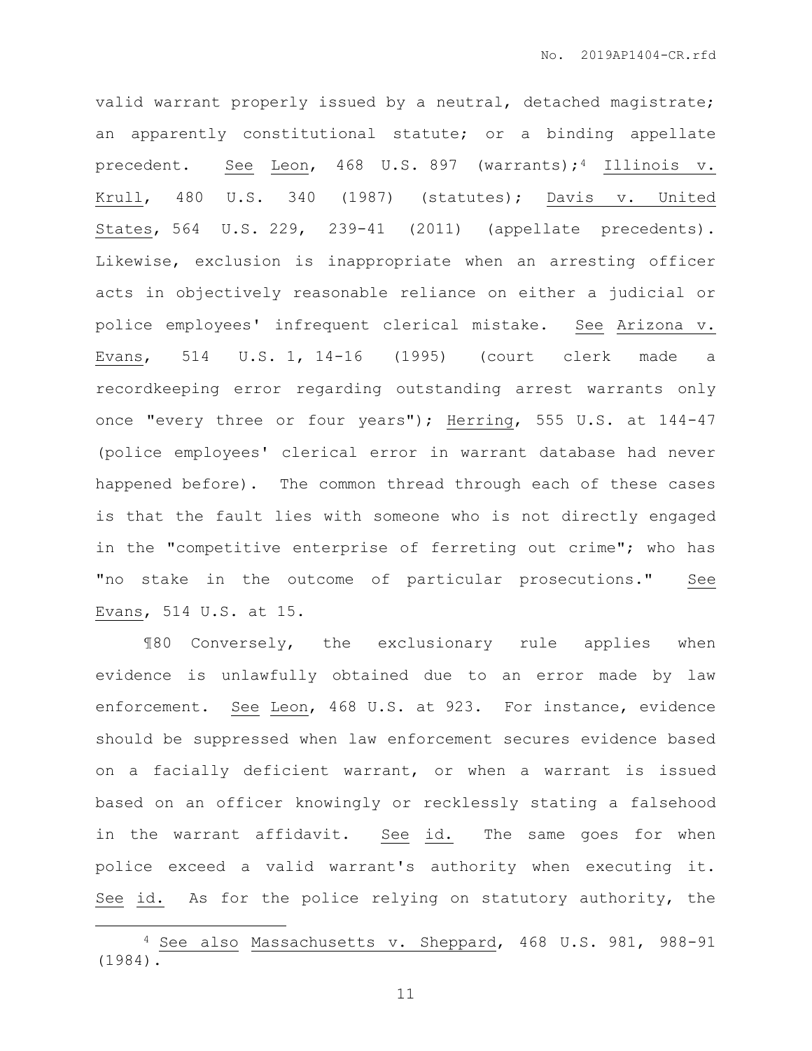valid warrant properly issued by a neutral, detached magistrate; an apparently constitutional statute; or a binding appellate precedent. See Leon, 468 U.S. 897 (warrants);[4] Illinois v. Krull, 480 U.S. 340 (1987) (statutes); Davis v. United States, 564 U.S. 229, 239-41 (2011) (appellate precedents). Likewise, exclusion is inappropriate when an arresting officer acts in objectively reasonable reliance on either a judicial or police employees' infrequent clerical mistake. See Arizona v. Evans, 514 U.S. 1, 14-16 (1995) (court clerk made a recordkeeping error regarding outstanding arrest warrants only once "every three or four years"); Herring, 555 U.S. at 144-47 (police employees' clerical error in warrant database had never happened before). The common thread through each of these cases is that the fault lies with someone who is not directly engaged in the "competitive enterprise of ferreting out crime"; who has "no stake in the outcome of particular prosecutions." See Evans, 514 U.S. at 15.

¶80 Conversely, the exclusionary rule applies when evidence is unlawfully obtained due to an error made by law enforcement. See Leon, 468 U.S. at 923. For instance, evidence should be suppressed when law enforcement secures evidence based on a facially deficient warrant, or when a warrant is issued based on an officer knowingly or recklessly stating a falsehood in the warrant affidavit. See id. The same goes for when police exceed a valid warrant's authority when executing it. See id. As for the police relying on statutory authority, the

[4] See also Massachusetts v. Sheppard, 468 U.S. 981, 988-91 (1984).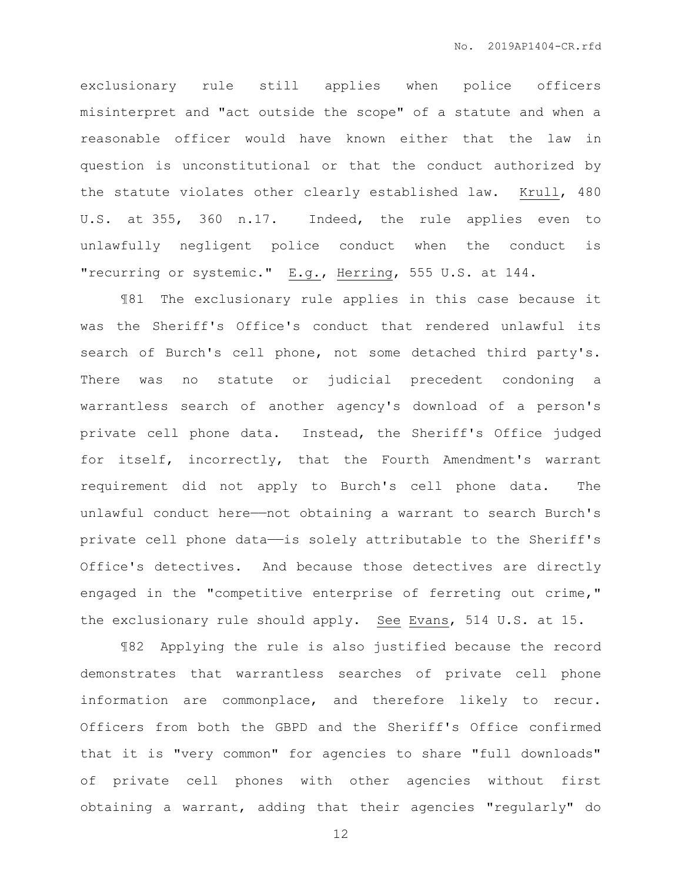exclusionary rule still applies when police officers misinterpret and "act outside the scope" of a statute and when a reasonable officer would have known either that the law in question is unconstitutional or that the conduct authorized by the statute violates other clearly established law. Krull, 480 U.S. at 355, 360 n.17. Indeed, the rule applies even to unlawfully negligent police conduct when the conduct is "recurring or systemic." E.g., Herring, 555 U.S. at 144.

¶81 The exclusionary rule applies in this case because it was the Sheriff's Office's conduct that rendered unlawful its search of Burch's cell phone, not some detached third party's. There was no statute or judicial precedent condoning a warrantless search of another agency's download of a person's private cell phone data. Instead, the Sheriff's Office judged for itself, incorrectly, that the Fourth Amendment's warrant requirement did not apply to Burch's cell phone data. The unlawful conduct here——not obtaining a warrant to search Burch's private cell phone data——is solely attributable to the Sheriff's Office's detectives. And because those detectives are directly engaged in the "competitive enterprise of ferreting out crime," the exclusionary rule should apply. See Evans, 514 U.S. at 15.

¶82 Applying the rule is also justified because the record demonstrates that warrantless searches of private cell phone information are commonplace, and therefore likely to recur. Officers from both the GBPD and the Sheriff's Office confirmed that it is "very common" for agencies to share "full downloads" of private cell phones with other agencies without first obtaining a warrant, adding that their agencies "regularly" do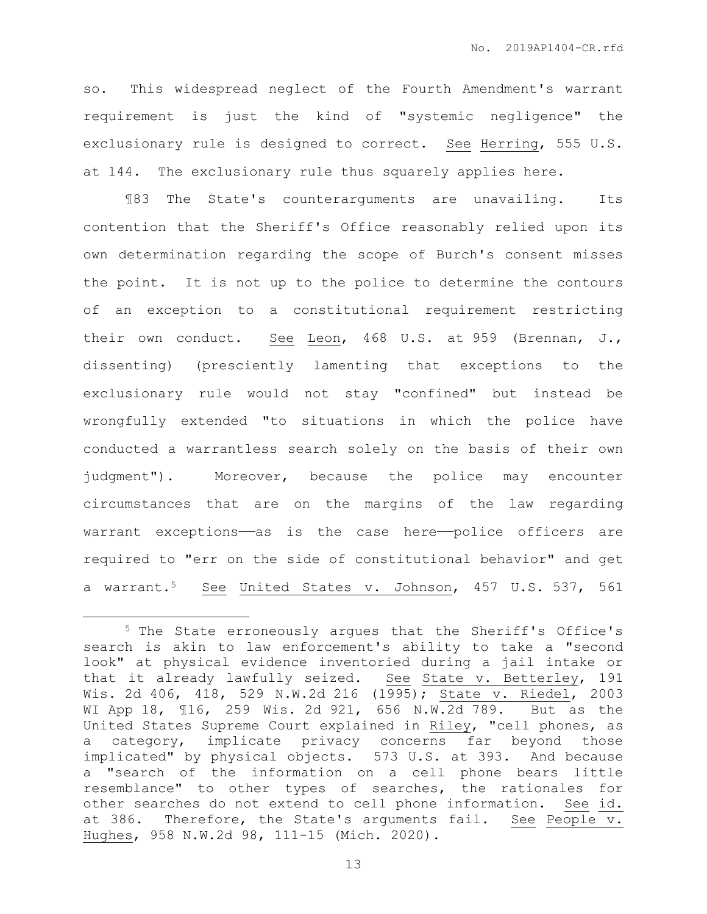so. This widespread neglect of the Fourth Amendment's warrant requirement is just the kind of "systemic negligence" the exclusionary rule is designed to correct. See Herring, 555 U.S. at 144. The exclusionary rule thus squarely applies here.

¶83 The State's counterarguments are unavailing. Its contention that the Sheriff's Office reasonably relied upon its own determination regarding the scope of Burch's consent misses the point. It is not up to the police to determine the contours of an exception to a constitutional requirement restricting their own conduct. See Leon, 468 U.S. at 959 (Brennan, J., dissenting) (presciently lamenting that exceptions to the exclusionary rule would not stay "confined" but instead be wrongfully extended "to situations in which the police have conducted a warrantless search solely on the basis of their own judgment"). Moreover, because the police may encounter circumstances that are on the margins of the law regarding warrant exceptions——as is the case here——police officers are required to "err on the side of constitutional behavior" and get a warrant.[5] See United States v. Johnson, 457 U.S. 537, 561

---

[5] The State erroneously argues that the Sheriff's Office's search is akin to law enforcement's ability to take a "second look" at physical evidence inventoried during a jail intake or that it already lawfully seized. See State v. Betterley, 191 Wis. 2d 406, 418, 529 N.W.2d 216 (1995); State v. Riedel, 2003 WI App 18, ¶16, 259 Wis. 2d 921, 656 N.W.2d 789. But as the United States Supreme Court explained in Riley, "cell phones, as a category, implicate privacy concerns far beyond those implicated" by physical objects. 573 U.S. at 393. And because a "search of the information on a cell phone bears little resemblance" to other types of searches, the rationales for other searches do not extend to cell phone information. See id. at 386. Therefore, the State's arguments fail. See People v. Hughes, 958 N.W.2d 98, 111-15 (Mich. 2020).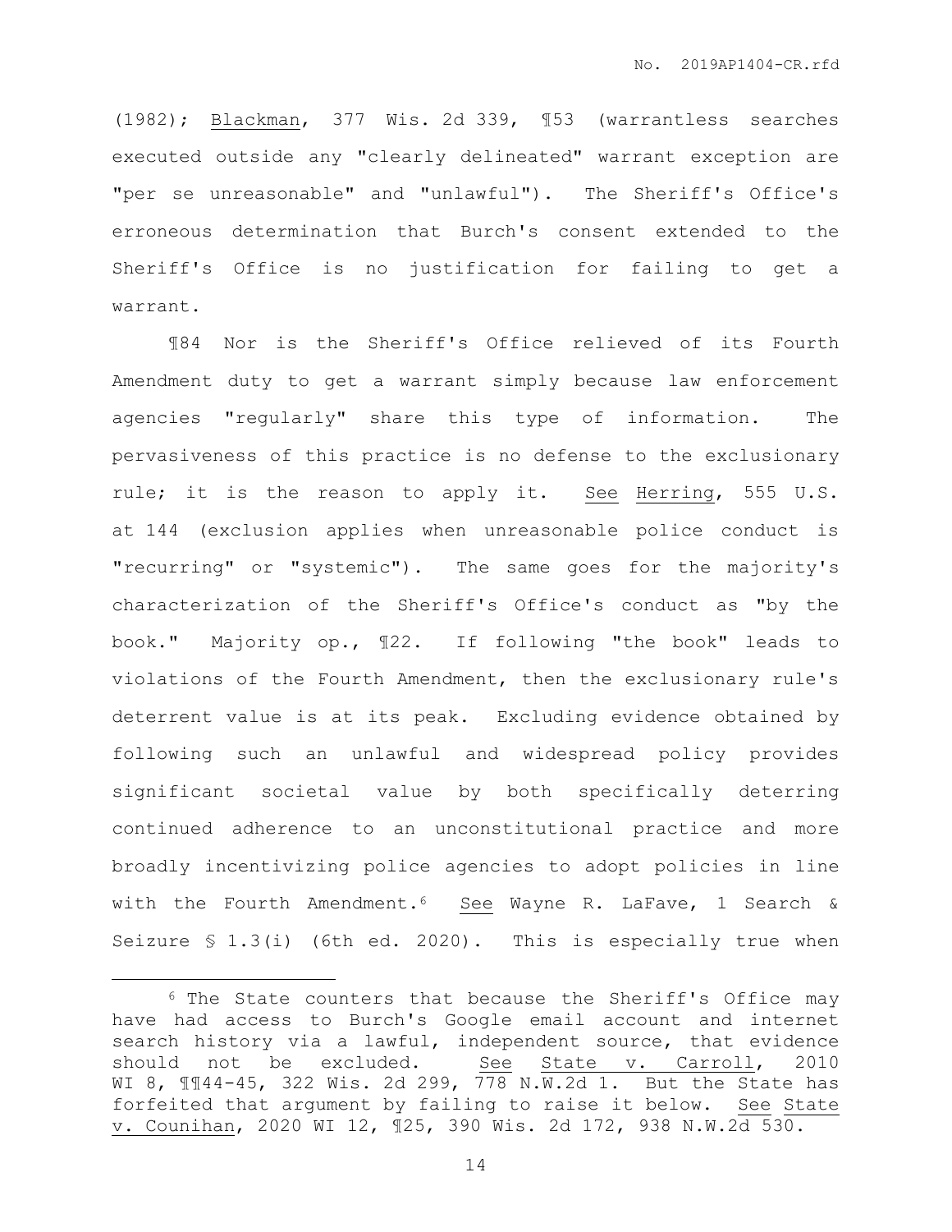(1982); Blackman, 377 Wis. 2d 339, ¶53 (warrantless searches executed outside any "clearly delineated" warrant exception are "per se unreasonable" and "unlawful"). The Sheriff's Office's erroneous determination that Burch's consent extended to the Sheriff's Office is no justification for failing to get a warrant.

¶84 Nor is the Sheriff's Office relieved of its Fourth Amendment duty to get a warrant simply because law enforcement agencies "regularly" share this type of information. The pervasiveness of this practice is no defense to the exclusionary rule; it is the reason to apply it. See Herring, 555 U.S. at 144 (exclusion applies when unreasonable police conduct is "recurring" or "systemic"). The same goes for the majority's characterization of the Sheriff's Office's conduct as "by the book." Majority op., ¶22. If following "the book" leads to violations of the Fourth Amendment, then the exclusionary rule's deterrent value is at its peak. Excluding evidence obtained by following such an unlawful and widespread policy provides significant societal value by both specifically deterring continued adherence to an unconstitutional practice and more broadly incentivizing police agencies to adopt policies in line with the Fourth Amendment.[6] See Wayne R. LaFave, 1 Search & Seizure § 1.3(i) (6th ed. 2020). This is especially true when

---

[6] The State counters that because the Sheriff's Office may have had access to Burch's Google email account and internet search history via a lawful, independent source, that evidence should not be excluded. See State v. Carroll, 2010 WI 8, ¶¶44-45, 322 Wis. 2d 299, 778 N.W.2d 1. But the State has forfeited that argument by failing to raise it below. See State v. Counihan, 2020 WI 12, ¶25, 390 Wis. 2d 172, 938 N.W.2d 530.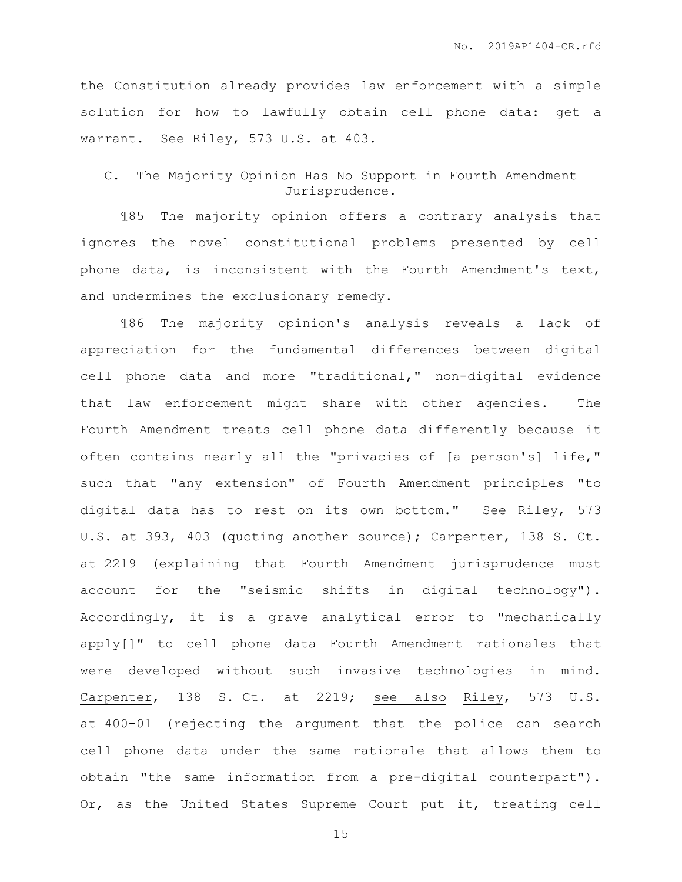the Constitution already provides law enforcement with a simple solution for how to lawfully obtain cell phone data: get a warrant. See Riley, 573 U.S. at 403.

### C. The Majority Opinion Has No Support in Fourth Amendment Jurisprudence.

¶85 The majority opinion offers a contrary analysis that ignores the novel constitutional problems presented by cell phone data, is inconsistent with the Fourth Amendment's text, and undermines the exclusionary remedy.

¶86 The majority opinion's analysis reveals a lack of appreciation for the fundamental differences between digital cell phone data and more "traditional," non-digital evidence that law enforcement might share with other agencies. The Fourth Amendment treats cell phone data differently because it often contains nearly all the "privacies of [a person's] life," such that "any extension" of Fourth Amendment principles "to digital data has to rest on its own bottom." See Riley, 573 U.S. at 393, 403 (quoting another source); Carpenter, 138 S. Ct. at 2219 (explaining that Fourth Amendment jurisprudence must account for the "seismic shifts in digital technology"). Accordingly, it is a grave analytical error to "mechanically apply[]" to cell phone data Fourth Amendment rationales that were developed without such invasive technologies in mind. Carpenter, 138 S. Ct. at 2219; see also Riley, 573 U.S. at 400-01 (rejecting the argument that the police can search cell phone data under the same rationale that allows them to obtain "the same information from a pre-digital counterpart"). Or, as the United States Supreme Court put it, treating cell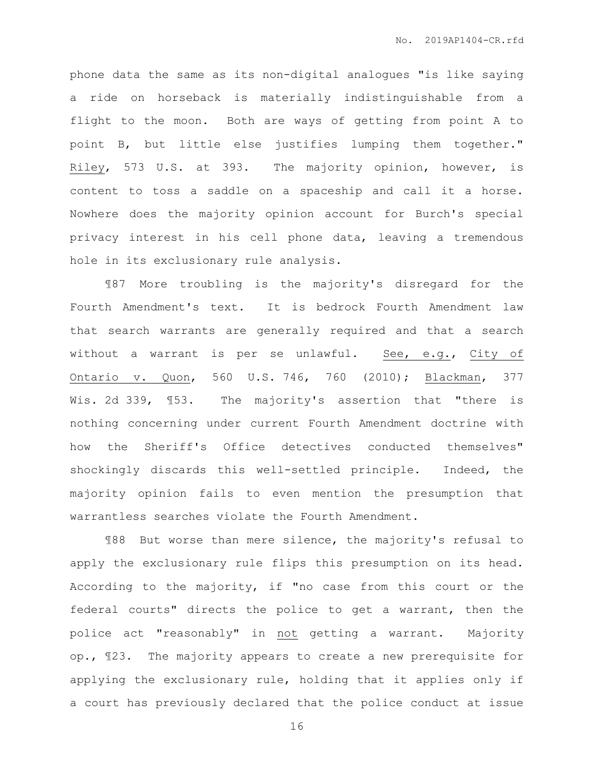phone data the same as its non-digital analogues "is like saying a ride on horseback is materially indistinguishable from a flight to the moon. Both are ways of getting from point A to point B, but little else justifies lumping them together." Riley, 573 U.S. at 393. The majority opinion, however, is content to toss a saddle on a spaceship and call it a horse. Nowhere does the majority opinion account for Burch's special privacy interest in his cell phone data, leaving a tremendous hole in its exclusionary rule analysis.

¶87 More troubling is the majority's disregard for the Fourth Amendment's text. It is bedrock Fourth Amendment law that search warrants are generally required and that a search without a warrant is per se unlawful. See, e.g., City of Ontario v. Quon, 560 U.S. 746, 760 (2010); Blackman, 377 Wis. 2d 339, ¶53. The majority's assertion that "there is nothing concerning under current Fourth Amendment doctrine with how the Sheriff's Office detectives conducted themselves" shockingly discards this well-settled principle. Indeed, the majority opinion fails to even mention the presumption that warrantless searches violate the Fourth Amendment.

¶88 But worse than mere silence, the majority's refusal to apply the exclusionary rule flips this presumption on its head. According to the majority, if "no case from this court or the federal courts" directs the police to get a warrant, then the police act "reasonably" in not getting a warrant. Majority op., ¶23. The majority appears to create a new prerequisite for applying the exclusionary rule, holding that it applies only if a court has previously declared that the police conduct at issue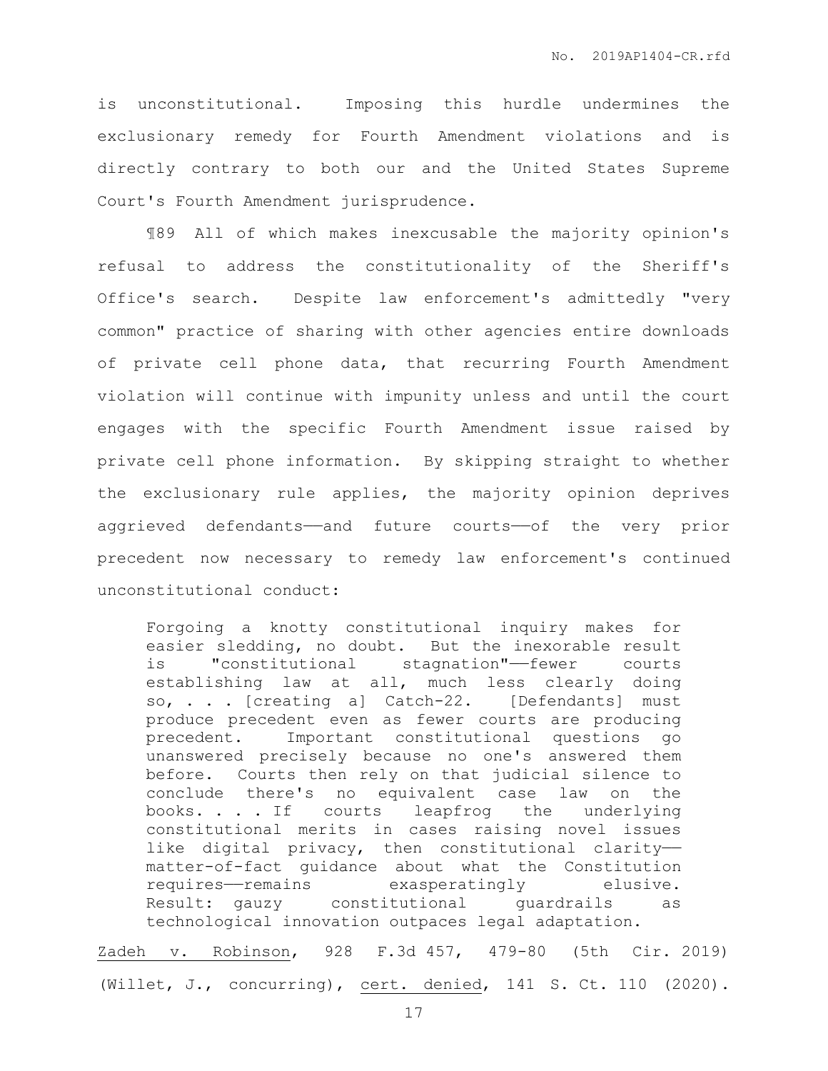is unconstitutional. Imposing this hurdle undermines the exclusionary remedy for Fourth Amendment violations and is directly contrary to both our and the United States Supreme Court's Fourth Amendment jurisprudence.

¶89 All of which makes inexcusable the majority opinion's refusal to address the constitutionality of the Sheriff's Office's search. Despite law enforcement's admittedly "very common" practice of sharing with other agencies entire downloads of private cell phone data, that recurring Fourth Amendment violation will continue with impunity unless and until the court engages with the specific Fourth Amendment issue raised by private cell phone information. By skipping straight to whether the exclusionary rule applies, the majority opinion deprives aggrieved defendants——and future courts——of the very prior precedent now necessary to remedy law enforcement's continued unconstitutional conduct:

> Forgoing a knotty constitutional inquiry makes for easier sledding, no doubt. But the inexorable result is "constitutional stagnation"——fewer courts establishing law at all, much less clearly doing so, . . . [creating a] Catch-22. [Defendants] must produce precedent even as fewer courts are producing precedent. Important constitutional questions go unanswered precisely because no one's answered them before. Courts then rely on that judicial silence to conclude there's no equivalent case law on the books. . . . If courts leapfrog the underlying constitutional merits in cases raising novel issues like digital privacy, then constitutional clarity——matter-of-fact guidance about what the Constitution requires——remains exasperatingly elusive. Result: gauzy constitutional guardrails as technological innovation outpaces legal adaptation.

Zadeh v. Robinson, 928 F.3d 457, 479-80 (5th Cir. 2019) (Willet, J., concurring), cert. denied, 141 S. Ct. 110 (2020).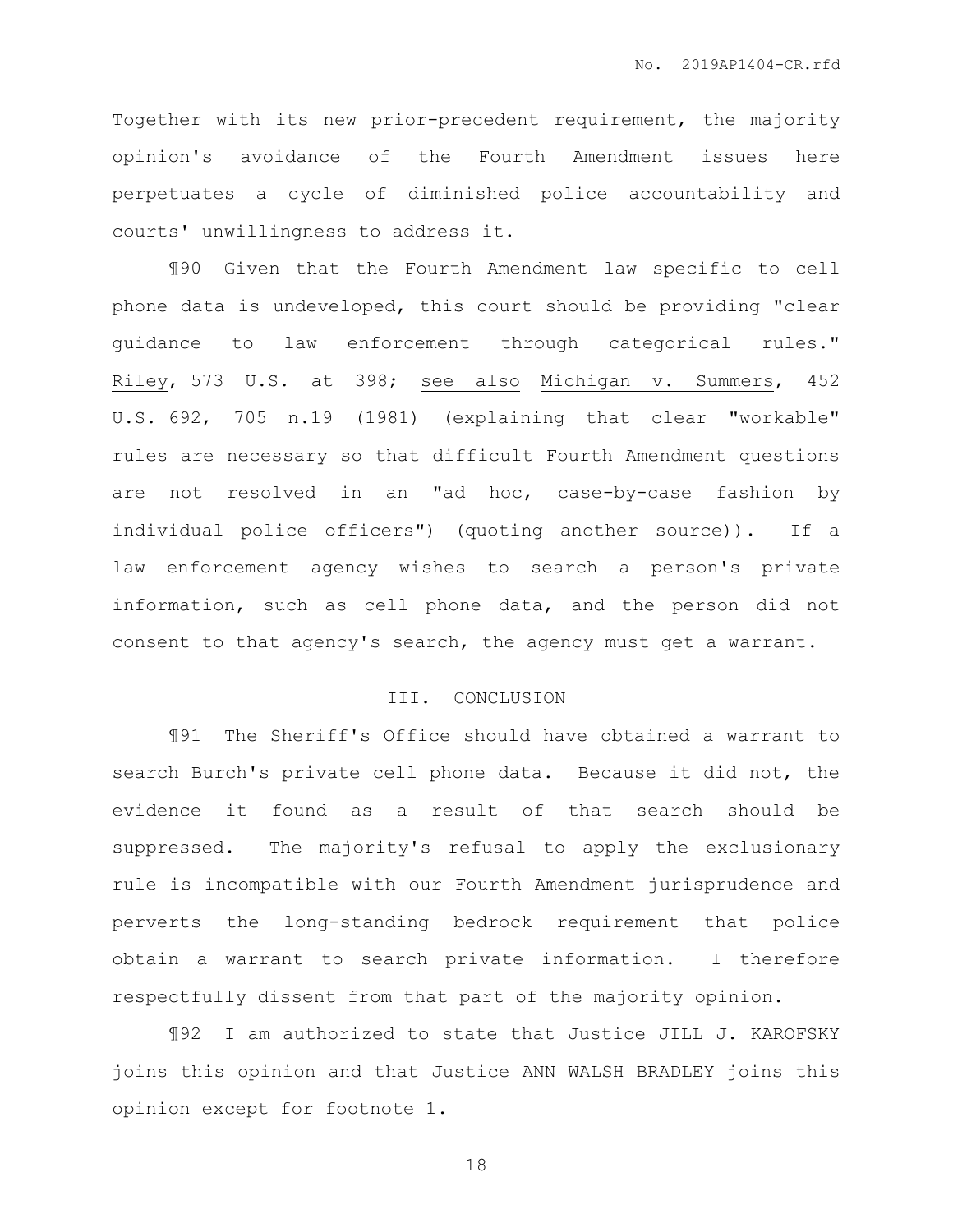Together with its new prior-precedent requirement, the majority opinion's avoidance of the Fourth Amendment issues here perpetuates a cycle of diminished police accountability and courts' unwillingness to address it.

¶90 Given that the Fourth Amendment law specific to cell phone data is undeveloped, this court should be providing "clear guidance to law enforcement through categorical rules." Riley, 573 U.S. at 398; see also Michigan v. Summers, 452 U.S. 692, 705 n.19 (1981) (explaining that clear "workable" rules are necessary so that difficult Fourth Amendment questions are not resolved in an "ad hoc, case-by-case fashion by individual police officers") (quoting another source)). If a law enforcement agency wishes to search a person's private information, such as cell phone data, and the person did not consent to that agency's search, the agency must get a warrant.

## III. CONCLUSION

¶91 The Sheriff's Office should have obtained a warrant to search Burch's private cell phone data. Because it did not, the evidence it found as a result of that search should be suppressed. The majority's refusal to apply the exclusionary rule is incompatible with our Fourth Amendment jurisprudence and perverts the long-standing bedrock requirement that police obtain a warrant to search private information. I therefore respectfully dissent from that part of the majority opinion.

¶92 I am authorized to state that Justice JILL J. KAROFSKY joins this opinion and that Justice ANN WALSH BRADLEY joins this opinion except for footnote 1.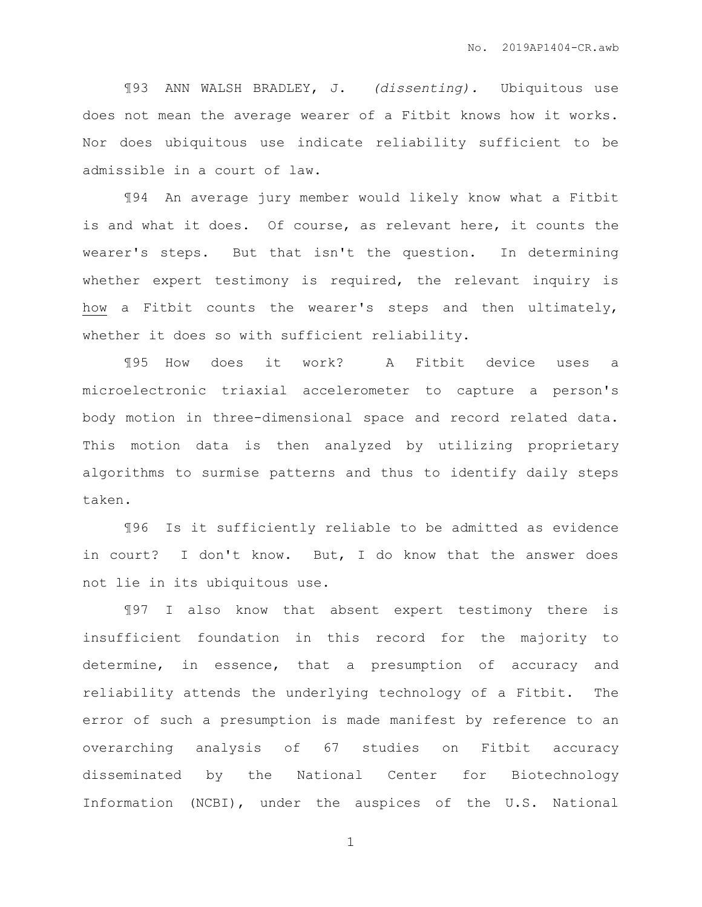¶93 ANN WALSH BRADLEY, J. *(dissenting).* Ubiquitous use does not mean the average wearer of a Fitbit knows how it works. Nor does ubiquitous use indicate reliability sufficient to be admissible in a court of law.

¶94 An average jury member would likely know what a Fitbit is and what it does. Of course, as relevant here, it counts the wearer's steps. But that isn't the question. In determining whether expert testimony is required, the relevant inquiry is <u>how</u> a Fitbit counts the wearer's steps and then ultimately, whether it does so with sufficient reliability.

¶95 How does it work? A Fitbit device uses a microelectronic triaxial accelerometer to capture a person's body motion in three-dimensional space and record related data. This motion data is then analyzed by utilizing proprietary algorithms to surmise patterns and thus to identify daily steps taken.

¶96 Is it sufficiently reliable to be admitted as evidence in court? I don't know. But, I do know that the answer does not lie in its ubiquitous use.

¶97 I also know that absent expert testimony there is insufficient foundation in this record for the majority to determine, in essence, that a presumption of accuracy and reliability attends the underlying technology of a Fitbit. The error of such a presumption is made manifest by reference to an overarching analysis of 67 studies on Fitbit accuracy disseminated by the National Center for Biotechnology Information (NCBI), under the auspices of the U.S. National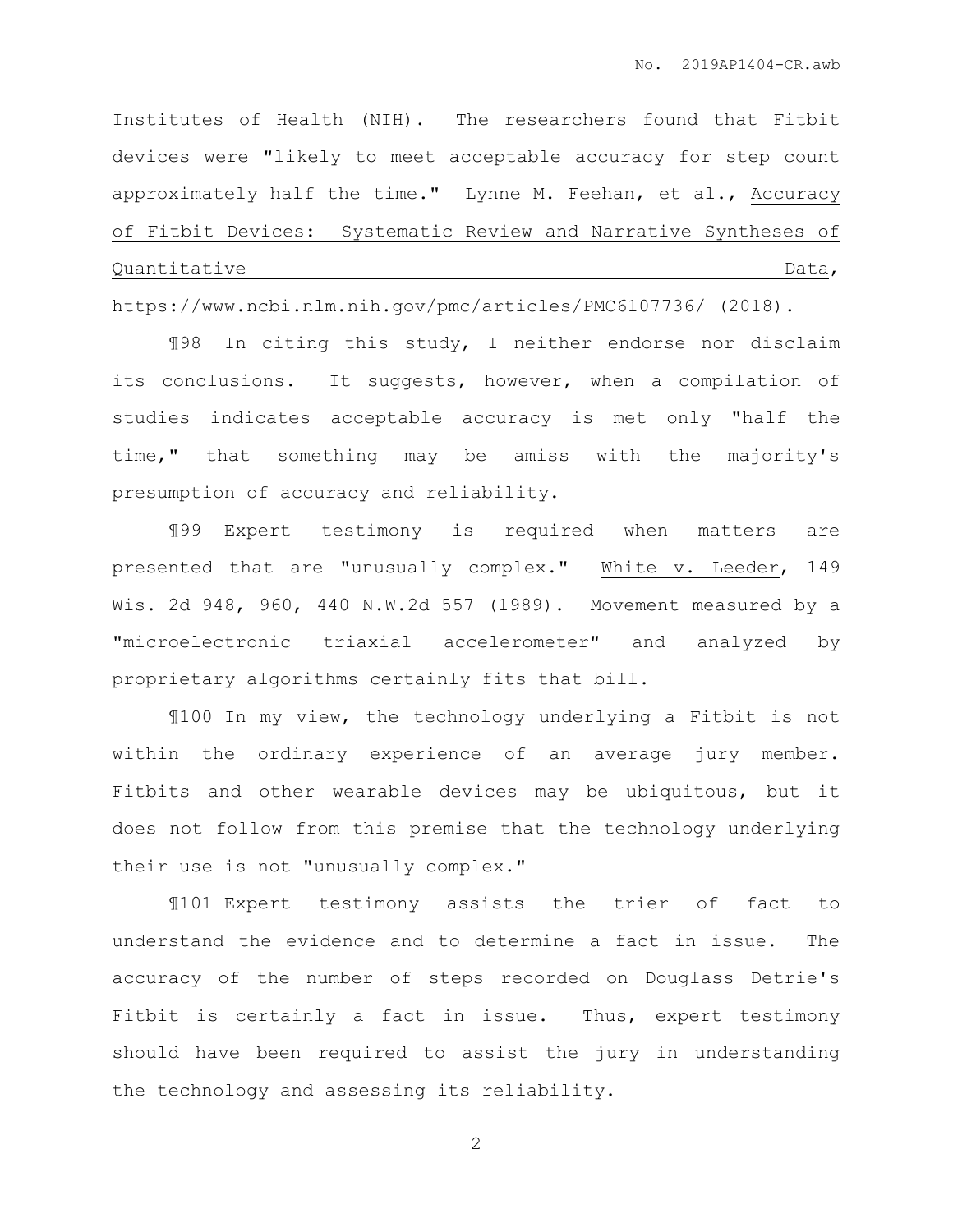Institutes of Health (NIH). The researchers found that Fitbit devices were "likely to meet acceptable accuracy for step count approximately half the time." Lynne M. Feehan, et al., Accuracy of Fitbit Devices: Systematic Review and Narrative Syntheses of Quantitative Data, https://www.ncbi.nlm.nih.gov/pmc/articles/PMC6107736/ (2018).

¶98 In citing this study, I neither endorse nor disclaim its conclusions. It suggests, however, when a compilation of studies indicates acceptable accuracy is met only "half the time," that something may be amiss with the majority's presumption of accuracy and reliability.

¶99 Expert testimony is required when matters are presented that are "unusually complex." White v. Leeder, 149 Wis. 2d 948, 960, 440 N.W.2d 557 (1989). Movement measured by a "microelectronic triaxial accelerometer" and analyzed by proprietary algorithms certainly fits that bill.

¶100 In my view, the technology underlying a Fitbit is not within the ordinary experience of an average jury member. Fitbits and other wearable devices may be ubiquitous, but it does not follow from this premise that the technology underlying their use is not "unusually complex."

¶101 Expert testimony assists the trier of fact to understand the evidence and to determine a fact in issue. The accuracy of the number of steps recorded on Douglass Detrie's Fitbit is certainly a fact in issue. Thus, expert testimony should have been required to assist the jury in understanding the technology and assessing its reliability.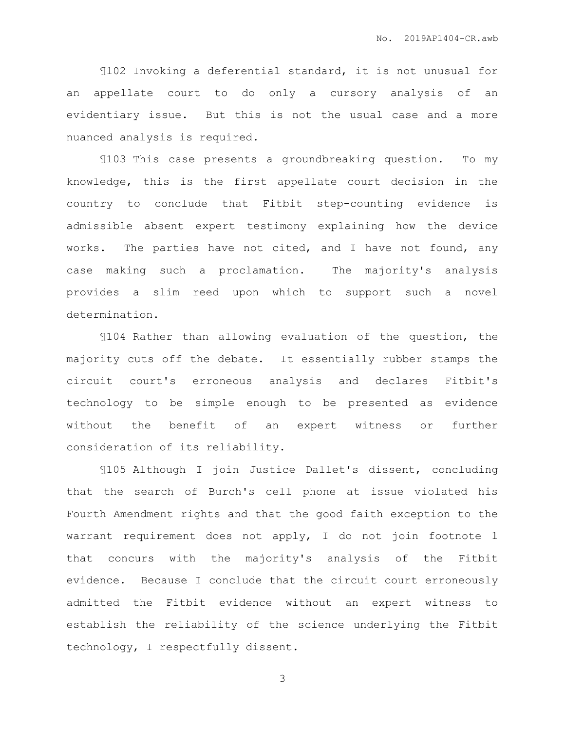¶102 Invoking a deferential standard, it is not unusual for an appellate court to do only a cursory analysis of an evidentiary issue. But this is not the usual case and a more nuanced analysis is required.

¶103 This case presents a groundbreaking question. To my knowledge, this is the first appellate court decision in the country to conclude that Fitbit step-counting evidence is admissible absent expert testimony explaining how the device works. The parties have not cited, and I have not found, any case making such a proclamation. The majority's analysis provides a slim reed upon which to support such a novel determination.

¶104 Rather than allowing evaluation of the question, the majority cuts off the debate. It essentially rubber stamps the circuit court's erroneous analysis and declares Fitbit's technology to be simple enough to be presented as evidence without the benefit of an expert witness or further consideration of its reliability.

¶105 Although I join Justice Dallet's dissent, concluding that the search of Burch's cell phone at issue violated his Fourth Amendment rights and that the good faith exception to the warrant requirement does not apply, I do not join footnote 1 that concurs with the majority's analysis of the Fitbit evidence. Because I conclude that the circuit court erroneously admitted the Fitbit evidence without an expert witness to establish the reliability of the science underlying the Fitbit technology, I respectfully dissent.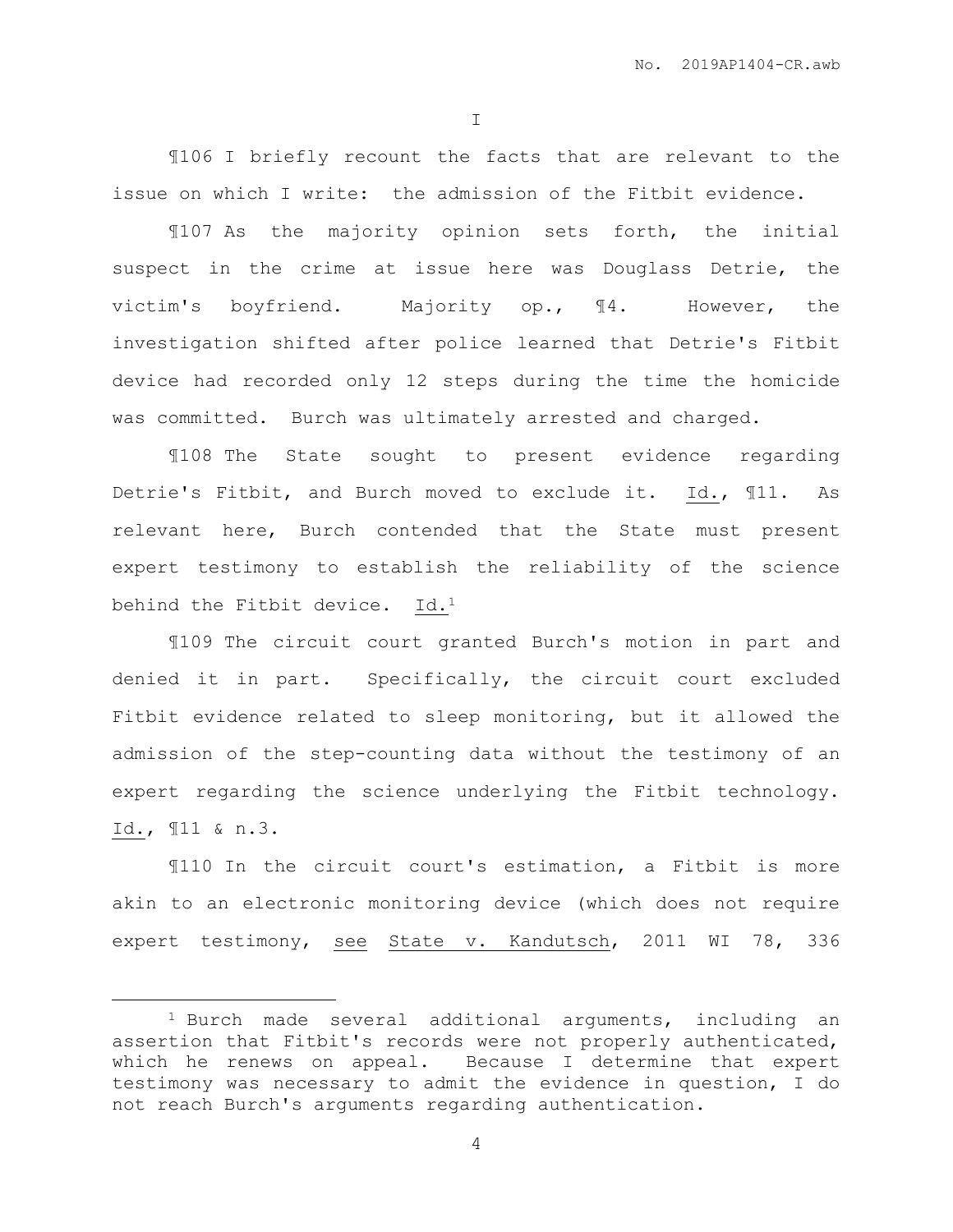I

¶106 I briefly recount the facts that are relevant to the issue on which I write: the admission of the Fitbit evidence.

¶107 As the majority opinion sets forth, the initial suspect in the crime at issue here was Douglass Detrie, the victim's boyfriend. Majority op., ¶4. However, the investigation shifted after police learned that Detrie's Fitbit device had recorded only 12 steps during the time the homicide was committed. Burch was ultimately arrested and charged.

¶108 The State sought to present evidence regarding Detrie's Fitbit, and Burch moved to exclude it. Id., ¶11. As relevant here, Burch contended that the State must present expert testimony to establish the reliability of the science behind the Fitbit device. Id.[1]

¶109 The circuit court granted Burch's motion in part and denied it in part. Specifically, the circuit court excluded Fitbit evidence related to sleep monitoring, but it allowed the admission of the step-counting data without the testimony of an expert regarding the science underlying the Fitbit technology. Id., ¶11 & n.3.

¶110 In the circuit court's estimation, a Fitbit is more akin to an electronic monitoring device (which does not require expert testimony, see State v. Kandutsch, 2011 WI 78, 336

---

[1] Burch made several additional arguments, including an assertion that Fitbit's records were not properly authenticated, which he renews on appeal. Because I determine that expert testimony was necessary to admit the evidence in question, I do not reach Burch's arguments regarding authentication.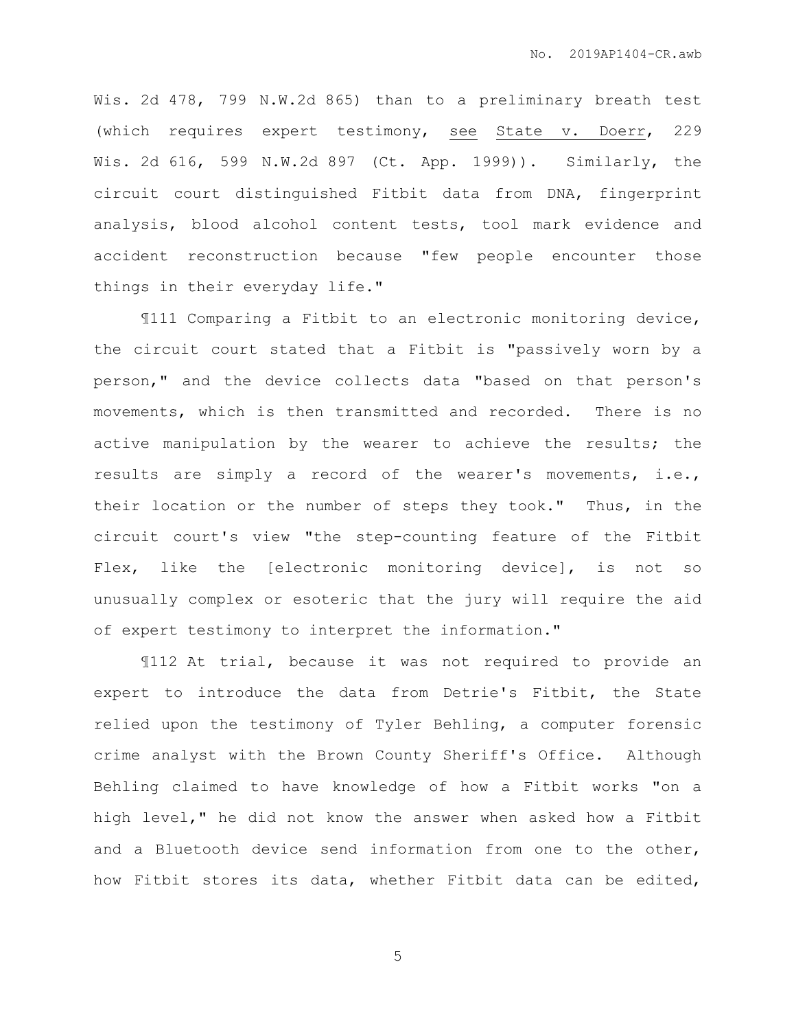Wis. 2d 478, 799 N.W.2d 865) than to a preliminary breath test (which requires expert testimony, see State v. Doerr, 229 Wis. 2d 616, 599 N.W.2d 897 (Ct. App. 1999)). Similarly, the circuit court distinguished Fitbit data from DNA, fingerprint analysis, blood alcohol content tests, tool mark evidence and accident reconstruction because "few people encounter those things in their everyday life."

¶111 Comparing a Fitbit to an electronic monitoring device, the circuit court stated that a Fitbit is "passively worn by a person," and the device collects data "based on that person's movements, which is then transmitted and recorded. There is no active manipulation by the wearer to achieve the results; the results are simply a record of the wearer's movements, i.e., their location or the number of steps they took." Thus, in the circuit court's view "the step-counting feature of the Fitbit Flex, like the [electronic monitoring device], is not so unusually complex or esoteric that the jury will require the aid of expert testimony to interpret the information."

¶112 At trial, because it was not required to provide an expert to introduce the data from Detrie's Fitbit, the State relied upon the testimony of Tyler Behling, a computer forensic crime analyst with the Brown County Sheriff's Office. Although Behling claimed to have knowledge of how a Fitbit works "on a high level," he did not know the answer when asked how a Fitbit and a Bluetooth device send information from one to the other, how Fitbit stores its data, whether Fitbit data can be edited,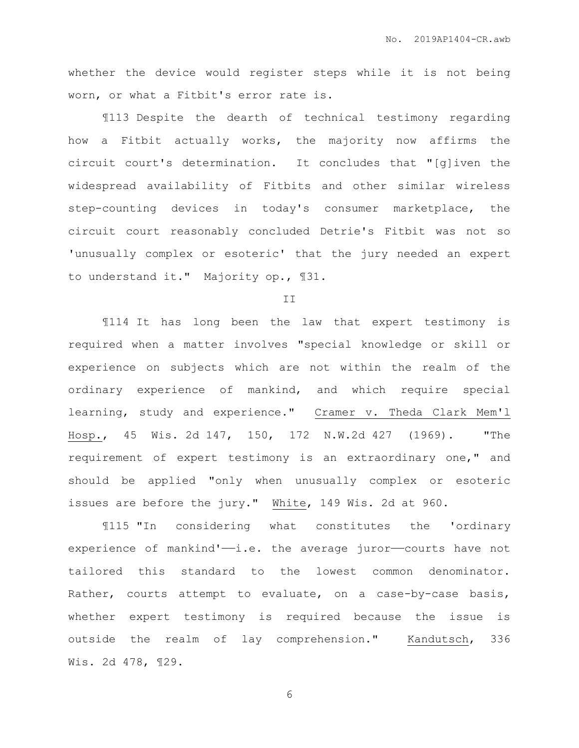whether the device would register steps while it is not being worn, or what a Fitbit's error rate is.

¶113 Despite the dearth of technical testimony regarding how a Fitbit actually works, the majority now affirms the circuit court's determination. It concludes that "[g]iven the widespread availability of Fitbits and other similar wireless step-counting devices in today's consumer marketplace, the circuit court reasonably concluded Detrie's Fitbit was not so 'unusually complex or esoteric' that the jury needed an expert to understand it." Majority op., ¶31.

## II

¶114 It has long been the law that expert testimony is required when a matter involves "special knowledge or skill or experience on subjects which are not within the realm of the ordinary experience of mankind, and which require special learning, study and experience." Cramer v. Theda Clark Mem'l Hosp., 45 Wis. 2d 147, 150, 172 N.W.2d 427 (1969). "The requirement of expert testimony is an extraordinary one," and should be applied "only when unusually complex or esoteric issues are before the jury." White, 149 Wis. 2d at 960.

¶115 "In considering what constitutes the 'ordinary experience of mankind'——i.e. the average juror——courts have not tailored this standard to the lowest common denominator. Rather, courts attempt to evaluate, on a case-by-case basis, whether expert testimony is required because the issue is outside the realm of lay comprehension." Kandutsch, 336 Wis. 2d 478, ¶29.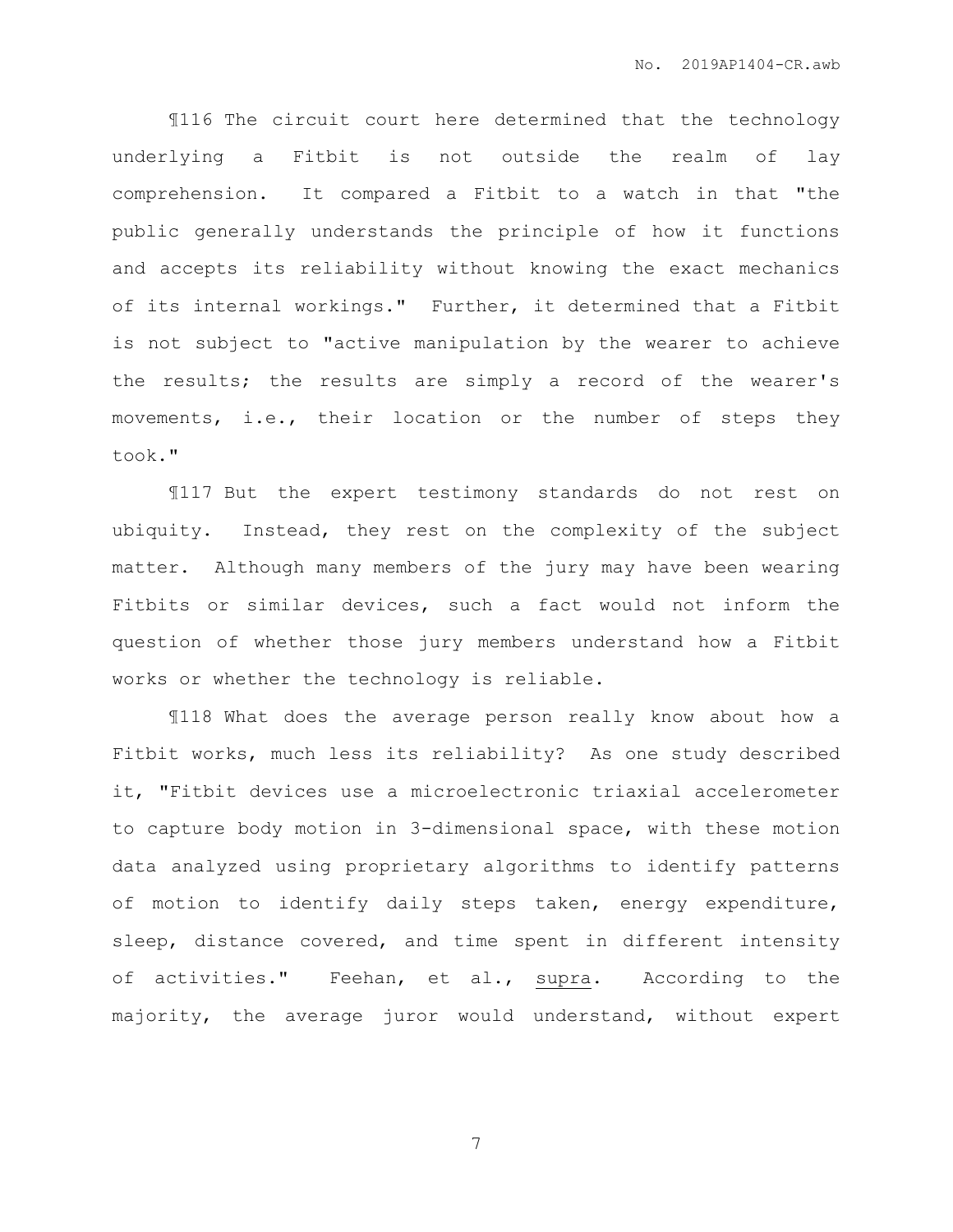¶116 The circuit court here determined that the technology underlying a Fitbit is not outside the realm of lay comprehension. It compared a Fitbit to a watch in that "the public generally understands the principle of how it functions and accepts its reliability without knowing the exact mechanics of its internal workings." Further, it determined that a Fitbit is not subject to "active manipulation by the wearer to achieve the results; the results are simply a record of the wearer's movements, i.e., their location or the number of steps they took."

¶117 But the expert testimony standards do not rest on ubiquity. Instead, they rest on the complexity of the subject matter. Although many members of the jury may have been wearing Fitbits or similar devices, such a fact would not inform the question of whether those jury members understand how a Fitbit works or whether the technology is reliable.

¶118 What does the average person really know about how a Fitbit works, much less its reliability? As one study described it, "Fitbit devices use a microelectronic triaxial accelerometer to capture body motion in 3-dimensional space, with these motion data analyzed using proprietary algorithms to identify patterns of motion to identify daily steps taken, energy expenditure, sleep, distance covered, and time spent in different intensity of activities." Feehan, et al., <u>supra</u>. According to the majority, the average juror would understand, without expert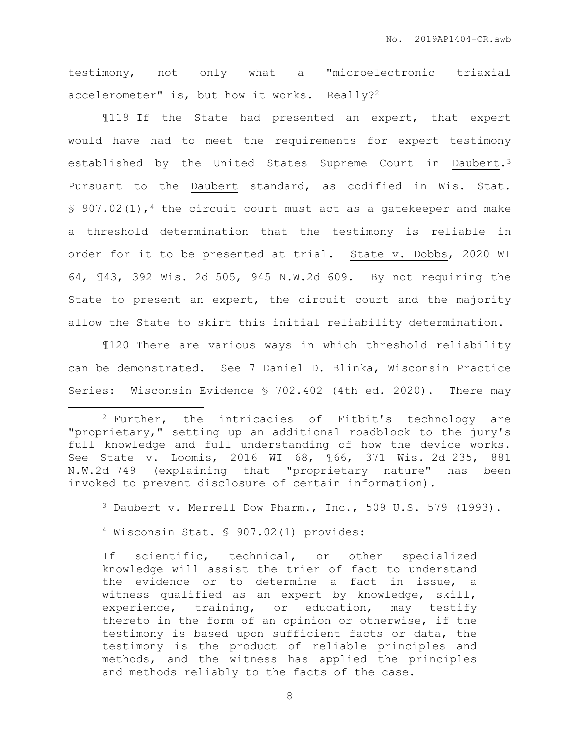testimony, not only what a "microelectronic triaxial accelerometer" is, but how it works. Really?[2]

¶119 If the State had presented an expert, that expert would have had to meet the requirements for expert testimony established by the United States Supreme Court in Daubert.[3] Pursuant to the Daubert standard, as codified in Wis. Stat. § 907.02(1),[4] the circuit court must act as a gatekeeper and make a threshold determination that the testimony is reliable in order for it to be presented at trial. State v. Dobbs, 2020 WI 64, ¶43, 392 Wis. 2d 505, 945 N.W.2d 609. By not requiring the State to present an expert, the circuit court and the majority allow the State to skirt this initial reliability determination.

¶120 There are various ways in which threshold reliability can be demonstrated. See 7 Daniel D. Blinka, Wisconsin Practice Series: Wisconsin Evidence § 702.402 (4th ed. 2020). There may

---

[2] Further, the intricacies of Fitbit's technology are "proprietary," setting up an additional roadblock to the jury's full knowledge and full understanding of how the device works. See State v. Loomis, 2016 WI 68, ¶66, 371 Wis. 2d 235, 881 N.W.2d 749 (explaining that "proprietary nature" has been invoked to prevent disclosure of certain information).

[3] Daubert v. Merrell Dow Pharm., Inc., 509 U.S. 579 (1993).

[4] Wisconsin Stat. § 907.02(1) provides:

> If scientific, technical, or other specialized knowledge will assist the trier of fact to understand the evidence or to determine a fact in issue, a witness qualified as an expert by knowledge, skill, experience, training, or education, may testify thereto in the form of an opinion or otherwise, if the testimony is based upon sufficient facts or data, the testimony is the product of reliable principles and methods, and the witness has applied the principles and methods reliably to the facts of the case.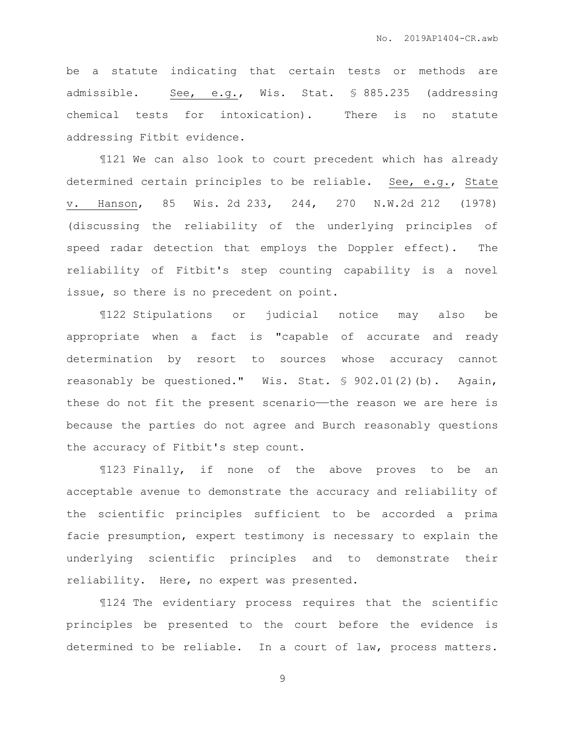be a statute indicating that certain tests or methods are admissible. See, e.g., Wis. Stat. § 885.235 (addressing chemical tests for intoxication). There is no statute addressing Fitbit evidence.

¶121 We can also look to court precedent which has already determined certain principles to be reliable. See, e.g., State v. Hanson, 85 Wis. 2d 233, 244, 270 N.W.2d 212 (1978) (discussing the reliability of the underlying principles of speed radar detection that employs the Doppler effect). The reliability of Fitbit's step counting capability is a novel issue, so there is no precedent on point.

¶122 Stipulations or judicial notice may also be appropriate when a fact is "capable of accurate and ready determination by resort to sources whose accuracy cannot reasonably be questioned." Wis. Stat. § 902.01(2)(b). Again, these do not fit the present scenario——the reason we are here is because the parties do not agree and Burch reasonably questions the accuracy of Fitbit's step count.

¶123 Finally, if none of the above proves to be an acceptable avenue to demonstrate the accuracy and reliability of the scientific principles sufficient to be accorded a prima facie presumption, expert testimony is necessary to explain the underlying scientific principles and to demonstrate their reliability. Here, no expert was presented.

¶124 The evidentiary process requires that the scientific principles be presented to the court before the evidence is determined to be reliable. In a court of law, process matters.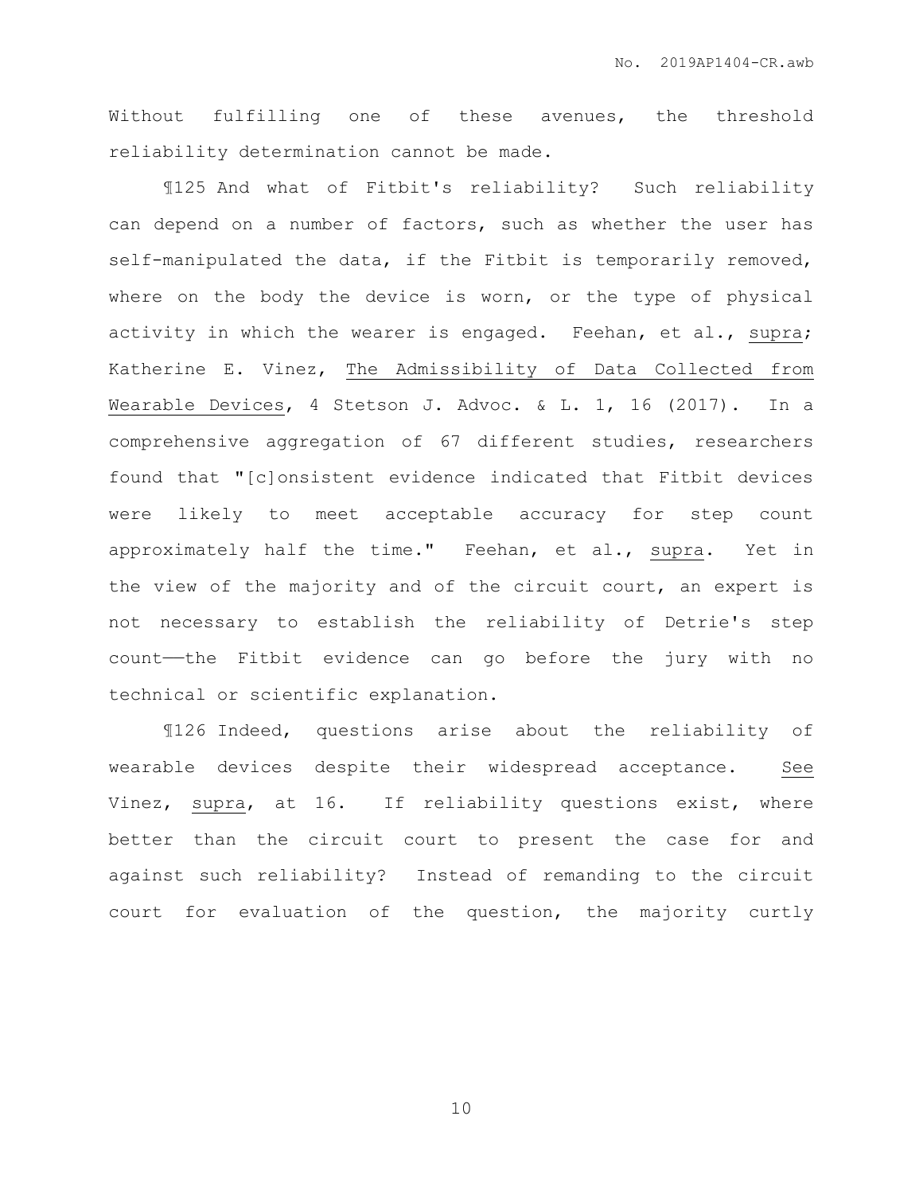Without fulfilling one of these avenues, the threshold reliability determination cannot be made.

¶125 And what of Fitbit's reliability? Such reliability can depend on a number of factors, such as whether the user has self-manipulated the data, if the Fitbit is temporarily removed, where on the body the device is worn, or the type of physical activity in which the wearer is engaged. Feehan, et al., <u>supra</u>; Katherine E. Vinez, <u>The Admissibility of Data Collected from Wearable Devices</u>, 4 Stetson J. Advoc. & L. 1, 16 (2017). In a comprehensive aggregation of 67 different studies, researchers found that "[c]onsistent evidence indicated that Fitbit devices were likely to meet acceptable accuracy for step count approximately half the time." Feehan, et al., <u>supra</u>. Yet in the view of the majority and of the circuit court, an expert is not necessary to establish the reliability of Detrie's step count——the Fitbit evidence can go before the jury with no technical or scientific explanation.

¶126 Indeed, questions arise about the reliability of wearable devices despite their widespread acceptance. <u>See</u> Vinez, <u>supra</u>, at 16. If reliability questions exist, where better than the circuit court to present the case for and against such reliability? Instead of remanding to the circuit court for evaluation of the question, the majority curtly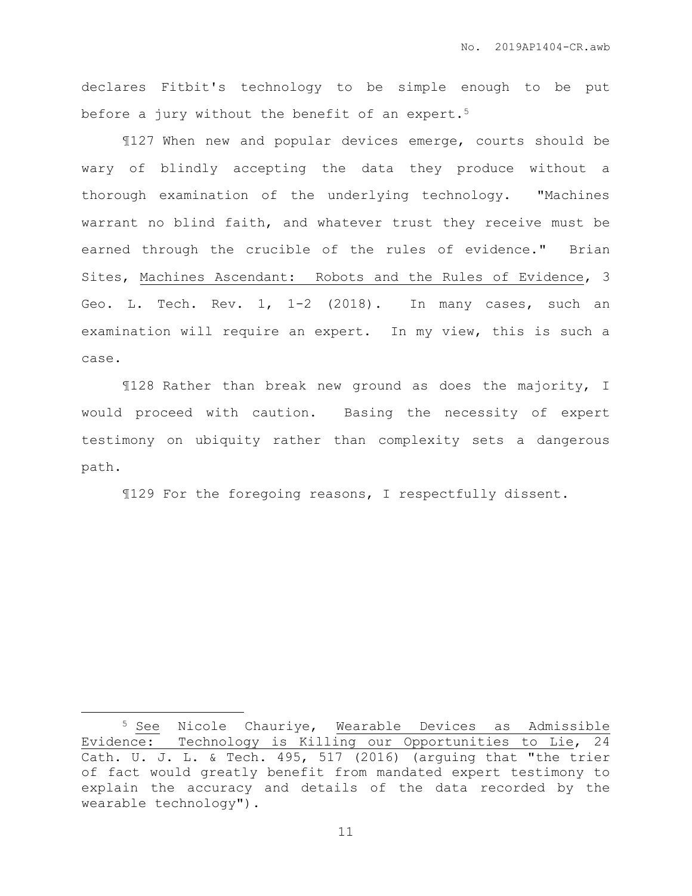declares Fitbit's technology to be simple enough to be put before a jury without the benefit of an expert.[5]

¶127 When new and popular devices emerge, courts should be wary of blindly accepting the data they produce without a thorough examination of the underlying technology. "Machines warrant no blind faith, and whatever trust they receive must be earned through the crucible of the rules of evidence." Brian Sites, Machines Ascendant: Robots and the Rules of Evidence, 3 Geo. L. Tech. Rev. 1, 1-2 (2018). In many cases, such an examination will require an expert. In my view, this is such a case.

¶128 Rather than break new ground as does the majority, I would proceed with caution. Basing the necessity of expert testimony on ubiquity rather than complexity sets a dangerous path.

¶129 For the foregoing reasons, I respectfully dissent.

---

[5] See Nicole Chauriye, Wearable Devices as Admissible Evidence: Technology is Killing our Opportunities to Lie, 24 Cath. U. J. L. & Tech. 495, 517 (2016) (arguing that "the trier of fact would greatly benefit from mandated expert testimony to explain the accuracy and details of the data recorded by the wearable technology").